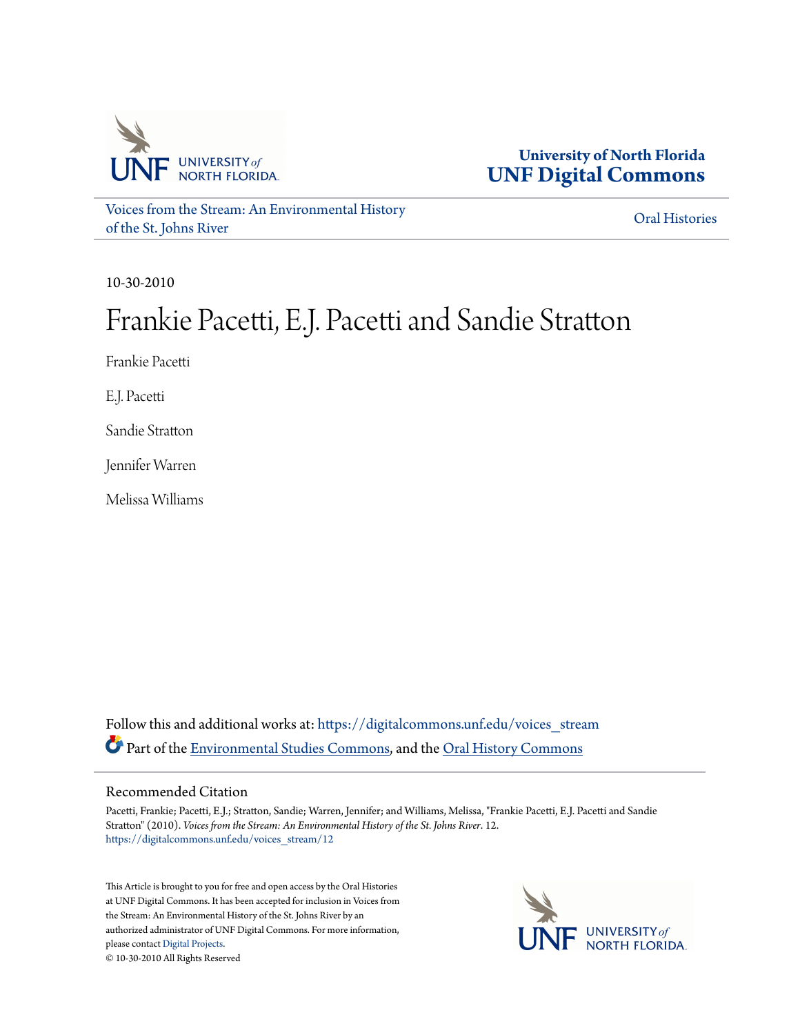University of North Florida
UNF Digital Commons

Voices from the Stream: An Environmental History of the St. Johns River

Oral Histories

10-30-2010

# Frankie Pacetti, E.J. Pacetti and Sandie Stratton

Frankie Pacetti

E.J. Pacetti

Sandie Stratton

Jennifer Warren

Melissa Williams

Follow this and additional works at: https://digitalcommons.unf.edu/voices_stream

Part of the Environmental Studies Commons, and the Oral History Commons

## Recommended Citation

Pacetti, Frankie; Pacetti, E.J.; Stratton, Sandie; Warren, Jennifer; and Williams, Melissa, "Frankie Pacetti, E.J. Pacetti and Sandie Stratton" (2010). *Voices from the Stream: An Environmental History of the St. Johns River*. 12.
https://digitalcommons.unf.edu/voices_stream/12

This Article is brought to you for free and open access by the Oral Histories at UNF Digital Commons. It has been accepted for inclusion in Voices from the Stream: An Environmental History of the St. Johns River by an authorized administrator of UNF Digital Commons. For more information, please contact Digital Projects.
© 10-30-2010 All Rights Reserved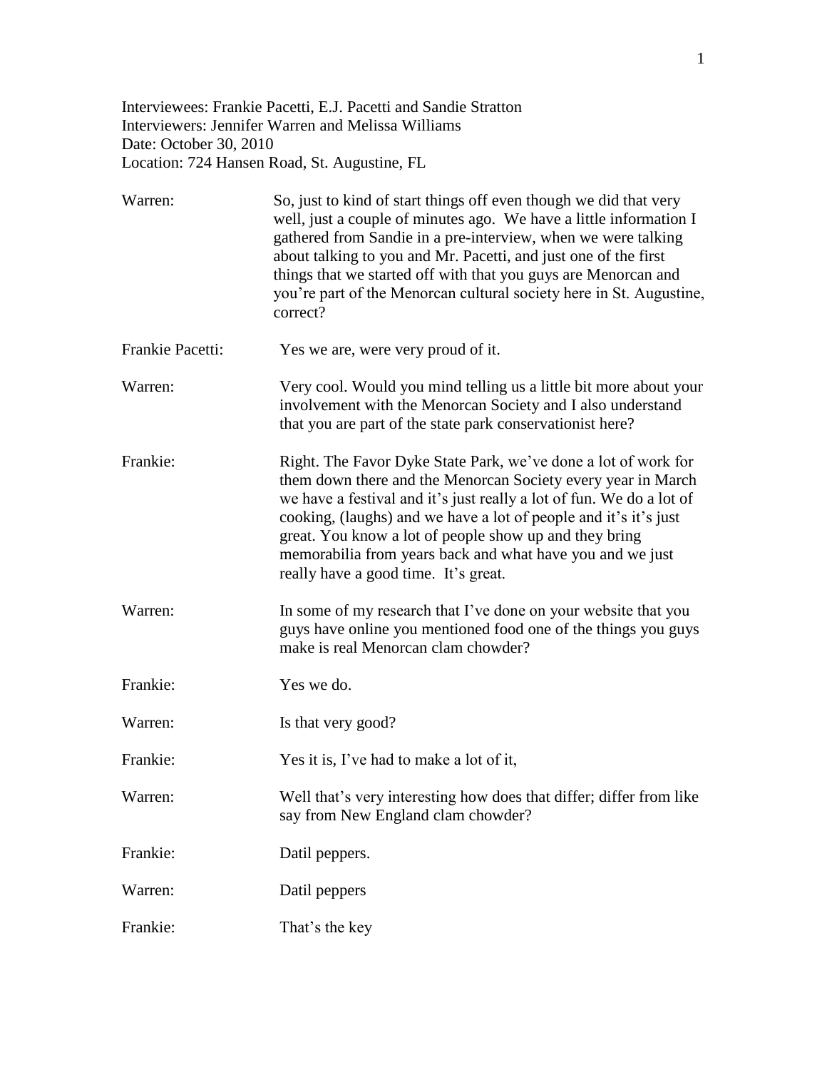Interviewees: Frankie Pacetti, E.J. Pacetti and Sandie Stratton
Interviewers: Jennifer Warren and Melissa Williams
Date: October 30, 2010
Location: 724 Hansen Road, St. Augustine, FL

| | |
|---|---|
| Warren: | So, just to kind of start things off even though we did that very well, just a couple of minutes ago. We have a little information I gathered from Sandie in a pre-interview, when we were talking about talking to you and Mr. Pacetti, and just one of the first things that we started off with that you guys are Menorcan and you're part of the Menorcan cultural society here in St. Augustine, correct? |
| Frankie Pacetti: | Yes we are, were very proud of it. |
| Warren: | Very cool. Would you mind telling us a little bit more about your involvement with the Menorcan Society and I also understand that you are part of the state park conservationist here? |
| Frankie: | Right. The Favor Dyke State Park, we've done a lot of work for them down there and the Menorcan Society every year in March we have a festival and it's just really a lot of fun. We do a lot of cooking, (laughs) and we have a lot of people and it's it's just great. You know a lot of people show up and they bring memorabilia from years back and what have you and we just really have a good time. It's great. |
| Warren: | In some of my research that I've done on your website that you guys have online you mentioned food one of the things you guys make is real Menorcan clam chowder? |
| Frankie: | Yes we do. |
| Warren: | Is that very good? |
| Frankie: | Yes it is, I've had to make a lot of it, |
| Warren: | Well that's very interesting how does that differ; differ from like say from New England clam chowder? |
| Frankie: | Datil peppers. |
| Warren: | Datil peppers |
| Frankie: | That's the key |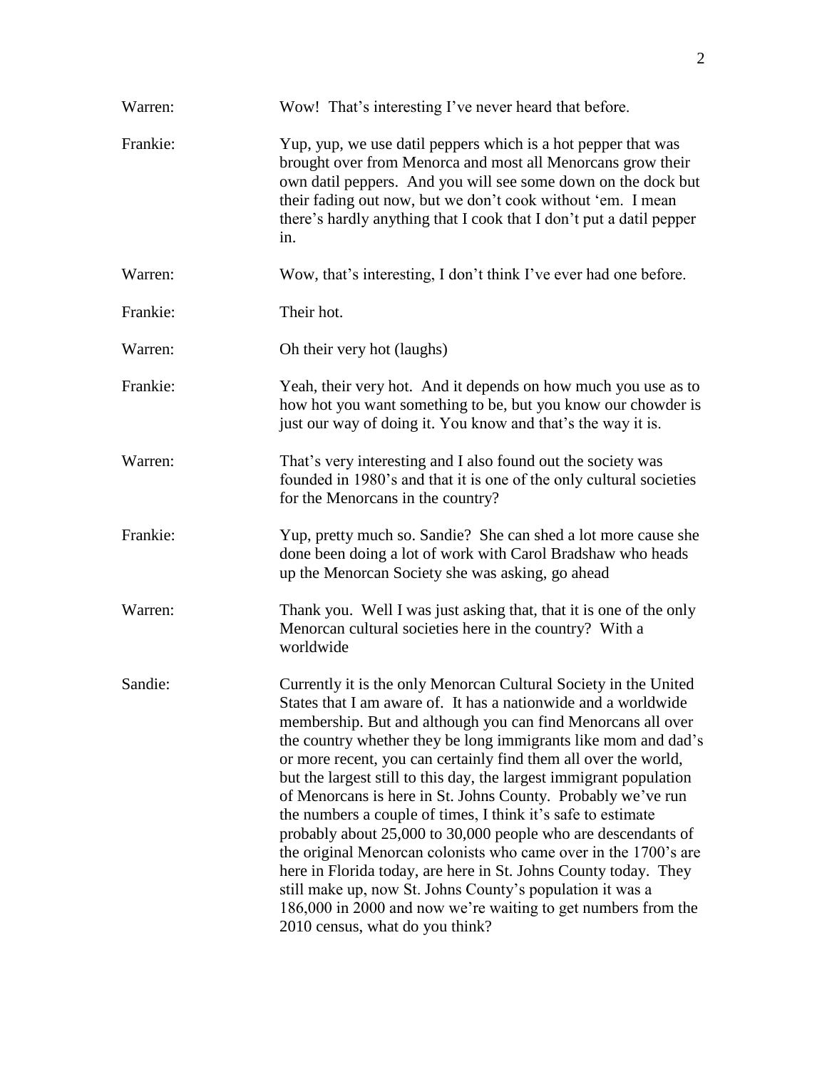Warren: Wow! That's interesting I've never heard that before.

Frankie: Yup, yup, we use datil peppers which is a hot pepper that was brought over from Menorca and most all Menorcans grow their own datil peppers. And you will see some down on the dock but their fading out now, but we don't cook without 'em. I mean there's hardly anything that I cook that I don't put a datil pepper in.

Warren: Wow, that's interesting, I don't think I've ever had one before.

Frankie: Their hot.

Warren: Oh their very hot (laughs)

Frankie: Yeah, their very hot. And it depends on how much you use as to how hot you want something to be, but you know our chowder is just our way of doing it. You know and that's the way it is.

Warren: That's very interesting and I also found out the society was founded in 1980's and that it is one of the only cultural societies for the Menorcans in the country?

Frankie: Yup, pretty much so. Sandie? She can shed a lot more cause she done been doing a lot of work with Carol Bradshaw who heads up the Menorcan Society she was asking, go ahead

Warren: Thank you. Well I was just asking that, that it is one of the only Menorcan cultural societies here in the country? With a worldwide

Sandie: Currently it is the only Menorcan Cultural Society in the United States that I am aware of. It has a nationwide and a worldwide membership. But and although you can find Menorcans all over the country whether they be long immigrants like mom and dad's or more recent, you can certainly find them all over the world, but the largest still to this day, the largest immigrant population of Menorcans is here in St. Johns County. Probably we've run the numbers a couple of times, I think it's safe to estimate probably about 25,000 to 30,000 people who are descendants of the original Menorcan colonists who came over in the 1700's are here in Florida today, are here in St. Johns County today. They still make up, now St. Johns County's population it was a 186,000 in 2000 and now we're waiting to get numbers from the 2010 census, what do you think?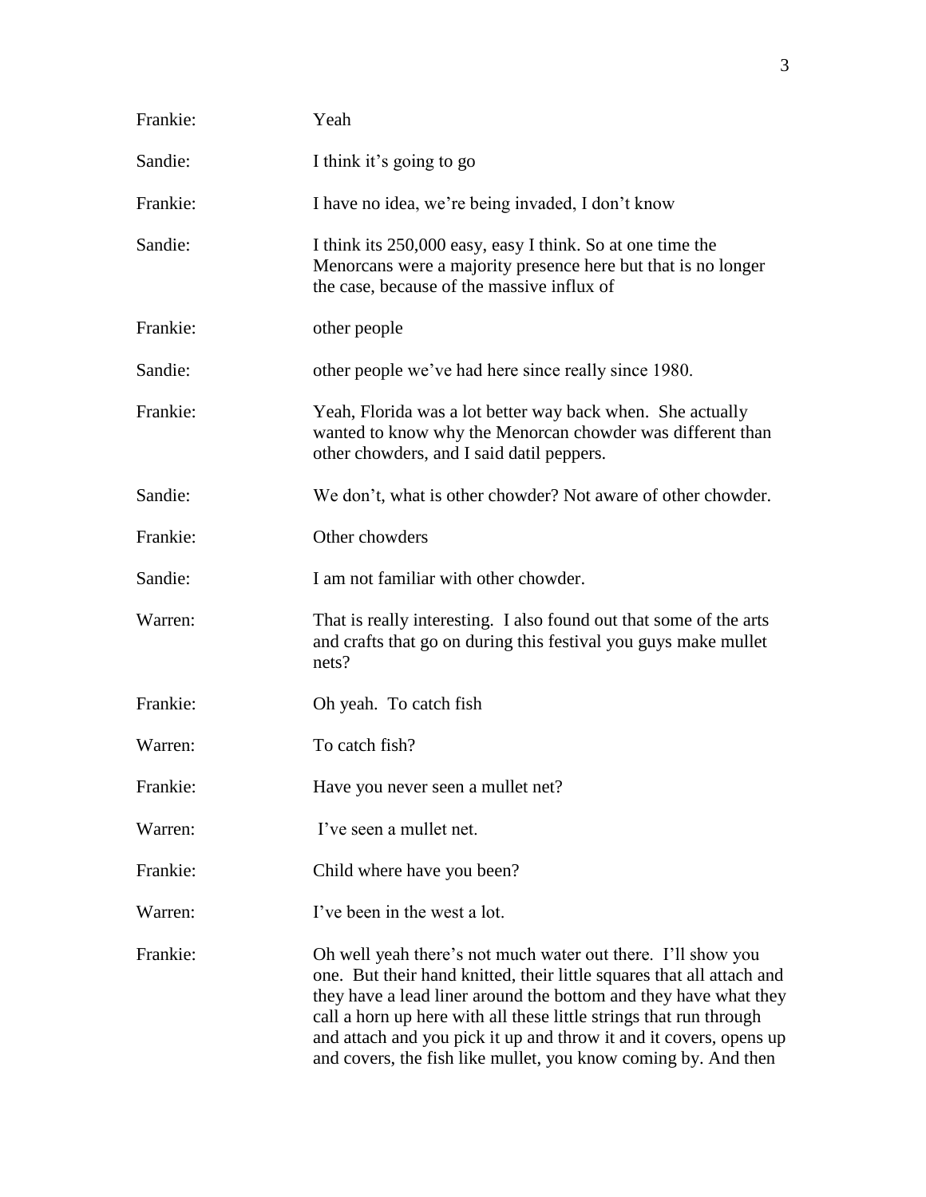Frankie: Yeah

Sandie: I think it's going to go

Frankie: I have no idea, we're being invaded, I don't know

Sandie: I think its 250,000 easy, easy I think. So at one time the Menorcans were a majority presence here but that is no longer the case, because of the massive influx of

Frankie: other people

Sandie: other people we've had here since really since 1980.

Frankie: Yeah, Florida was a lot better way back when. She actually wanted to know why the Menorcan chowder was different than other chowders, and I said datil peppers.

Sandie: We don't, what is other chowder? Not aware of other chowder.

Frankie: Other chowders

Sandie: I am not familiar with other chowder.

Warren: That is really interesting. I also found out that some of the arts and crafts that go on during this festival you guys make mullet nets?

Frankie: Oh yeah. To catch fish

Warren: To catch fish?

Frankie: Have you never seen a mullet net?

Warren: I've seen a mullet net.

Frankie: Child where have you been?

Warren: I've been in the west a lot.

Frankie: Oh well yeah there's not much water out there. I'll show you one. But their hand knitted, their little squares that all attach and they have a lead liner around the bottom and they have what they call a horn up here with all these little strings that run through and attach and you pick it up and throw it and it covers, opens up and covers, the fish like mullet, you know coming by. And then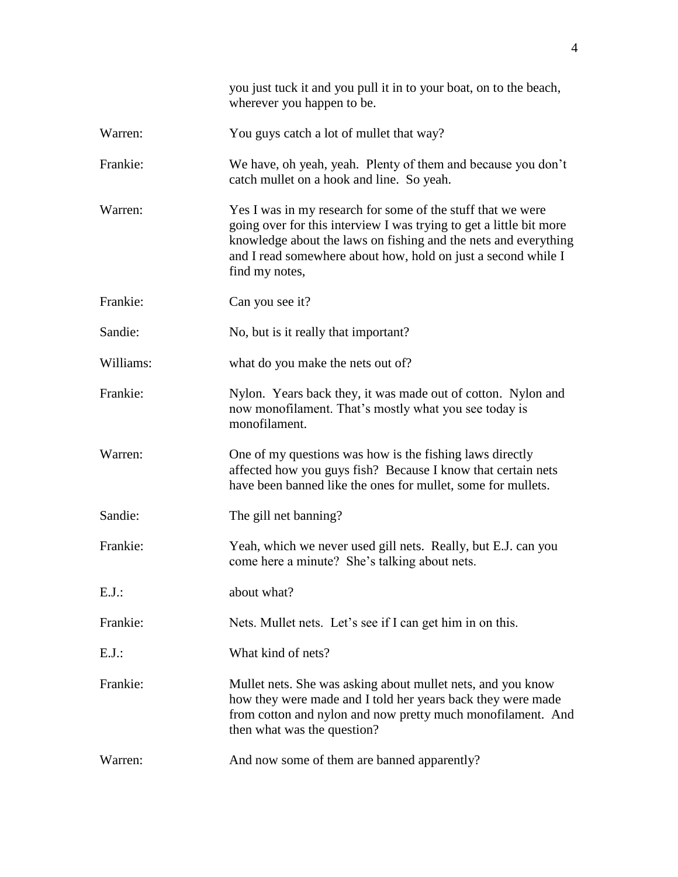you just tuck it and you pull it in to your boat, on to the beach, wherever you happen to be.

Warren: You guys catch a lot of mullet that way?

Frankie: We have, oh yeah, yeah. Plenty of them and because you don't catch mullet on a hook and line. So yeah.

Warren: Yes I was in my research for some of the stuff that we were going over for this interview I was trying to get a little bit more knowledge about the laws on fishing and the nets and everything and I read somewhere about how, hold on just a second while I find my notes,

Frankie: Can you see it?

Sandie: No, but is it really that important?

Williams: what do you make the nets out of?

Frankie: Nylon. Years back they, it was made out of cotton. Nylon and now monofilament. That's mostly what you see today is monofilament.

Warren: One of my questions was how is the fishing laws directly affected how you guys fish? Because I know that certain nets have been banned like the ones for mullet, some for mullets.

Sandie: The gill net banning?

Frankie: Yeah, which we never used gill nets. Really, but E.J. can you come here a minute? She's talking about nets.

E.J.: about what?

Frankie: Nets. Mullet nets. Let's see if I can get him in on this.

E.J.: What kind of nets?

Frankie: Mullet nets. She was asking about mullet nets, and you know how they were made and I told her years back they were made from cotton and nylon and now pretty much monofilament. And then what was the question?

Warren: And now some of them are banned apparently?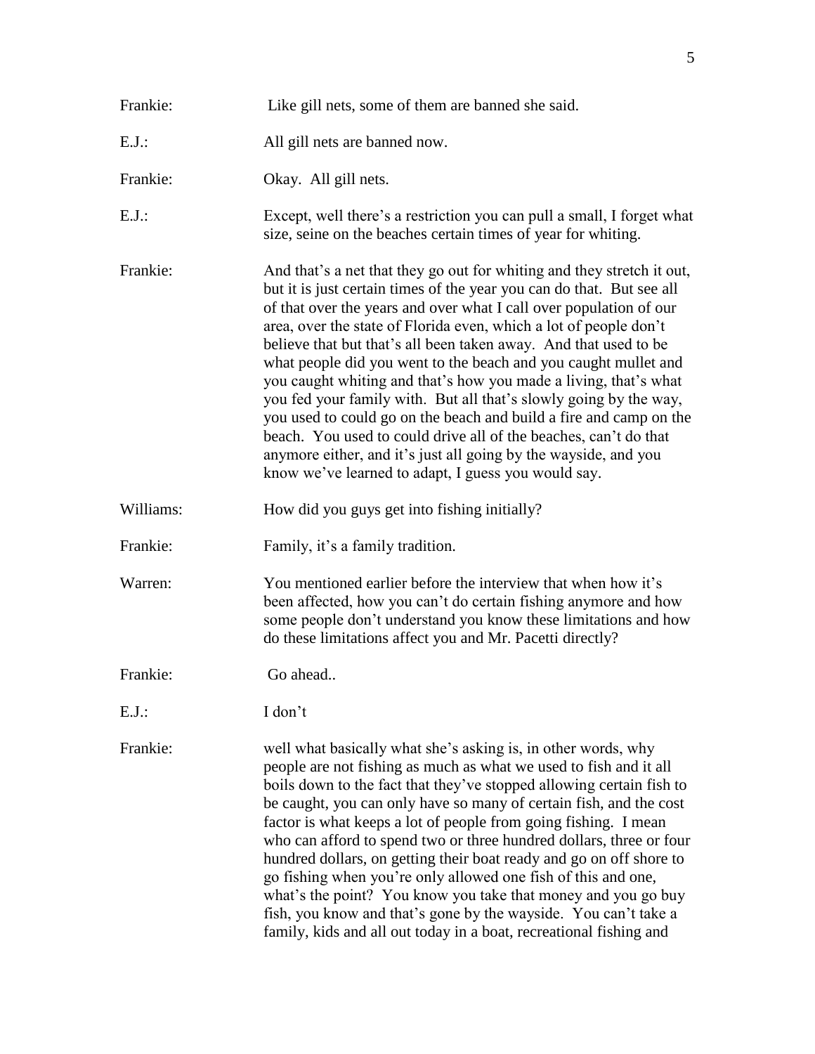Frankie: Like gill nets, some of them are banned she said.

E.J.: All gill nets are banned now.

Frankie: Okay. All gill nets.

E.J.: Except, well there's a restriction you can pull a small, I forget what size, seine on the beaches certain times of year for whiting.

Frankie: And that's a net that they go out for whiting and they stretch it out, but it is just certain times of the year you can do that. But see all of that over the years and over what I call over population of our area, over the state of Florida even, which a lot of people don't believe that but that's all been taken away. And that used to be what people did you went to the beach and you caught mullet and you caught whiting and that's how you made a living, that's what you fed your family with. But all that's slowly going by the way, you used to could go on the beach and build a fire and camp on the beach. You used to could drive all of the beaches, can't do that anymore either, and it's just all going by the wayside, and you know we've learned to adapt, I guess you would say.

Williams: How did you guys get into fishing initially?

Frankie: Family, it's a family tradition.

Warren: You mentioned earlier before the interview that when how it's been affected, how you can't do certain fishing anymore and how some people don't understand you know these limitations and how do these limitations affect you and Mr. Pacetti directly?

Frankie: Go ahead..

E.J.: I don't

Frankie: well what basically what she's asking is, in other words, why people are not fishing as much as what we used to fish and it all boils down to the fact that they've stopped allowing certain fish to be caught, you can only have so many of certain fish, and the cost factor is what keeps a lot of people from going fishing. I mean who can afford to spend two or three hundred dollars, three or four hundred dollars, on getting their boat ready and go on off shore to go fishing when you're only allowed one fish of this and one, what's the point? You know you take that money and you go buy fish, you know and that's gone by the wayside. You can't take a family, kids and all out today in a boat, recreational fishing and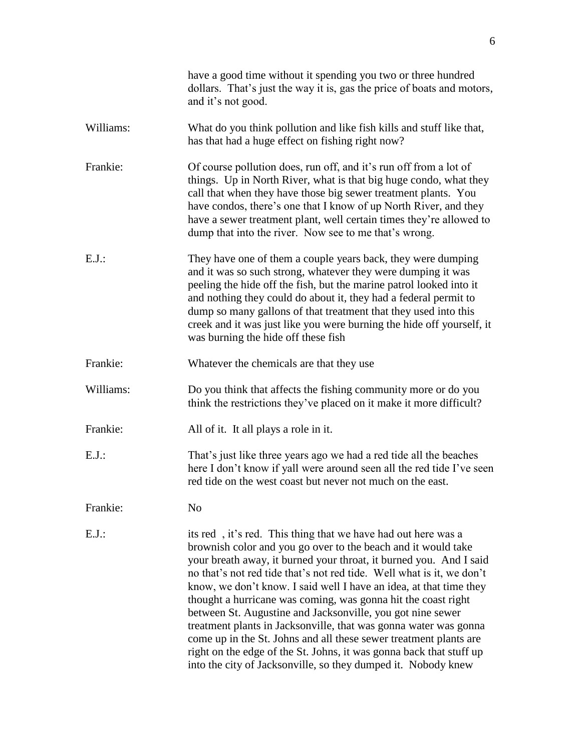have a good time without it spending you two or three hundred dollars. That's just the way it is, gas the price of boats and motors, and it's not good.

Williams: What do you think pollution and like fish kills and stuff like that, has that had a huge effect on fishing right now?

Frankie: Of course pollution does, run off, and it's run off from a lot of things. Up in North River, what is that big huge condo, what they call that when they have those big sewer treatment plants. You have condos, there's one that I know of up North River, and they have a sewer treatment plant, well certain times they're allowed to dump that into the river. Now see to me that's wrong.

E.J.: They have one of them a couple years back, they were dumping and it was so such strong, whatever they were dumping it was peeling the hide off the fish, but the marine patrol looked into it and nothing they could do about it, they had a federal permit to dump so many gallons of that treatment that they used into this creek and it was just like you were burning the hide off yourself, it was burning the hide off these fish

Frankie: Whatever the chemicals are that they use

Williams: Do you think that affects the fishing community more or do you think the restrictions they've placed on it make it more difficult?

Frankie: All of it. It all plays a role in it.

E.J.: That's just like three years ago we had a red tide all the beaches here I don't know if yall were around seen all the red tide I've seen red tide on the west coast but never not much on the east.

Frankie: No

E.J.: its red , it's red. This thing that we have had out here was a brownish color and you go over to the beach and it would take your breath away, it burned your throat, it burned you. And I said no that's not red tide that's not red tide. Well what is it, we don't know, we don't know. I said well I have an idea, at that time they thought a hurricane was coming, was gonna hit the coast right between St. Augustine and Jacksonville, you got nine sewer treatment plants in Jacksonville, that was gonna water was gonna come up in the St. Johns and all these sewer treatment plants are right on the edge of the St. Johns, it was gonna back that stuff up into the city of Jacksonville, so they dumped it. Nobody knew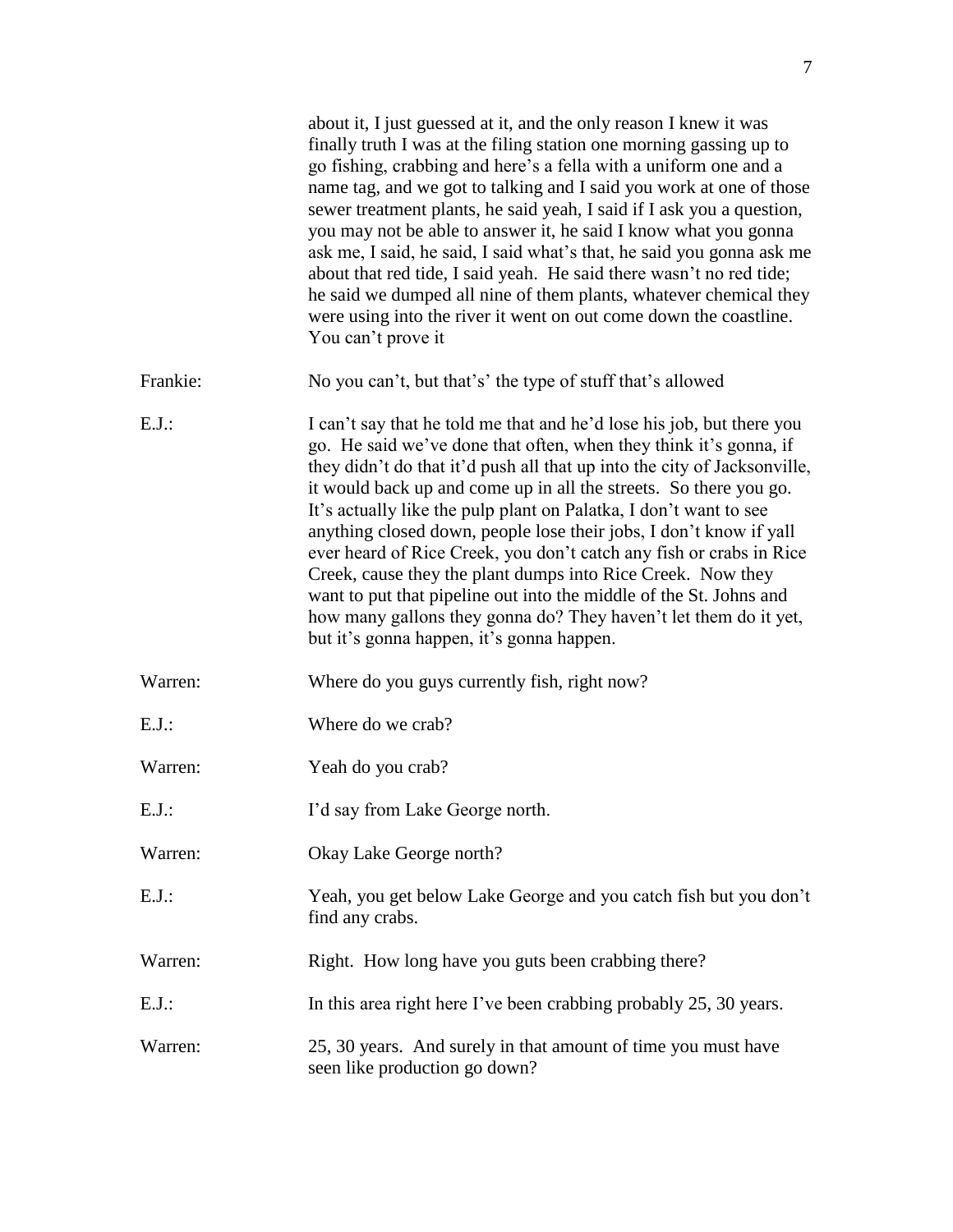about it, I just guessed at it, and the only reason I knew it was finally truth I was at the filing station one morning gassing up to go fishing, crabbing and here's a fella with a uniform one and a name tag, and we got to talking and I said you work at one of those sewer treatment plants, he said yeah, I said if I ask you a question, you may not be able to answer it, he said I know what you gonna ask me, I said, he said, I said what's that, he said you gonna ask me about that red tide, I said yeah. He said there wasn't no red tide; he said we dumped all nine of them plants, whatever chemical they were using into the river it went on out come down the coastline. You can't prove it

Frankie: No you can't, but that's' the type of stuff that's allowed

E.J.: I can't say that he told me that and he'd lose his job, but there you go. He said we've done that often, when they think it's gonna, if they didn't do that it'd push all that up into the city of Jacksonville, it would back up and come up in all the streets. So there you go. It's actually like the pulp plant on Palatka, I don't want to see anything closed down, people lose their jobs, I don't know if yall ever heard of Rice Creek, you don't catch any fish or crabs in Rice Creek, cause they the plant dumps into Rice Creek. Now they want to put that pipeline out into the middle of the St. Johns and how many gallons they gonna do? They haven't let them do it yet, but it's gonna happen, it's gonna happen.

Warren: Where do you guys currently fish, right now?

E.J.: Where do we crab?

Warren: Yeah do you crab?

E.J.: I'd say from Lake George north.

Warren: Okay Lake George north?

E.J.: Yeah, you get below Lake George and you catch fish but you don't find any crabs.

Warren: Right. How long have you guts been crabbing there?

E.J.: In this area right here I've been crabbing probably 25, 30 years.

Warren: 25, 30 years. And surely in that amount of time you must have seen like production go down?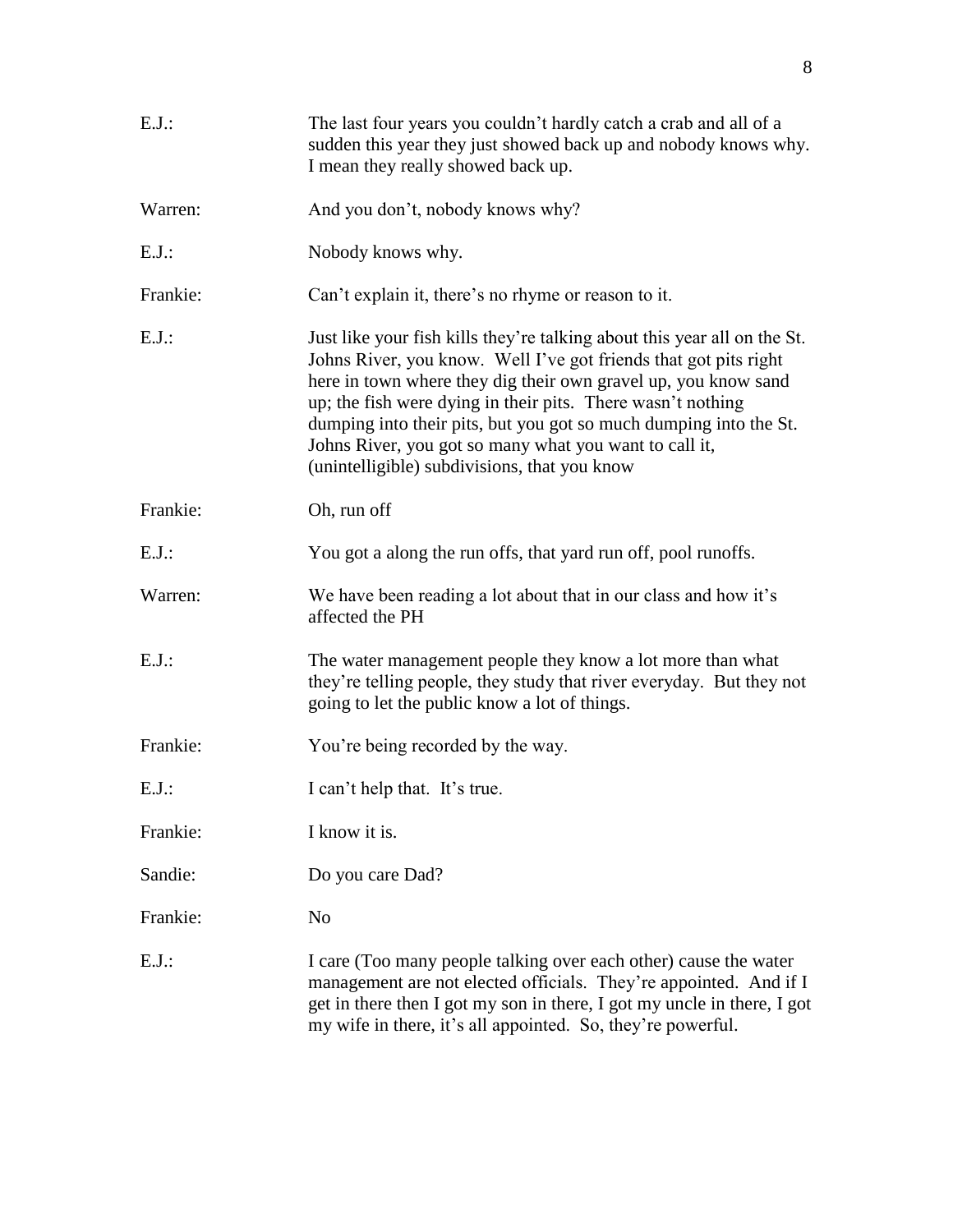E.J.: The last four years you couldn't hardly catch a crab and all of a sudden this year they just showed back up and nobody knows why. I mean they really showed back up.

Warren: And you don't, nobody knows why?

E.J.: Nobody knows why.

Frankie: Can't explain it, there's no rhyme or reason to it.

E.J.: Just like your fish kills they're talking about this year all on the St. Johns River, you know. Well I've got friends that got pits right here in town where they dig their own gravel up, you know sand up; the fish were dying in their pits. There wasn't nothing dumping into their pits, but you got so much dumping into the St. Johns River, you got so many what you want to call it, (unintelligible) subdivisions, that you know

Frankie: Oh, run off

E.J.: You got a along the run offs, that yard run off, pool runoffs.

Warren: We have been reading a lot about that in our class and how it's affected the PH

E.J.: The water management people they know a lot more than what they're telling people, they study that river everyday. But they not going to let the public know a lot of things.

Frankie: You're being recorded by the way.

E.J.: I can't help that. It's true.

Frankie: I know it is.

Sandie: Do you care Dad?

Frankie: No

E.J.: I care (Too many people talking over each other) cause the water management are not elected officials. They're appointed. And if I get in there then I got my son in there, I got my uncle in there, I got my wife in there, it's all appointed. So, they're powerful.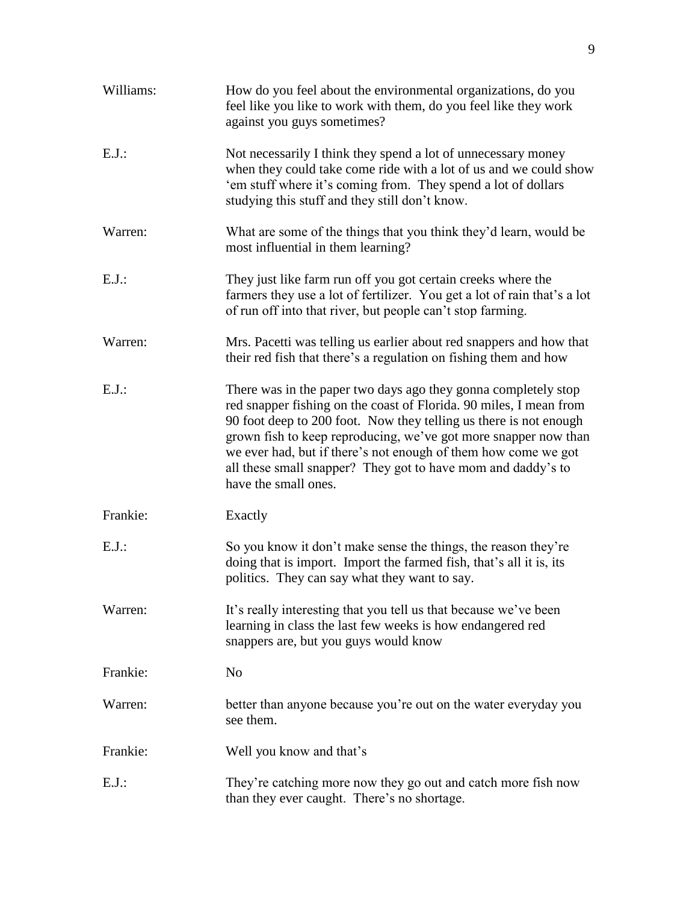Williams: How do you feel about the environmental organizations, do you feel like you like to work with them, do you feel like they work against you guys sometimes?

E.J.: Not necessarily I think they spend a lot of unnecessary money when they could take come ride with a lot of us and we could show 'em stuff where it's coming from. They spend a lot of dollars studying this stuff and they still don't know.

Warren: What are some of the things that you think they'd learn, would be most influential in them learning?

E.J.: They just like farm run off you got certain creeks where the farmers they use a lot of fertilizer. You get a lot of rain that's a lot of run off into that river, but people can't stop farming.

Warren: Mrs. Pacetti was telling us earlier about red snappers and how that their red fish that there's a regulation on fishing them and how

E.J.: There was in the paper two days ago they gonna completely stop red snapper fishing on the coast of Florida. 90 miles, I mean from 90 foot deep to 200 foot. Now they telling us there is not enough grown fish to keep reproducing, we've got more snapper now than we ever had, but if there's not enough of them how come we got all these small snapper? They got to have mom and daddy's to have the small ones.

Frankie: Exactly

E.J.: So you know it don't make sense the things, the reason they're doing that is import. Import the farmed fish, that's all it is, its politics. They can say what they want to say.

Warren: It's really interesting that you tell us that because we've been learning in class the last few weeks is how endangered red snappers are, but you guys would know

Frankie: No

Warren: better than anyone because you're out on the water everyday you see them.

Frankie: Well you know and that's

E.J.: They're catching more now they go out and catch more fish now than they ever caught. There's no shortage.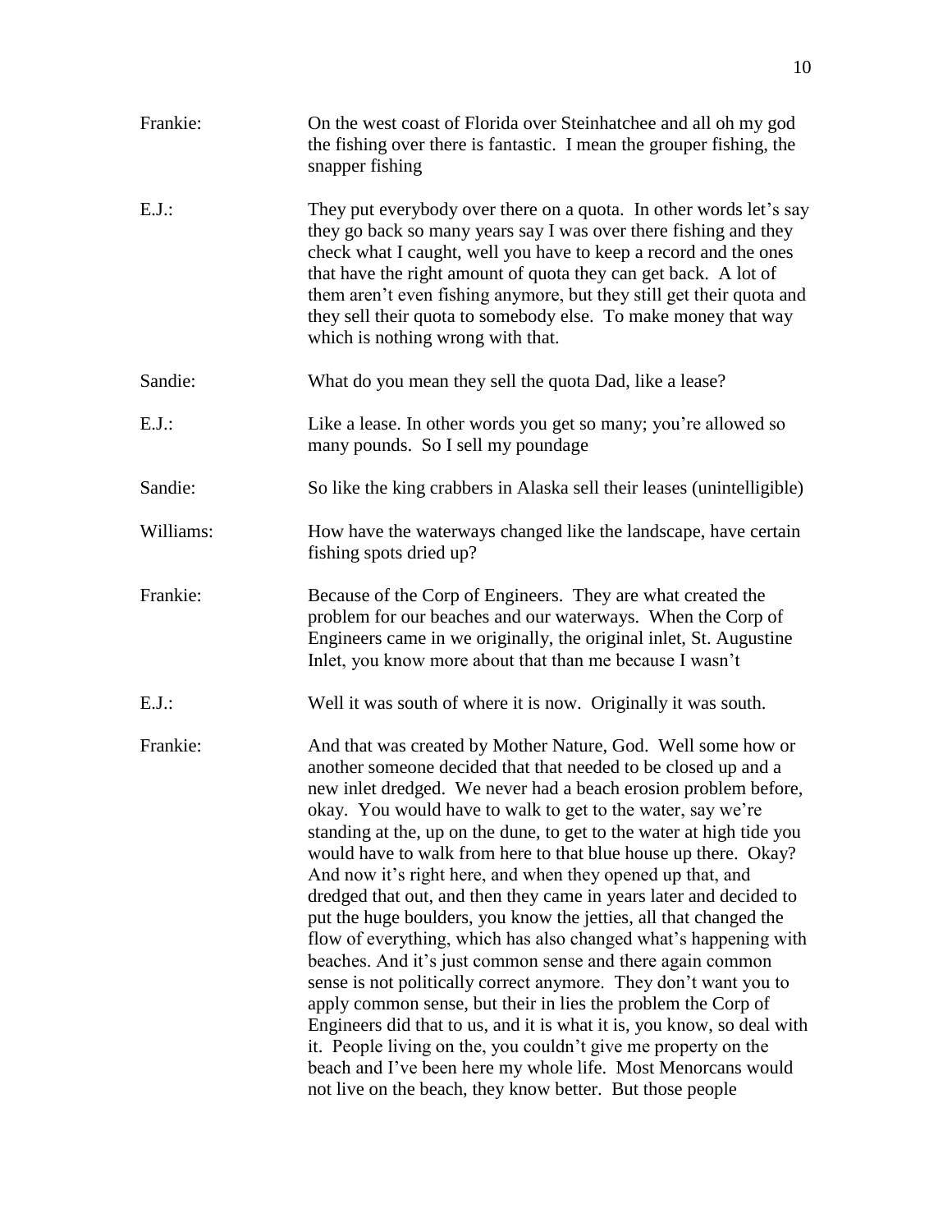Frankie: On the west coast of Florida over Steinhatchee and all oh my god the fishing over there is fantastic. I mean the grouper fishing, the snapper fishing

E.J.: They put everybody over there on a quota. In other words let's say they go back so many years say I was over there fishing and they check what I caught, well you have to keep a record and the ones that have the right amount of quota they can get back. A lot of them aren't even fishing anymore, but they still get their quota and they sell their quota to somebody else. To make money that way which is nothing wrong with that.

Sandie: What do you mean they sell the quota Dad, like a lease?

E.J.: Like a lease. In other words you get so many; you're allowed so many pounds. So I sell my poundage

Sandie: So like the king crabbers in Alaska sell their leases (unintelligible)

Williams: How have the waterways changed like the landscape, have certain fishing spots dried up?

Frankie: Because of the Corp of Engineers. They are what created the problem for our beaches and our waterways. When the Corp of Engineers came in we originally, the original inlet, St. Augustine Inlet, you know more about that than me because I wasn't

E.J.: Well it was south of where it is now. Originally it was south.

Frankie: And that was created by Mother Nature, God. Well some how or another someone decided that that needed to be closed up and a new inlet dredged. We never had a beach erosion problem before, okay. You would have to walk to get to the water, say we're standing at the, up on the dune, to get to the water at high tide you would have to walk from here to that blue house up there. Okay? And now it's right here, and when they opened up that, and dredged that out, and then they came in years later and decided to put the huge boulders, you know the jetties, all that changed the flow of everything, which has also changed what's happening with beaches. And it's just common sense and there again common sense is not politically correct anymore. They don't want you to apply common sense, but their in lies the problem the Corp of Engineers did that to us, and it is what it is, you know, so deal with it. People living on the, you couldn't give me property on the beach and I've been here my whole life. Most Menorcans would not live on the beach, they know better. But those people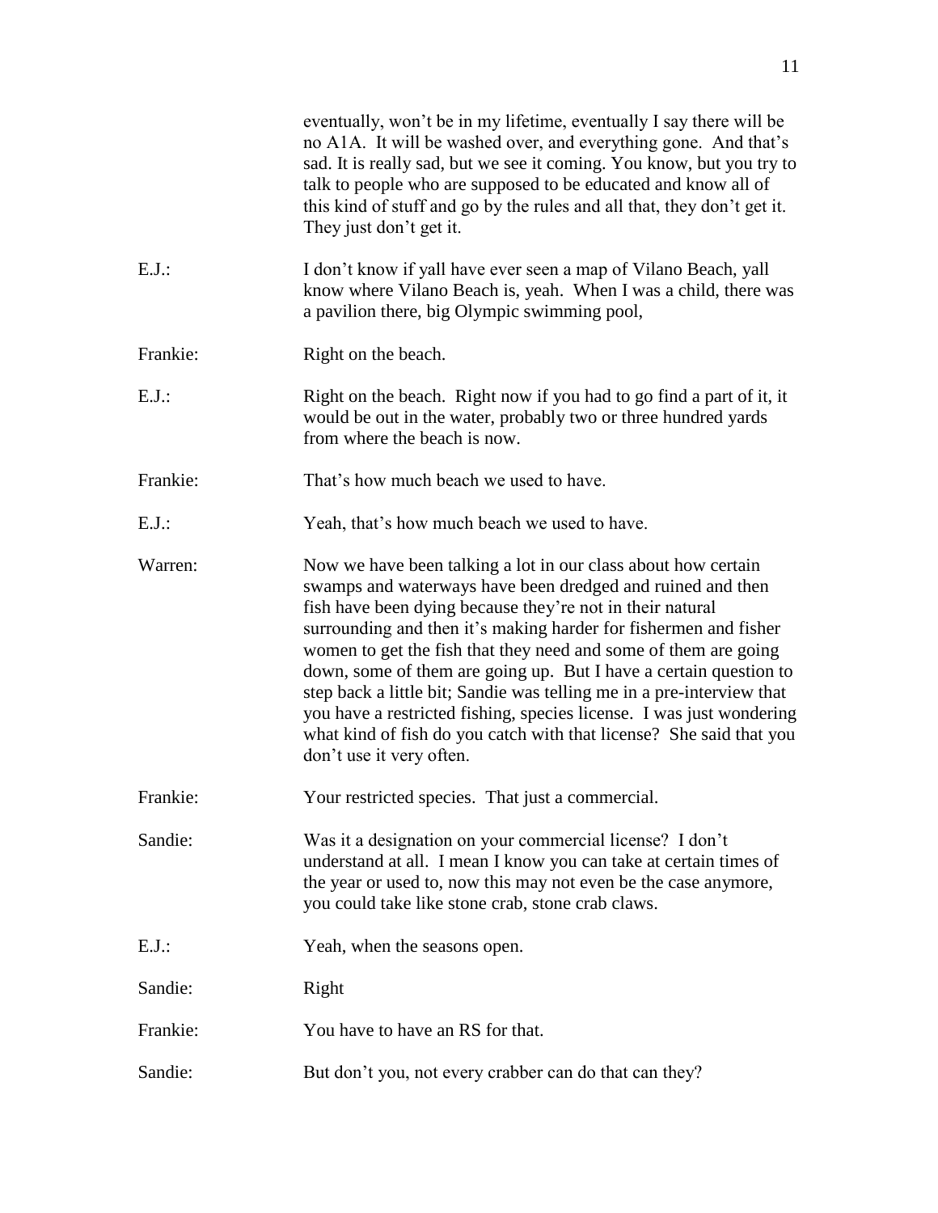eventually, won't be in my lifetime, eventually I say there will be no A1A. It will be washed over, and everything gone. And that's sad. It is really sad, but we see it coming. You know, but you try to talk to people who are supposed to be educated and know all of this kind of stuff and go by the rules and all that, they don't get it. They just don't get it.

E.J.: I don't know if yall have ever seen a map of Vilano Beach, yall know where Vilano Beach is, yeah. When I was a child, there was a pavilion there, big Olympic swimming pool,

Frankie: Right on the beach.

E.J.: Right on the beach. Right now if you had to go find a part of it, it would be out in the water, probably two or three hundred yards from where the beach is now.

Frankie: That's how much beach we used to have.

E.J.: Yeah, that's how much beach we used to have.

Warren: Now we have been talking a lot in our class about how certain swamps and waterways have been dredged and ruined and then fish have been dying because they're not in their natural surrounding and then it's making harder for fishermen and fisher women to get the fish that they need and some of them are going down, some of them are going up. But I have a certain question to step back a little bit; Sandie was telling me in a pre-interview that you have a restricted fishing, species license. I was just wondering what kind of fish do you catch with that license? She said that you don't use it very often.

Frankie: Your restricted species. That just a commercial.

Sandie: Was it a designation on your commercial license? I don't understand at all. I mean I know you can take at certain times of the year or used to, now this may not even be the case anymore, you could take like stone crab, stone crab claws.

E.J.: Yeah, when the seasons open.

Sandie: Right

Frankie: You have to have an RS for that.

Sandie: But don't you, not every crabber can do that can they?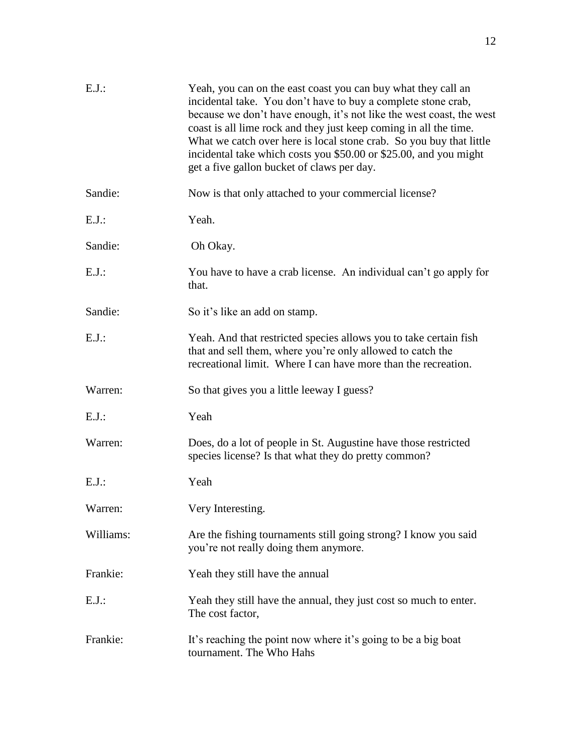E.J.: Yeah, you can on the east coast you can buy what they call an incidental take. You don't have to buy a complete stone crab, because we don't have enough, it's not like the west coast, the west coast is all lime rock and they just keep coming in all the time. What we catch over here is local stone crab. So you buy that little incidental take which costs you $50.00 or $25.00, and you might get a five gallon bucket of claws per day.

Sandie: Now is that only attached to your commercial license?

E.J.: Yeah.

Sandie: Oh Okay.

E.J.: You have to have a crab license. An individual can't go apply for that.

Sandie: So it's like an add on stamp.

E.J.: Yeah. And that restricted species allows you to take certain fish that and sell them, where you're only allowed to catch the recreational limit. Where I can have more than the recreation.

Warren: So that gives you a little leeway I guess?

E.J.: Yeah

Warren: Does, do a lot of people in St. Augustine have those restricted species license? Is that what they do pretty common?

E.J.: Yeah

Warren: Very Interesting.

Williams: Are the fishing tournaments still going strong? I know you said you're not really doing them anymore.

Frankie: Yeah they still have the annual

E.J.: Yeah they still have the annual, they just cost so much to enter. The cost factor,

Frankie: It's reaching the point now where it's going to be a big boat tournament. The Who Hahs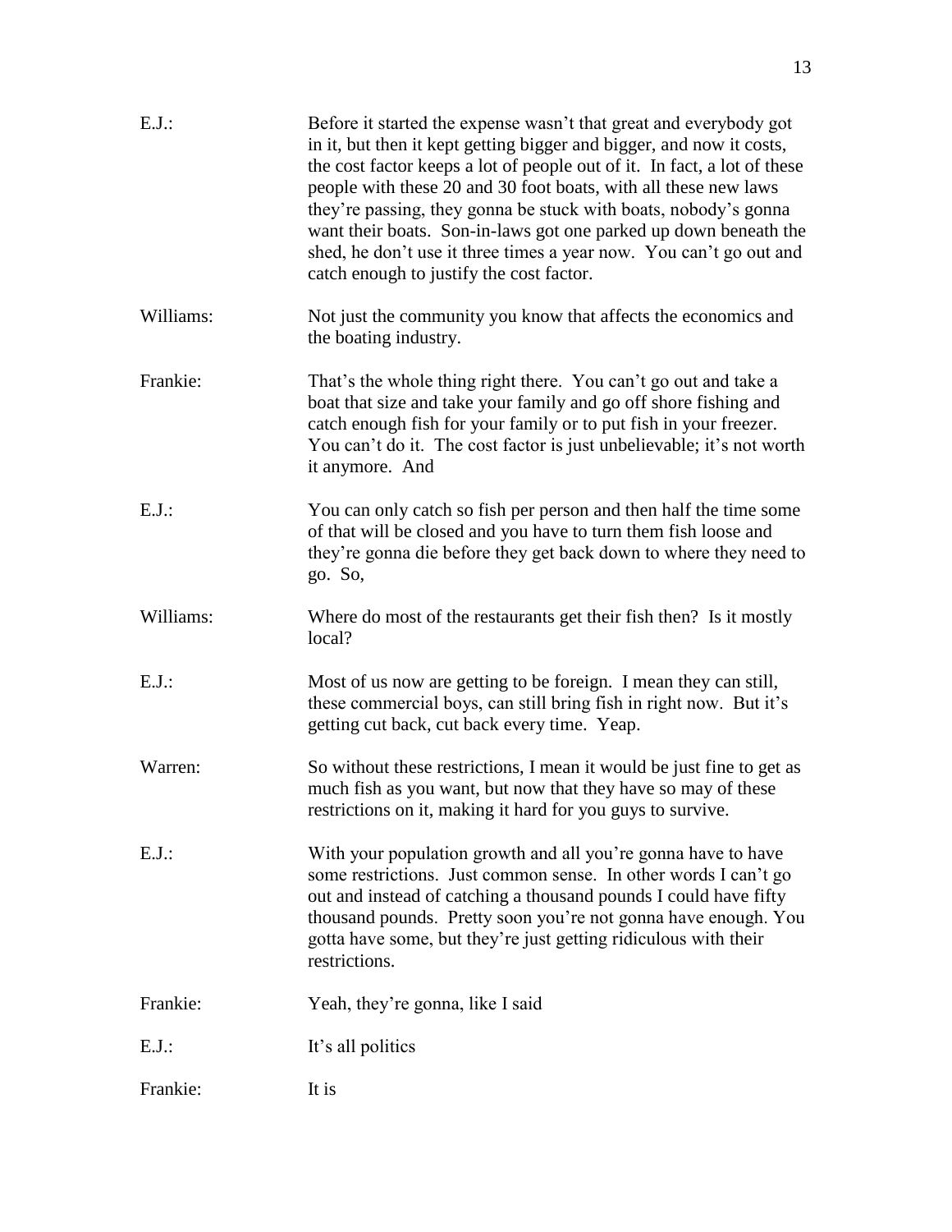E.J.: Before it started the expense wasn't that great and everybody got in it, but then it kept getting bigger and bigger, and now it costs, the cost factor keeps a lot of people out of it. In fact, a lot of these people with these 20 and 30 foot boats, with all these new laws they're passing, they gonna be stuck with boats, nobody's gonna want their boats. Son-in-laws got one parked up down beneath the shed, he don't use it three times a year now. You can't go out and catch enough to justify the cost factor.

Williams: Not just the community you know that affects the economics and the boating industry.

Frankie: That's the whole thing right there. You can't go out and take a boat that size and take your family and go off shore fishing and catch enough fish for your family or to put fish in your freezer. You can't do it. The cost factor is just unbelievable; it's not worth it anymore. And

E.J.: You can only catch so fish per person and then half the time some of that will be closed and you have to turn them fish loose and they're gonna die before they get back down to where they need to go. So,

Williams: Where do most of the restaurants get their fish then? Is it mostly local?

E.J.: Most of us now are getting to be foreign. I mean they can still, these commercial boys, can still bring fish in right now. But it's getting cut back, cut back every time. Yeap.

Warren: So without these restrictions, I mean it would be just fine to get as much fish as you want, but now that they have so may of these restrictions on it, making it hard for you guys to survive.

E.J.: With your population growth and all you're gonna have to have some restrictions. Just common sense. In other words I can't go out and instead of catching a thousand pounds I could have fifty thousand pounds. Pretty soon you're not gonna have enough. You gotta have some, but they're just getting ridiculous with their restrictions.

Frankie: Yeah, they're gonna, like I said

E.J.: It's all politics

Frankie: It is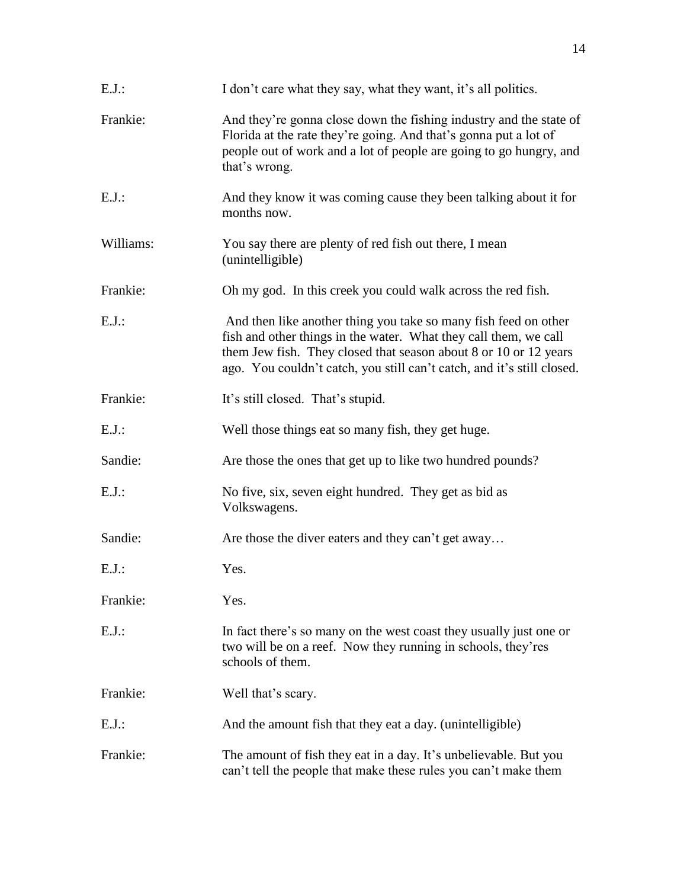E.J.: I don't care what they say, what they want, it's all politics.

Frankie: And they're gonna close down the fishing industry and the state of Florida at the rate they're going. And that's gonna put a lot of people out of work and a lot of people are going to go hungry, and that's wrong.

E.J.: And they know it was coming cause they been talking about it for months now.

Williams: You say there are plenty of red fish out there, I mean (unintelligible)

Frankie: Oh my god. In this creek you could walk across the red fish.

E.J.: And then like another thing you take so many fish feed on other fish and other things in the water. What they call them, we call them Jew fish. They closed that season about 8 or 10 or 12 years ago. You couldn't catch, you still can't catch, and it's still closed.

Frankie: It's still closed. That's stupid.

E.J.: Well those things eat so many fish, they get huge.

Sandie: Are those the ones that get up to like two hundred pounds?

E.J.: No five, six, seven eight hundred. They get as bid as Volkswagens.

Sandie: Are those the diver eaters and they can't get away…

E.J.: Yes.

Frankie: Yes.

E.J.: In fact there's so many on the west coast they usually just one or two will be on a reef. Now they running in schools, they'res schools of them.

Frankie: Well that's scary.

E.J.: And the amount fish that they eat a day. (unintelligible)

Frankie: The amount of fish they eat in a day. It's unbelievable. But you can't tell the people that make these rules you can't make them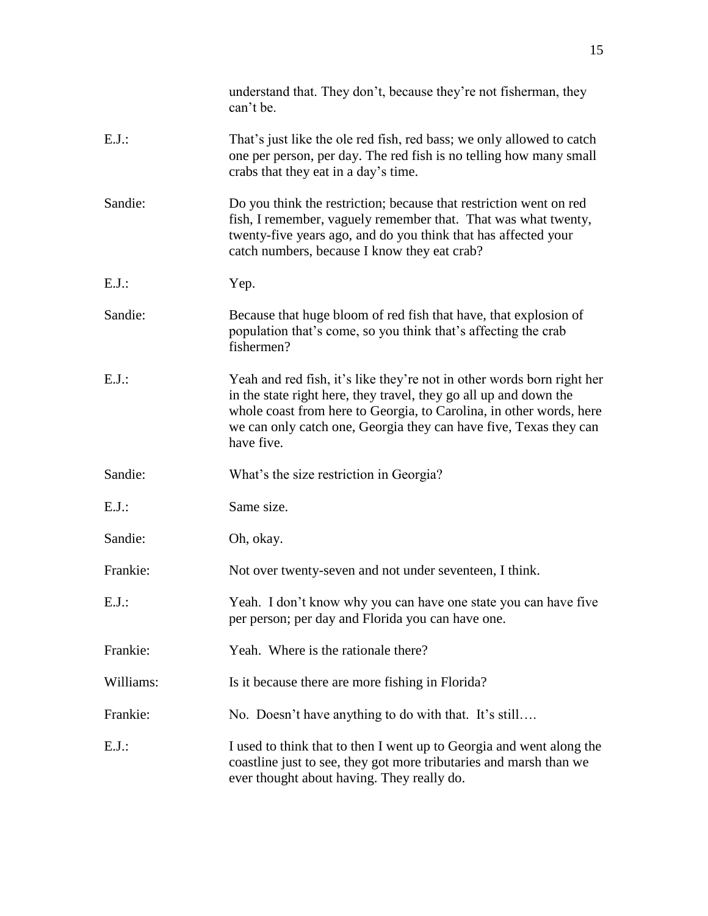understand that. They don't, because they're not fisherman, they can't be.

E.J.: That's just like the ole red fish, red bass; we only allowed to catch one per person, per day. The red fish is no telling how many small crabs that they eat in a day's time.

Sandie: Do you think the restriction; because that restriction went on red fish, I remember, vaguely remember that. That was what twenty, twenty-five years ago, and do you think that has affected your catch numbers, because I know they eat crab?

E.J.: Yep.

Sandie: Because that huge bloom of red fish that have, that explosion of population that's come, so you think that's affecting the crab fishermen?

E.J.: Yeah and red fish, it's like they're not in other words born right her in the state right here, they travel, they go all up and down the whole coast from here to Georgia, to Carolina, in other words, here we can only catch one, Georgia they can have five, Texas they can have five.

Sandie: What's the size restriction in Georgia?

E.J.: Same size.

Sandie: Oh, okay.

Frankie: Not over twenty-seven and not under seventeen, I think.

E.J.: Yeah. I don't know why you can have one state you can have five per person; per day and Florida you can have one.

Frankie: Yeah. Where is the rationale there?

Williams: Is it because there are more fishing in Florida?

Frankie: No. Doesn't have anything to do with that. It's still….

E.J.: I used to think that to then I went up to Georgia and went along the coastline just to see, they got more tributaries and marsh than we ever thought about having. They really do.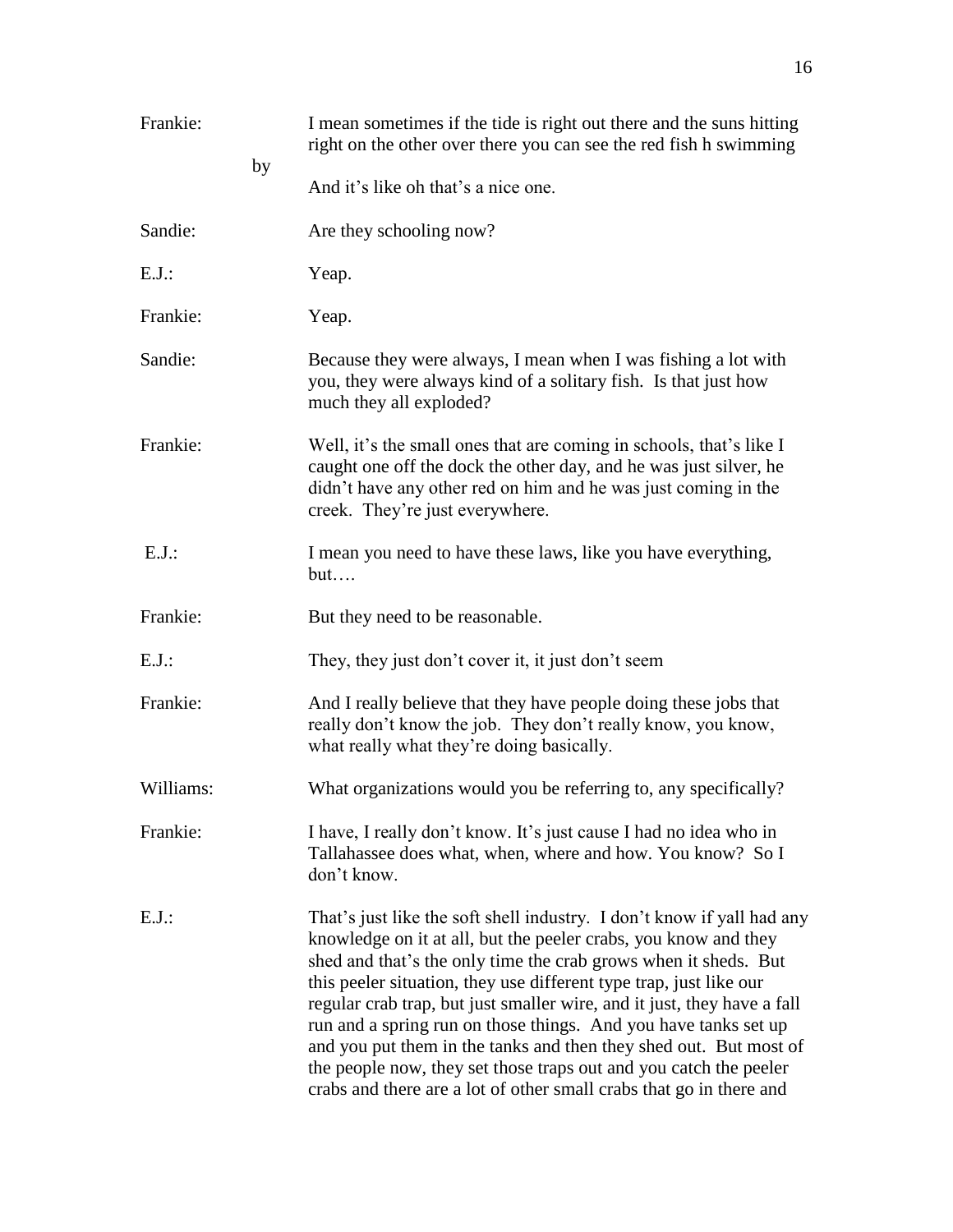Frankie: I mean sometimes if the tide is right out there and the suns hitting right on the other over there you can see the red fish h swimming by And it's like oh that's a nice one.

Sandie: Are they schooling now?

E.J.: Yeap.

Frankie: Yeap.

Sandie: Because they were always, I mean when I was fishing a lot with you, they were always kind of a solitary fish. Is that just how much they all exploded?

Frankie: Well, it's the small ones that are coming in schools, that's like I caught one off the dock the other day, and he was just silver, he didn't have any other red on him and he was just coming in the creek. They're just everywhere.

E.J.: I mean you need to have these laws, like you have everything, but….

Frankie: But they need to be reasonable.

E.J.: They, they just don't cover it, it just don't seem

Frankie: And I really believe that they have people doing these jobs that really don't know the job. They don't really know, you know, what really what they're doing basically.

Williams: What organizations would you be referring to, any specifically?

Frankie: I have, I really don't know. It's just cause I had no idea who in Tallahassee does what, when, where and how. You know? So I don't know.

E.J.: That's just like the soft shell industry. I don't know if yall had any knowledge on it at all, but the peeler crabs, you know and they shed and that's the only time the crab grows when it sheds. But this peeler situation, they use different type trap, just like our regular crab trap, but just smaller wire, and it just, they have a fall run and a spring run on those things. And you have tanks set up and you put them in the tanks and then they shed out. But most of the people now, they set those traps out and you catch the peeler crabs and there are a lot of other small crabs that go in there and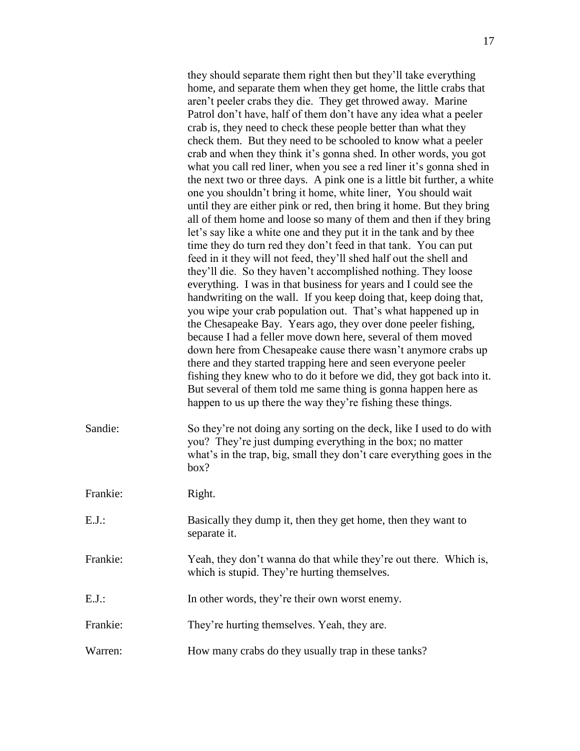they should separate them right then but they'll take everything home, and separate them when they get home, the little crabs that aren't peeler crabs they die. They get throwed away. Marine Patrol don't have, half of them don't have any idea what a peeler crab is, they need to check these people better than what they check them. But they need to be schooled to know what a peeler crab and when they think it's gonna shed. In other words, you got what you call red liner, when you see a red liner it's gonna shed in the next two or three days. A pink one is a little bit further, a white one you shouldn't bring it home, white liner, You should wait until they are either pink or red, then bring it home. But they bring all of them home and loose so many of them and then if they bring let's say like a white one and they put it in the tank and by thee time they do turn red they don't feed in that tank. You can put feed in it they will not feed, they'll shed half out the shell and they'll die. So they haven't accomplished nothing. They loose everything. I was in that business for years and I could see the handwriting on the wall. If you keep doing that, keep doing that, you wipe your crab population out. That's what happened up in the Chesapeake Bay. Years ago, they over done peeler fishing, because I had a feller move down here, several of them moved down here from Chesapeake cause there wasn't anymore crabs up there and they started trapping here and seen everyone peeler fishing they knew who to do it before we did, they got back into it. But several of them told me same thing is gonna happen here as happen to us up there the way they're fishing these things.

Sandie: So they're not doing any sorting on the deck, like I used to do with you? They're just dumping everything in the box; no matter what's in the trap, big, small they don't care everything goes in the box?

Frankie: Right.

E.J.: Basically they dump it, then they get home, then they want to separate it.

Frankie: Yeah, they don't wanna do that while they're out there. Which is, which is stupid. They're hurting themselves.

E.J.: In other words, they're their own worst enemy.

Frankie: They're hurting themselves. Yeah, they are.

Warren: How many crabs do they usually trap in these tanks?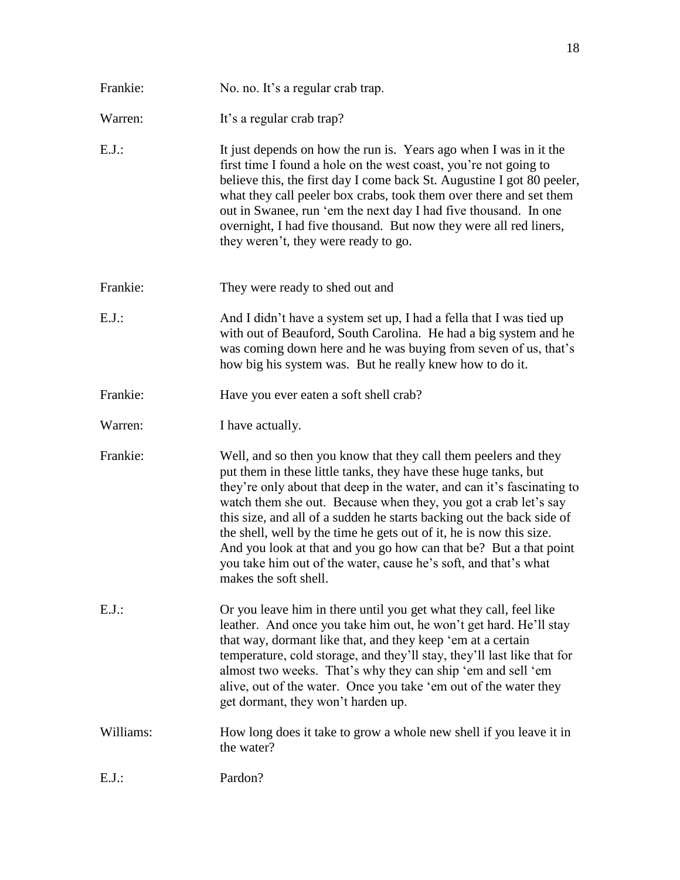Frankie: No. no. It's a regular crab trap.

Warren: It's a regular crab trap?

E.J.: It just depends on how the run is. Years ago when I was in it the first time I found a hole on the west coast, you're not going to believe this, the first day I come back St. Augustine I got 80 peeler, what they call peeler box crabs, took them over there and set them out in Swanee, run 'em the next day I had five thousand. In one overnight, I had five thousand. But now they were all red liners, they weren't, they were ready to go.

Frankie: They were ready to shed out and

E.J.: And I didn't have a system set up, I had a fella that I was tied up with out of Beauford, South Carolina. He had a big system and he was coming down here and he was buying from seven of us, that's how big his system was. But he really knew how to do it.

Frankie: Have you ever eaten a soft shell crab?

Warren: I have actually.

Frankie: Well, and so then you know that they call them peelers and they put them in these little tanks, they have these huge tanks, but they're only about that deep in the water, and can it's fascinating to watch them she out. Because when they, you got a crab let's say this size, and all of a sudden he starts backing out the back side of the shell, well by the time he gets out of it, he is now this size. And you look at that and you go how can that be? But a that point you take him out of the water, cause he's soft, and that's what makes the soft shell.

E.J.: Or you leave him in there until you get what they call, feel like leather. And once you take him out, he won't get hard. He'll stay that way, dormant like that, and they keep 'em at a certain temperature, cold storage, and they'll stay, they'll last like that for almost two weeks. That's why they can ship 'em and sell 'em alive, out of the water. Once you take 'em out of the water they get dormant, they won't harden up.

Williams: How long does it take to grow a whole new shell if you leave it in the water?

E.J.: Pardon?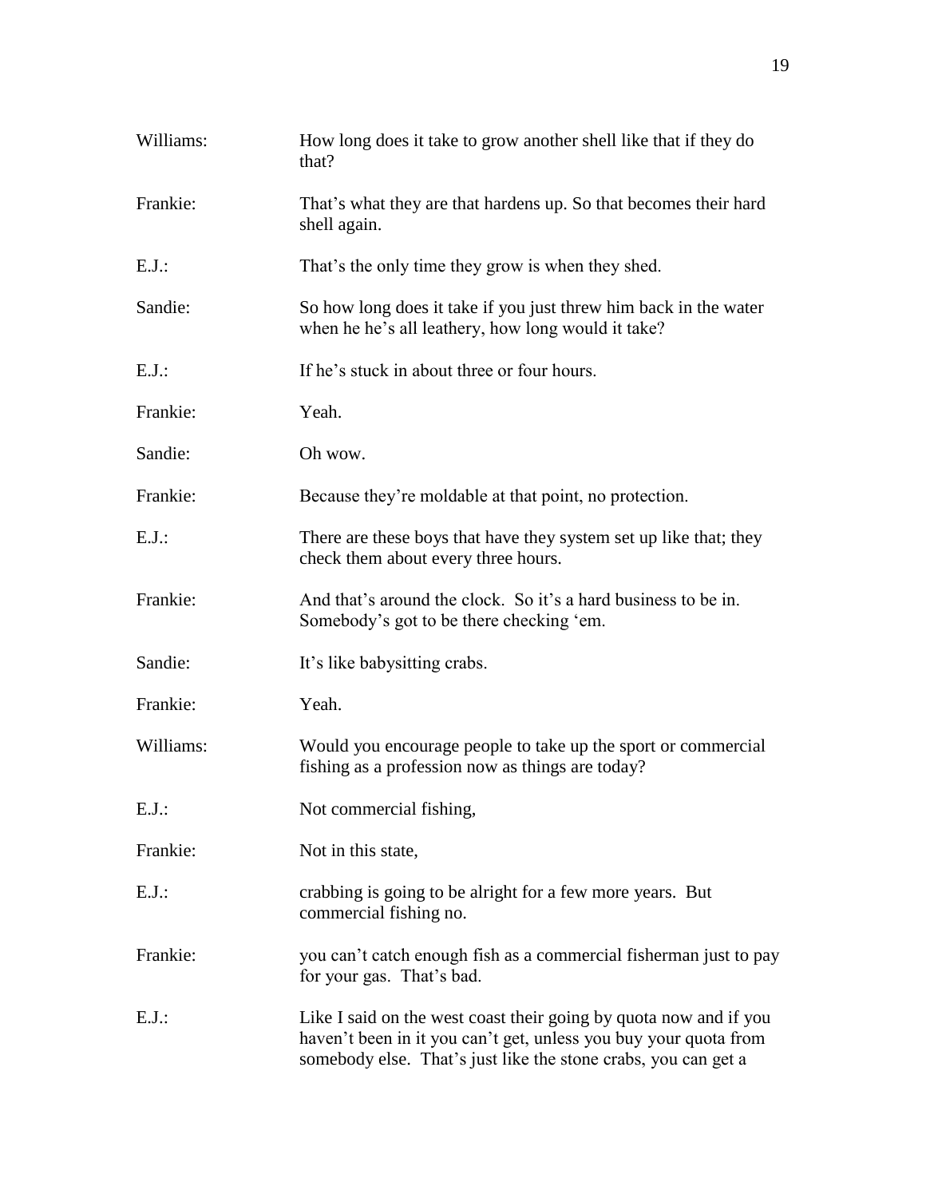Williams: How long does it take to grow another shell like that if they do that?

Frankie: That's what they are that hardens up. So that becomes their hard shell again.

E.J.: That's the only time they grow is when they shed.

Sandie: So how long does it take if you just threw him back in the water when he he's all leathery, how long would it take?

E.J.: If he's stuck in about three or four hours.

Frankie: Yeah.

Sandie: Oh wow.

Frankie: Because they're moldable at that point, no protection.

E.J.: There are these boys that have they system set up like that; they check them about every three hours.

Frankie: And that's around the clock. So it's a hard business to be in. Somebody's got to be there checking 'em.

Sandie: It's like babysitting crabs.

Frankie: Yeah.

Williams: Would you encourage people to take up the sport or commercial fishing as a profession now as things are today?

E.J.: Not commercial fishing,

Frankie: Not in this state,

E.J.: crabbing is going to be alright for a few more years. But commercial fishing no.

Frankie: you can't catch enough fish as a commercial fisherman just to pay for your gas. That's bad.

E.J.: Like I said on the west coast their going by quota now and if you haven't been in it you can't get, unless you buy your quota from somebody else. That's just like the stone crabs, you can get a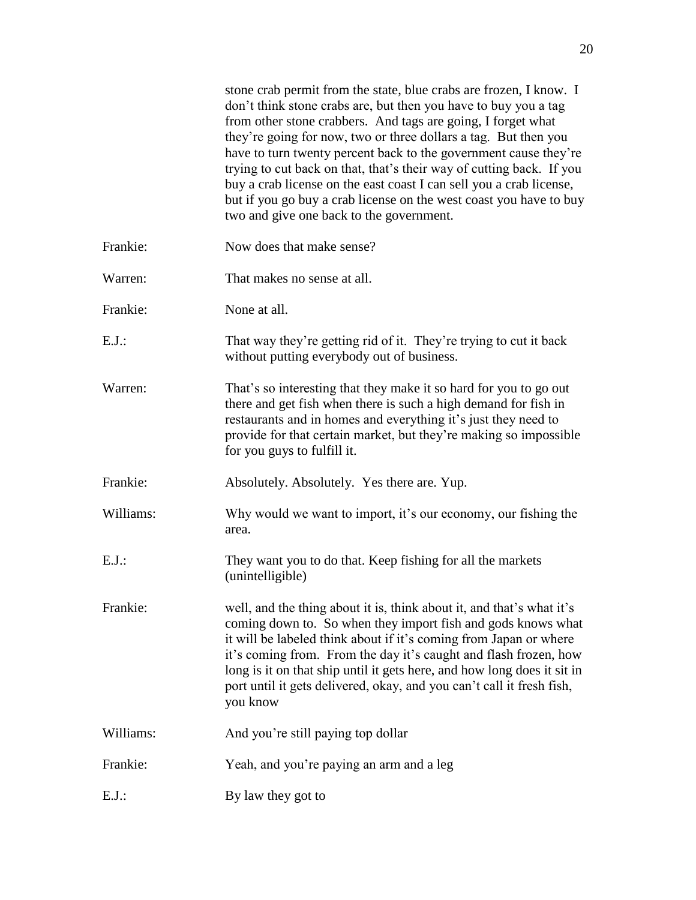stone crab permit from the state, blue crabs are frozen, I know. I don't think stone crabs are, but then you have to buy you a tag from other stone crabbers. And tags are going, I forget what they're going for now, two or three dollars a tag. But then you have to turn twenty percent back to the government cause they're trying to cut back on that, that's their way of cutting back. If you buy a crab license on the east coast I can sell you a crab license, but if you go buy a crab license on the west coast you have to buy two and give one back to the government.

Frankie: Now does that make sense?

Warren: That makes no sense at all.

Frankie: None at all.

E.J.: That way they're getting rid of it. They're trying to cut it back without putting everybody out of business.

Warren: That's so interesting that they make it so hard for you to go out there and get fish when there is such a high demand for fish in restaurants and in homes and everything it's just they need to provide for that certain market, but they're making so impossible for you guys to fulfill it.

Frankie: Absolutely. Absolutely. Yes there are. Yup.

Williams: Why would we want to import, it's our economy, our fishing the area.

E.J.: They want you to do that. Keep fishing for all the markets (unintelligible)

Frankie: well, and the thing about it is, think about it, and that's what it's coming down to. So when they import fish and gods knows what it will be labeled think about if it's coming from Japan or where it's coming from. From the day it's caught and flash frozen, how long is it on that ship until it gets here, and how long does it sit in port until it gets delivered, okay, and you can't call it fresh fish, you know

Williams: And you're still paying top dollar

Frankie: Yeah, and you're paying an arm and a leg

E.J.: By law they got to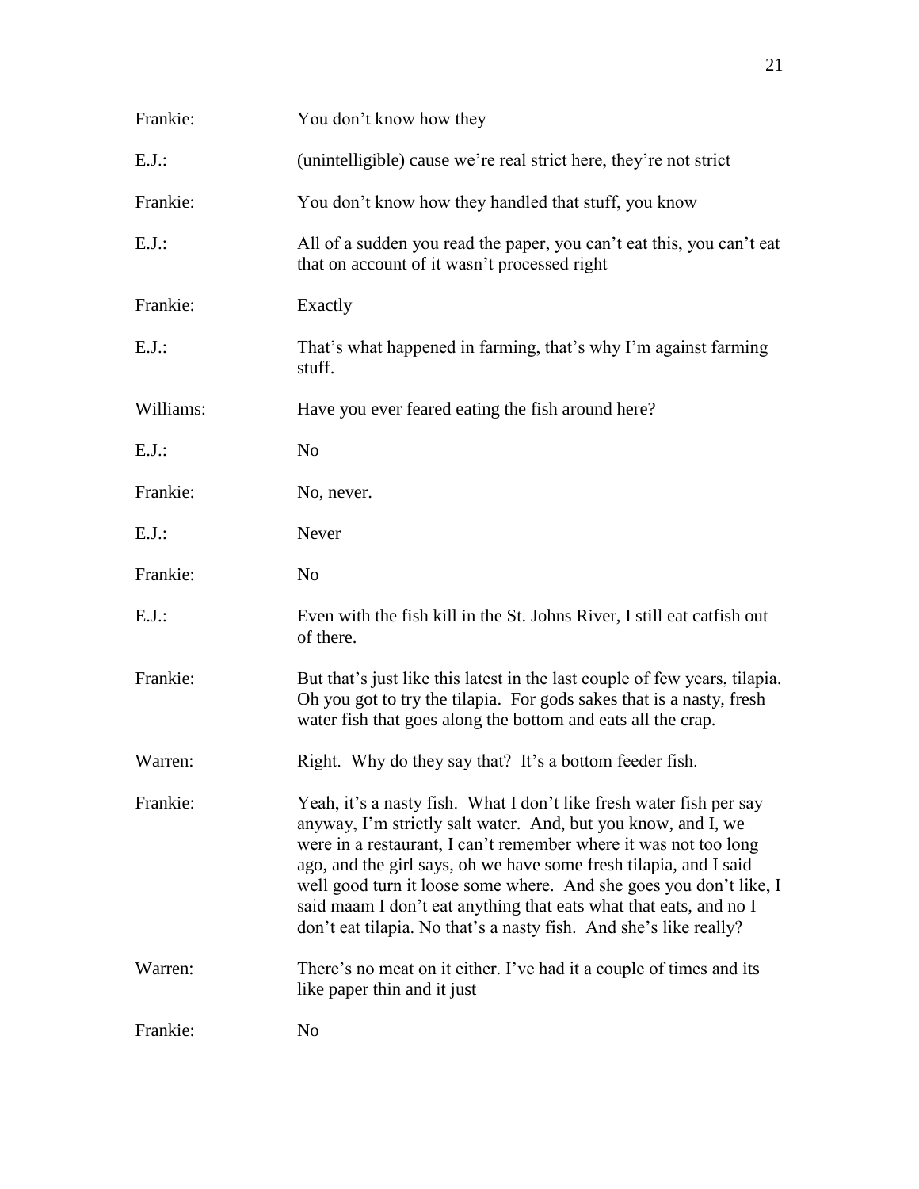Frankie: You don't know how they

E.J.: (unintelligible) cause we're real strict here, they're not strict

Frankie: You don't know how they handled that stuff, you know

E.J.: All of a sudden you read the paper, you can't eat this, you can't eat that on account of it wasn't processed right

Frankie: Exactly

E.J.: That's what happened in farming, that's why I'm against farming stuff.

Williams: Have you ever feared eating the fish around here?

E.J.: No

Frankie: No, never.

E.J.: Never

Frankie: No

E.J.: Even with the fish kill in the St. Johns River, I still eat catfish out of there.

Frankie: But that's just like this latest in the last couple of few years, tilapia. Oh you got to try the tilapia. For gods sakes that is a nasty, fresh water fish that goes along the bottom and eats all the crap.

Warren: Right. Why do they say that? It's a bottom feeder fish.

Frankie: Yeah, it's a nasty fish. What I don't like fresh water fish per say anyway, I'm strictly salt water. And, but you know, and I, we were in a restaurant, I can't remember where it was not too long ago, and the girl says, oh we have some fresh tilapia, and I said well good turn it loose some where. And she goes you don't like, I said maam I don't eat anything that eats what that eats, and no I don't eat tilapia. No that's a nasty fish. And she's like really?

Warren: There's no meat on it either. I've had it a couple of times and its like paper thin and it just

Frankie: No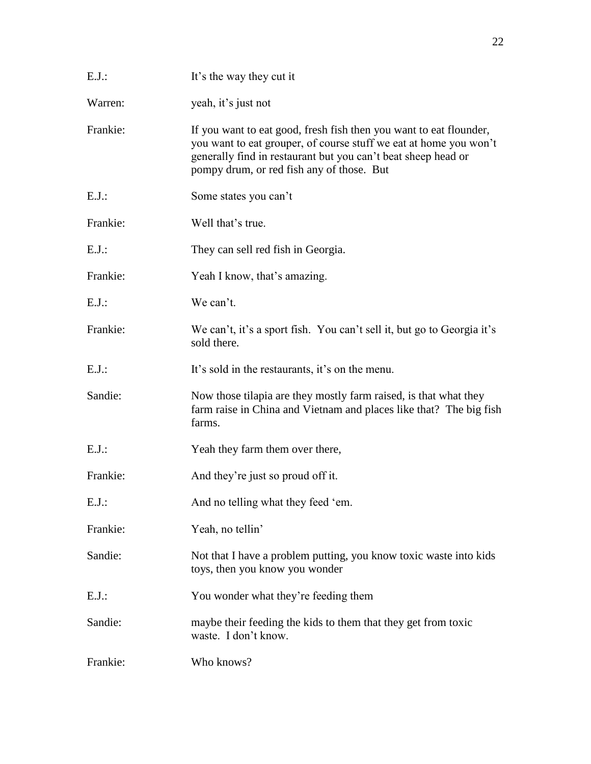E.J.: It's the way they cut it

Warren: yeah, it's just not

Frankie: If you want to eat good, fresh fish then you want to eat flounder, you want to eat grouper, of course stuff we eat at home you won't generally find in restaurant but you can't beat sheep head or pompy drum, or red fish any of those. But

E.J.: Some states you can't

Frankie: Well that's true.

E.J.: They can sell red fish in Georgia.

Frankie: Yeah I know, that's amazing.

E.J.: We can't.

Frankie: We can't, it's a sport fish. You can't sell it, but go to Georgia it's sold there.

E.J.: It's sold in the restaurants, it's on the menu.

Sandie: Now those tilapia are they mostly farm raised, is that what they farm raise in China and Vietnam and places like that? The big fish farms.

E.J.: Yeah they farm them over there,

Frankie: And they're just so proud off it.

E.J.: And no telling what they feed 'em.

Frankie: Yeah, no tellin'

Sandie: Not that I have a problem putting, you know toxic waste into kids toys, then you know you wonder

E.J.: You wonder what they're feeding them

Sandie: maybe their feeding the kids to them that they get from toxic waste. I don't know.

Frankie: Who knows?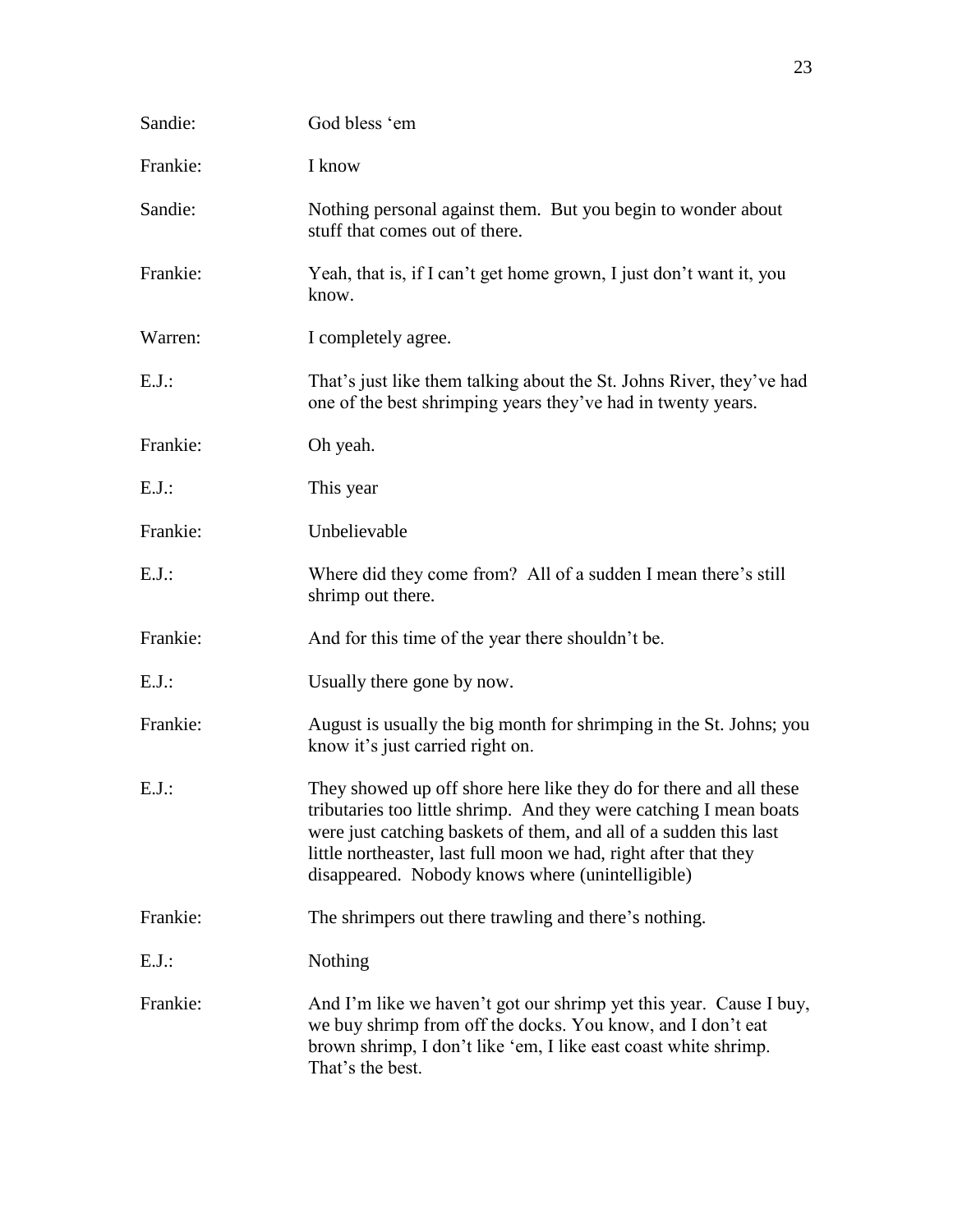Sandie: God bless 'em

Frankie: I know

Sandie: Nothing personal against them. But you begin to wonder about stuff that comes out of there.

Frankie: Yeah, that is, if I can't get home grown, I just don't want it, you know.

Warren: I completely agree.

E.J.: That's just like them talking about the St. Johns River, they've had one of the best shrimping years they've had in twenty years.

Frankie: Oh yeah.

E.J.: This year

Frankie: Unbelievable

E.J.: Where did they come from? All of a sudden I mean there's still shrimp out there.

Frankie: And for this time of the year there shouldn't be.

E.J.: Usually there gone by now.

Frankie: August is usually the big month for shrimping in the St. Johns; you know it's just carried right on.

E.J.: They showed up off shore here like they do for there and all these tributaries too little shrimp. And they were catching I mean boats were just catching baskets of them, and all of a sudden this last little northeaster, last full moon we had, right after that they disappeared. Nobody knows where (unintelligible)

Frankie: The shrimpers out there trawling and there's nothing.

E.J.: Nothing

Frankie: And I'm like we haven't got our shrimp yet this year. Cause I buy, we buy shrimp from off the docks. You know, and I don't eat brown shrimp, I don't like 'em, I like east coast white shrimp. That's the best.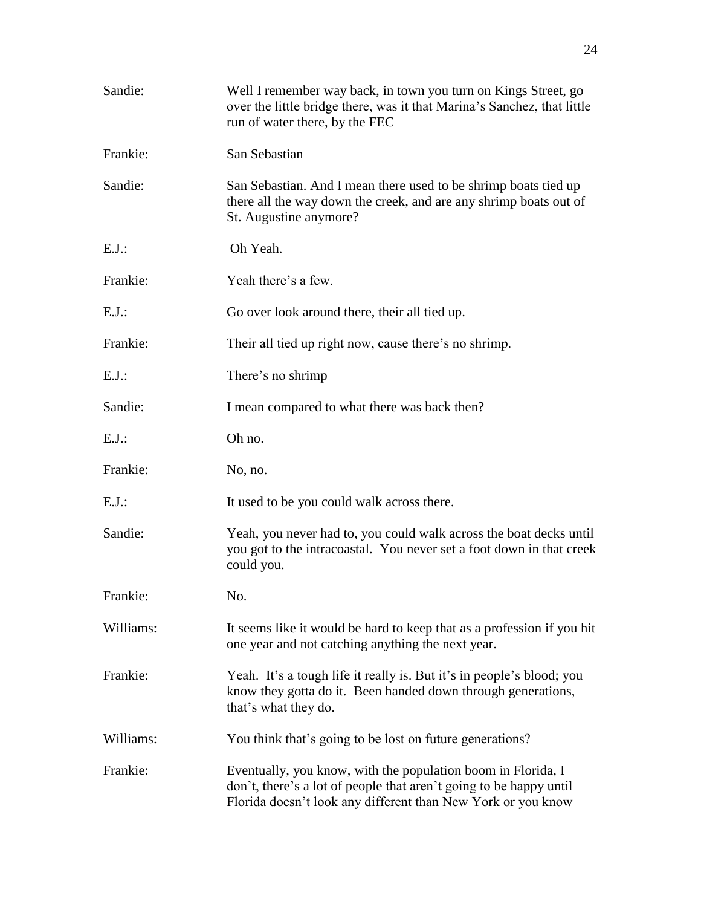Sandie: Well I remember way back, in town you turn on Kings Street, go over the little bridge there, was it that Marina's Sanchez, that little run of water there, by the FEC

Frankie: San Sebastian

Sandie: San Sebastian. And I mean there used to be shrimp boats tied up there all the way down the creek, and are any shrimp boats out of St. Augustine anymore?

E.J.: Oh Yeah.

Frankie: Yeah there's a few.

E.J.: Go over look around there, their all tied up.

Frankie: Their all tied up right now, cause there's no shrimp.

E.J.: There's no shrimp

Sandie: I mean compared to what there was back then?

E.J.: Oh no.

Frankie: No, no.

E.J.: It used to be you could walk across there.

Sandie: Yeah, you never had to, you could walk across the boat decks until you got to the intracoastal. You never set a foot down in that creek could you.

Frankie: No.

Williams: It seems like it would be hard to keep that as a profession if you hit one year and not catching anything the next year.

Frankie: Yeah. It's a tough life it really is. But it's in people's blood; you know they gotta do it. Been handed down through generations, that's what they do.

Williams: You think that's going to be lost on future generations?

Frankie: Eventually, you know, with the population boom in Florida, I don't, there's a lot of people that aren't going to be happy until Florida doesn't look any different than New York or you know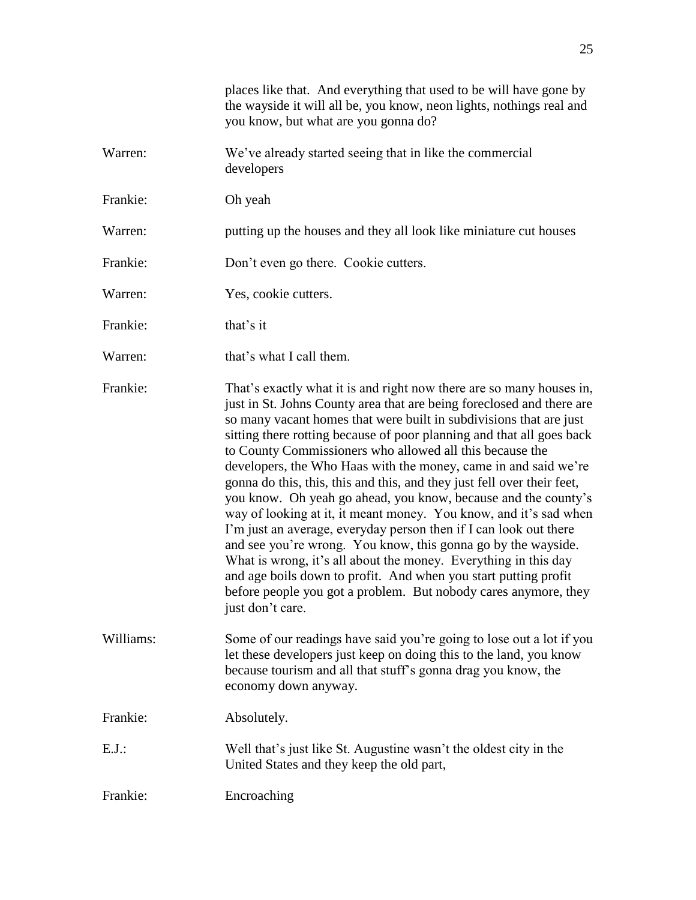places like that. And everything that used to be will have gone by the wayside it will all be, you know, neon lights, nothings real and you know, but what are you gonna do?

Warren: We've already started seeing that in like the commercial developers

Frankie: Oh yeah

Warren: putting up the houses and they all look like miniature cut houses

Frankie: Don't even go there. Cookie cutters.

Warren: Yes, cookie cutters.

Frankie: that's it

Warren: that's what I call them.

Frankie: That's exactly what it is and right now there are so many houses in, just in St. Johns County area that are being foreclosed and there are so many vacant homes that were built in subdivisions that are just sitting there rotting because of poor planning and that all goes back to County Commissioners who allowed all this because the developers, the Who Haas with the money, came in and said we're gonna do this, this, this and this, and they just fell over their feet, you know. Oh yeah go ahead, you know, because and the county's way of looking at it, it meant money. You know, and it's sad when I'm just an average, everyday person then if I can look out there and see you're wrong. You know, this gonna go by the wayside. What is wrong, it's all about the money. Everything in this day and age boils down to profit. And when you start putting profit before people you got a problem. But nobody cares anymore, they just don't care.

Williams: Some of our readings have said you're going to lose out a lot if you let these developers just keep on doing this to the land, you know because tourism and all that stuff's gonna drag you know, the economy down anyway.

Frankie: Absolutely.

E.J.: Well that's just like St. Augustine wasn't the oldest city in the United States and they keep the old part,

Frankie: Encroaching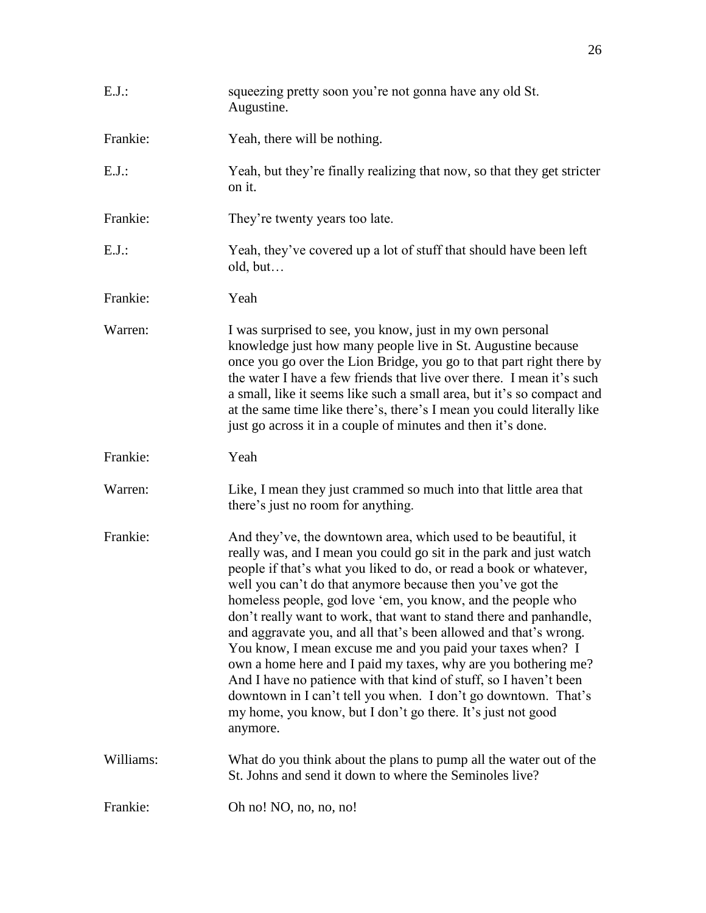E.J.: squeezing pretty soon you're not gonna have any old St. Augustine.

Frankie: Yeah, there will be nothing.

E.J.: Yeah, but they're finally realizing that now, so that they get stricter on it.

Frankie: They're twenty years too late.

E.J.: Yeah, they've covered up a lot of stuff that should have been left old, but…

Frankie: Yeah

Warren: I was surprised to see, you know, just in my own personal knowledge just how many people live in St. Augustine because once you go over the Lion Bridge, you go to that part right there by the water I have a few friends that live over there. I mean it's such a small, like it seems like such a small area, but it's so compact and at the same time like there's, there's I mean you could literally like just go across it in a couple of minutes and then it's done.

Frankie: Yeah

Warren: Like, I mean they just crammed so much into that little area that there's just no room for anything.

Frankie: And they've, the downtown area, which used to be beautiful, it really was, and I mean you could go sit in the park and just watch people if that's what you liked to do, or read a book or whatever, well you can't do that anymore because then you've got the homeless people, god love 'em, you know, and the people who don't really want to work, that want to stand there and panhandle, and aggravate you, and all that's been allowed and that's wrong. You know, I mean excuse me and you paid your taxes when? I own a home here and I paid my taxes, why are you bothering me? And I have no patience with that kind of stuff, so I haven't been downtown in I can't tell you when. I don't go downtown. That's my home, you know, but I don't go there. It's just not good anymore.

Williams: What do you think about the plans to pump all the water out of the St. Johns and send it down to where the Seminoles live?

Frankie: Oh no! NO, no, no, no!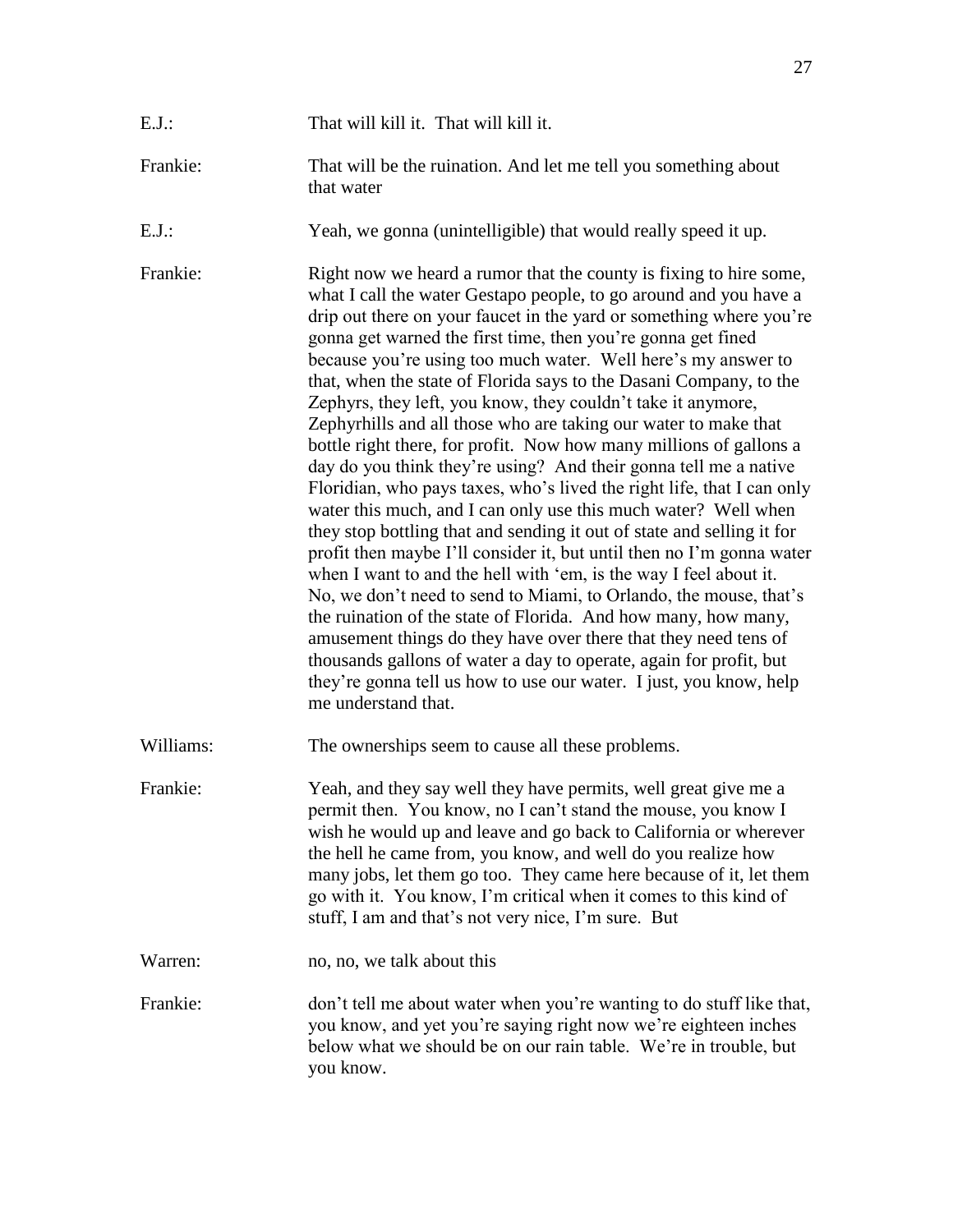E.J.: That will kill it. That will kill it.

Frankie: That will be the ruination. And let me tell you something about that water

E.J.: Yeah, we gonna (unintelligible) that would really speed it up.

Frankie: Right now we heard a rumor that the county is fixing to hire some, what I call the water Gestapo people, to go around and you have a drip out there on your faucet in the yard or something where you're gonna get warned the first time, then you're gonna get fined because you're using too much water. Well here's my answer to that, when the state of Florida says to the Dasani Company, to the Zephyrs, they left, you know, they couldn't take it anymore, Zephyrhills and all those who are taking our water to make that bottle right there, for profit. Now how many millions of gallons a day do you think they're using? And their gonna tell me a native Floridian, who pays taxes, who's lived the right life, that I can only water this much, and I can only use this much water? Well when they stop bottling that and sending it out of state and selling it for profit then maybe I'll consider it, but until then no I'm gonna water when I want to and the hell with 'em, is the way I feel about it. No, we don't need to send to Miami, to Orlando, the mouse, that's the ruination of the state of Florida. And how many, how many, amusement things do they have over there that they need tens of thousands gallons of water a day to operate, again for profit, but they're gonna tell us how to use our water. I just, you know, help me understand that.

Williams: The ownerships seem to cause all these problems.

Frankie: Yeah, and they say well they have permits, well great give me a permit then. You know, no I can't stand the mouse, you know I wish he would up and leave and go back to California or wherever the hell he came from, you know, and well do you realize how many jobs, let them go too. They came here because of it, let them go with it. You know, I'm critical when it comes to this kind of stuff, I am and that's not very nice, I'm sure. But

Warren: no, no, we talk about this

Frankie: don't tell me about water when you're wanting to do stuff like that, you know, and yet you're saying right now we're eighteen inches below what we should be on our rain table. We're in trouble, but you know.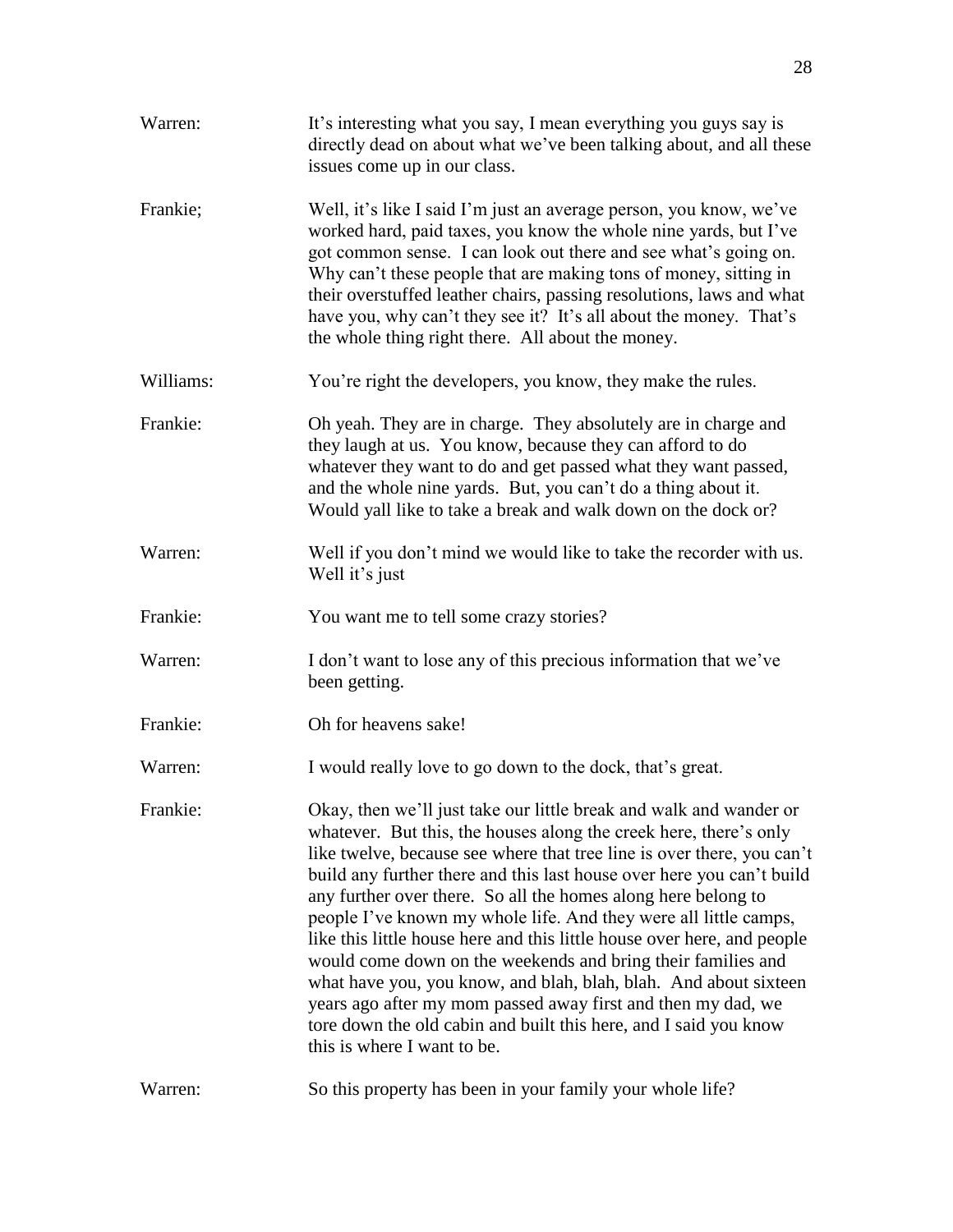Warren: It's interesting what you say, I mean everything you guys say is directly dead on about what we've been talking about, and all these issues come up in our class.

Frankie; Well, it's like I said I'm just an average person, you know, we've worked hard, paid taxes, you know the whole nine yards, but I've got common sense. I can look out there and see what's going on. Why can't these people that are making tons of money, sitting in their overstuffed leather chairs, passing resolutions, laws and what have you, why can't they see it? It's all about the money. That's the whole thing right there. All about the money.

Williams: You're right the developers, you know, they make the rules.

Frankie: Oh yeah. They are in charge. They absolutely are in charge and they laugh at us. You know, because they can afford to do whatever they want to do and get passed what they want passed, and the whole nine yards. But, you can't do a thing about it. Would yall like to take a break and walk down on the dock or?

Warren: Well if you don't mind we would like to take the recorder with us. Well it's just

Frankie: You want me to tell some crazy stories?

Warren: I don't want to lose any of this precious information that we've been getting.

Frankie: Oh for heavens sake!

Warren: I would really love to go down to the dock, that's great.

Frankie: Okay, then we'll just take our little break and walk and wander or whatever. But this, the houses along the creek here, there's only like twelve, because see where that tree line is over there, you can't build any further there and this last house over here you can't build any further over there. So all the homes along here belong to people I've known my whole life. And they were all little camps, like this little house here and this little house over here, and people would come down on the weekends and bring their families and what have you, you know, and blah, blah, blah. And about sixteen years ago after my mom passed away first and then my dad, we tore down the old cabin and built this here, and I said you know this is where I want to be.

Warren: So this property has been in your family your whole life?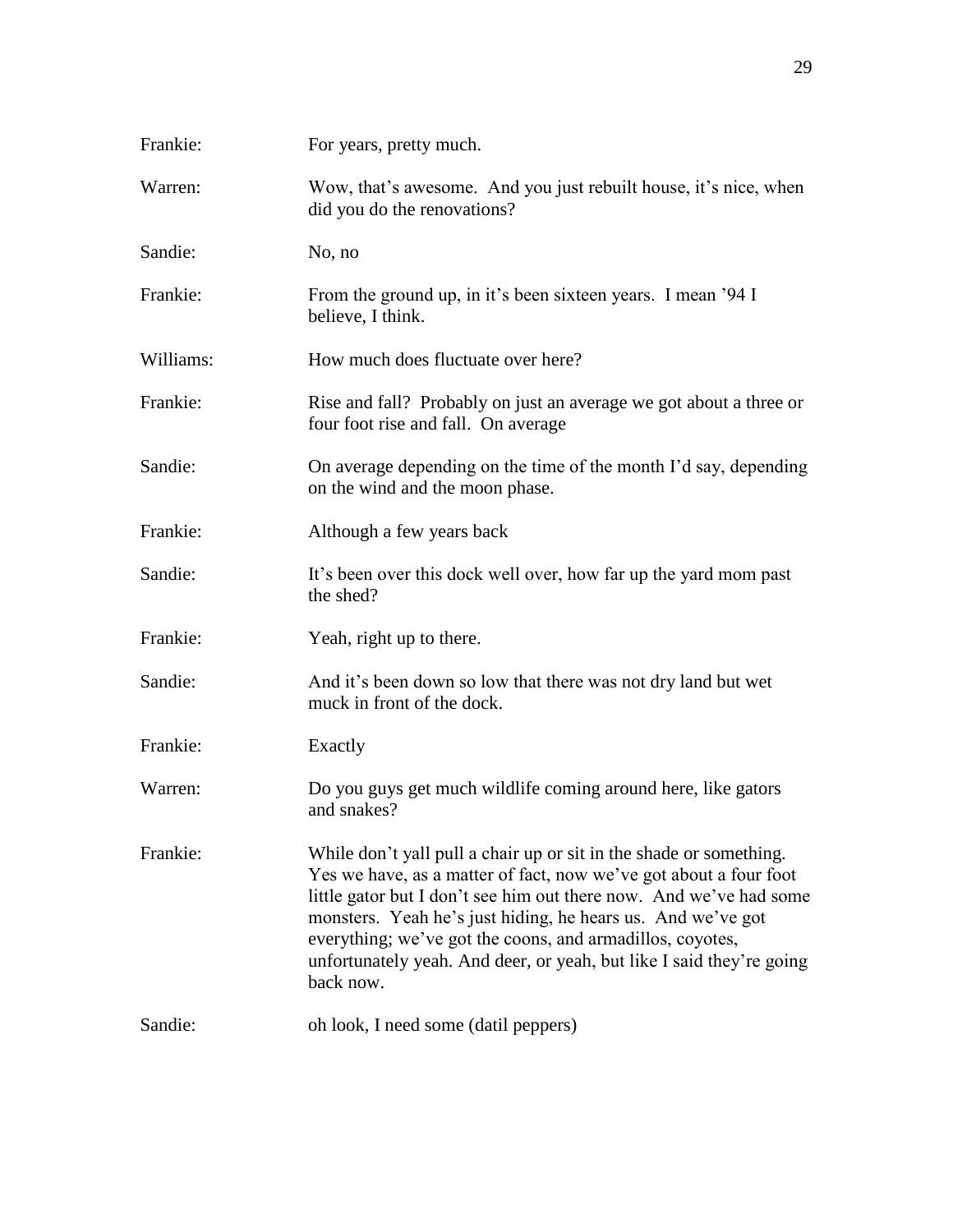Frankie: For years, pretty much.

Warren: Wow, that's awesome. And you just rebuilt house, it's nice, when did you do the renovations?

Sandie: No, no

Frankie: From the ground up, in it's been sixteen years. I mean '94 I believe, I think.

Williams: How much does fluctuate over here?

Frankie: Rise and fall? Probably on just an average we got about a three or four foot rise and fall. On average

Sandie: On average depending on the time of the month I'd say, depending on the wind and the moon phase.

Frankie: Although a few years back

Sandie: It's been over this dock well over, how far up the yard mom past the shed?

Frankie: Yeah, right up to there.

Sandie: And it's been down so low that there was not dry land but wet muck in front of the dock.

Frankie: Exactly

Warren: Do you guys get much wildlife coming around here, like gators and snakes?

Frankie: While don't yall pull a chair up or sit in the shade or something. Yes we have, as a matter of fact, now we've got about a four foot little gator but I don't see him out there now. And we've had some monsters. Yeah he's just hiding, he hears us. And we've got everything; we've got the coons, and armadillos, coyotes, unfortunately yeah. And deer, or yeah, but like I said they're going back now.

Sandie: oh look, I need some (datil peppers)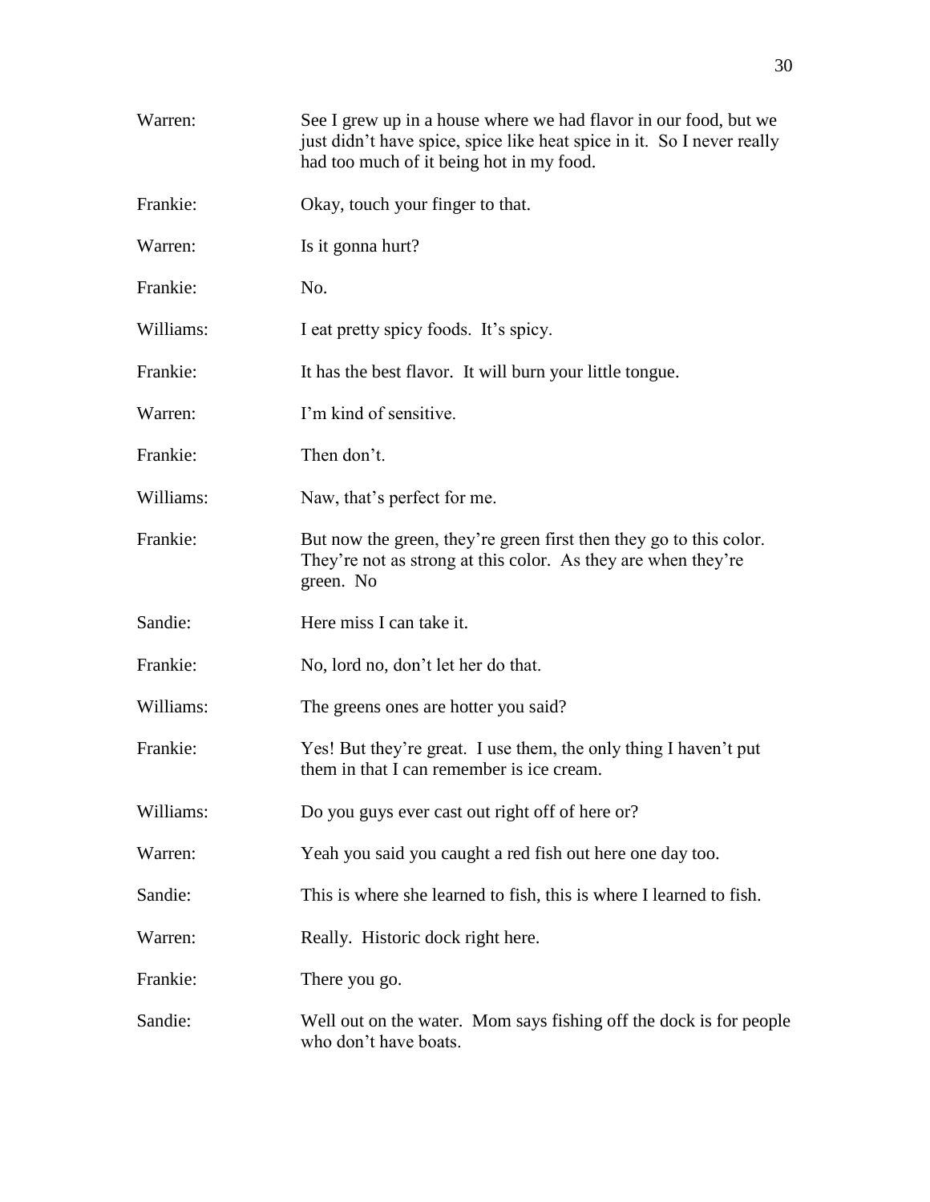Warren: See I grew up in a house where we had flavor in our food, but we just didn't have spice, spice like heat spice in it. So I never really had too much of it being hot in my food.

Frankie: Okay, touch your finger to that.

Warren: Is it gonna hurt?

Frankie: No.

Williams: I eat pretty spicy foods. It's spicy.

Frankie: It has the best flavor. It will burn your little tongue.

Warren: I'm kind of sensitive.

Frankie: Then don't.

Williams: Naw, that's perfect for me.

Frankie: But now the green, they're green first then they go to this color. They're not as strong at this color. As they are when they're green. No

Sandie: Here miss I can take it.

Frankie: No, lord no, don't let her do that.

Williams: The greens ones are hotter you said?

Frankie: Yes! But they're great. I use them, the only thing I haven't put them in that I can remember is ice cream.

Williams: Do you guys ever cast out right off of here or?

Warren: Yeah you said you caught a red fish out here one day too.

Sandie: This is where she learned to fish, this is where I learned to fish.

Warren: Really. Historic dock right here.

Frankie: There you go.

Sandie: Well out on the water. Mom says fishing off the dock is for people who don't have boats.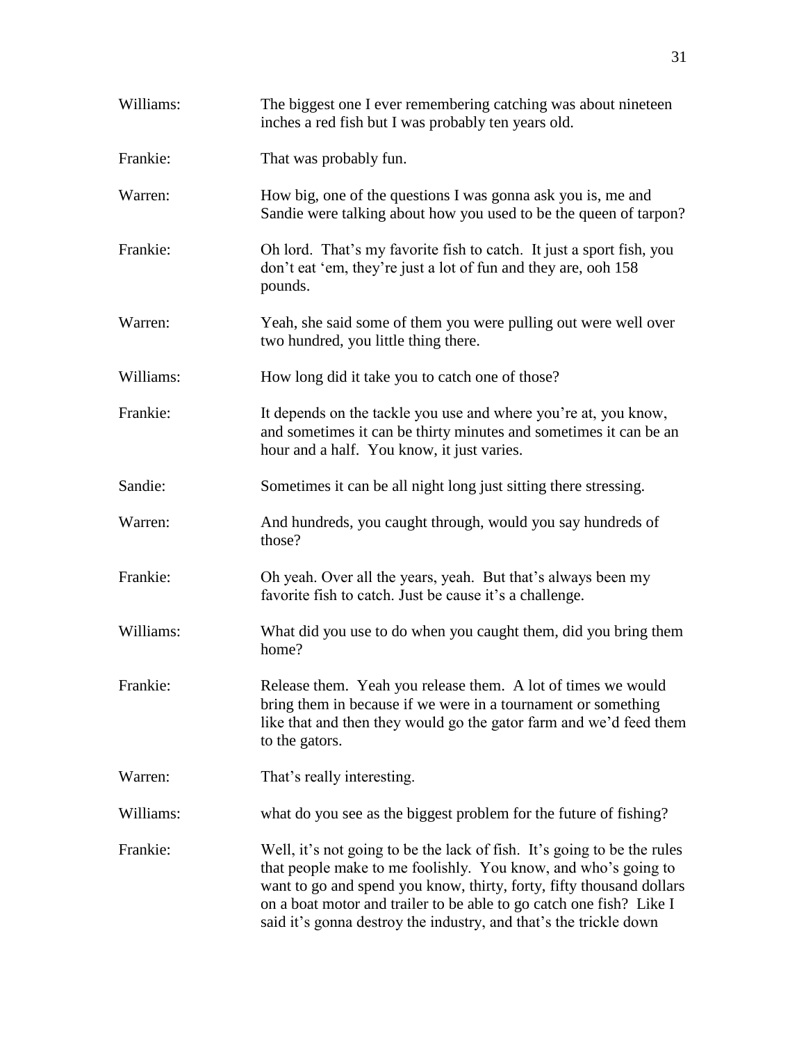Williams: The biggest one I ever remembering catching was about nineteen inches a red fish but I was probably ten years old.

Frankie: That was probably fun.

Warren: How big, one of the questions I was gonna ask you is, me and Sandie were talking about how you used to be the queen of tarpon?

Frankie: Oh lord. That's my favorite fish to catch. It just a sport fish, you don't eat 'em, they're just a lot of fun and they are, ooh 158 pounds.

Warren: Yeah, she said some of them you were pulling out were well over two hundred, you little thing there.

Williams: How long did it take you to catch one of those?

Frankie: It depends on the tackle you use and where you're at, you know, and sometimes it can be thirty minutes and sometimes it can be an hour and a half. You know, it just varies.

Sandie: Sometimes it can be all night long just sitting there stressing.

Warren: And hundreds, you caught through, would you say hundreds of those?

Frankie: Oh yeah. Over all the years, yeah. But that's always been my favorite fish to catch. Just be cause it's a challenge.

Williams: What did you use to do when you caught them, did you bring them home?

Frankie: Release them. Yeah you release them. A lot of times we would bring them in because if we were in a tournament or something like that and then they would go the gator farm and we'd feed them to the gators.

Warren: That's really interesting.

Williams: what do you see as the biggest problem for the future of fishing?

Frankie: Well, it's not going to be the lack of fish. It's going to be the rules that people make to me foolishly. You know, and who's going to want to go and spend you know, thirty, forty, fifty thousand dollars on a boat motor and trailer to be able to go catch one fish? Like I said it's gonna destroy the industry, and that's the trickle down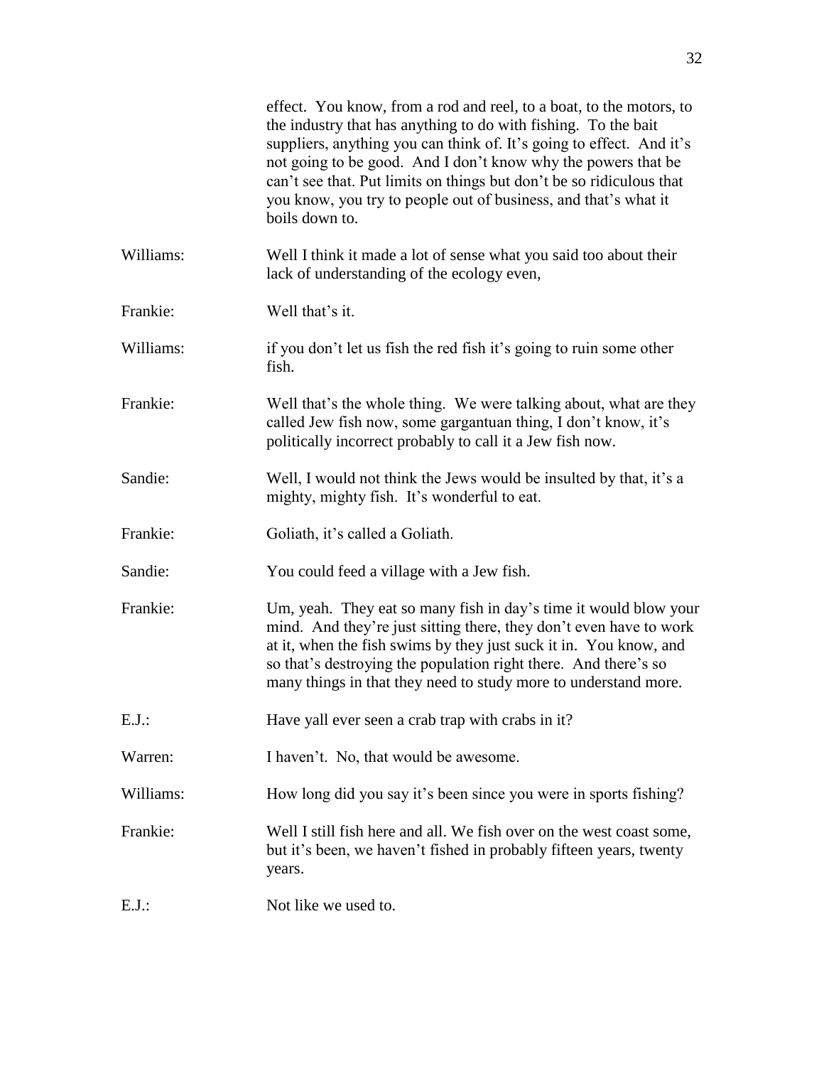effect. You know, from a rod and reel, to a boat, to the motors, to the industry that has anything to do with fishing. To the bait suppliers, anything you can think of. It's going to effect. And it's not going to be good. And I don't know why the powers that be can't see that. Put limits on things but don't be so ridiculous that you know, you try to people out of business, and that's what it boils down to.

Williams: Well I think it made a lot of sense what you said too about their lack of understanding of the ecology even,

Frankie: Well that's it.

Williams: if you don't let us fish the red fish it's going to ruin some other fish.

Frankie: Well that's the whole thing. We were talking about, what are they called Jew fish now, some gargantuan thing, I don't know, it's politically incorrect probably to call it a Jew fish now.

Sandie: Well, I would not think the Jews would be insulted by that, it's a mighty, mighty fish. It's wonderful to eat.

Frankie: Goliath, it's called a Goliath.

Sandie: You could feed a village with a Jew fish.

Frankie: Um, yeah. They eat so many fish in day's time it would blow your mind. And they're just sitting there, they don't even have to work at it, when the fish swims by they just suck it in. You know, and so that's destroying the population right there. And there's so many things in that they need to study more to understand more.

E.J.: Have yall ever seen a crab trap with crabs in it?

Warren: I haven't. No, that would be awesome.

Williams: How long did you say it's been since you were in sports fishing?

Frankie: Well I still fish here and all. We fish over on the west coast some, but it's been, we haven't fished in probably fifteen years, twenty years.

E.J.: Not like we used to.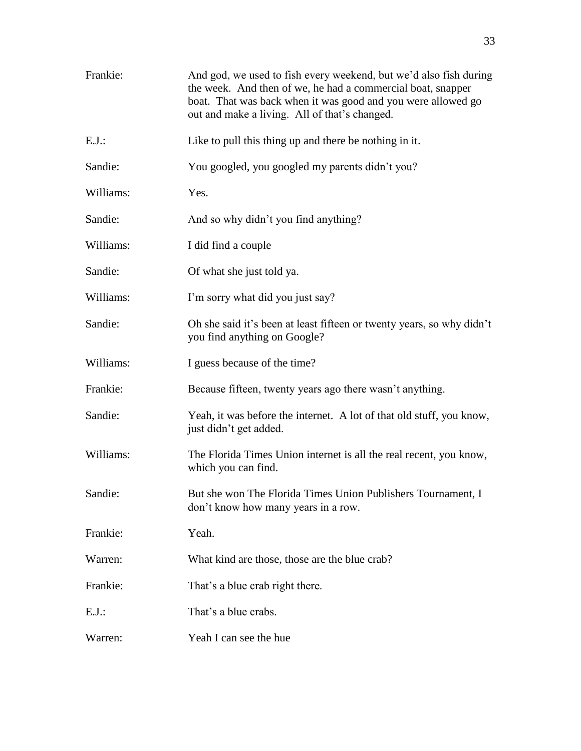Frankie: And god, we used to fish every weekend, but we'd also fish during the week. And then of we, he had a commercial boat, snapper boat. That was back when it was good and you were allowed go out and make a living. All of that's changed.

E.J.: Like to pull this thing up and there be nothing in it.

Sandie: You googled, you googled my parents didn't you?

Williams: Yes.

Sandie: And so why didn't you find anything?

Williams: I did find a couple

Sandie: Of what she just told ya.

Williams: I'm sorry what did you just say?

Sandie: Oh she said it's been at least fifteen or twenty years, so why didn't you find anything on Google?

Williams: I guess because of the time?

Frankie: Because fifteen, twenty years ago there wasn't anything.

Sandie: Yeah, it was before the internet. A lot of that old stuff, you know, just didn't get added.

Williams: The Florida Times Union internet is all the real recent, you know, which you can find.

Sandie: But she won The Florida Times Union Publishers Tournament, I don't know how many years in a row.

Frankie: Yeah.

Warren: What kind are those, those are the blue crab?

Frankie: That's a blue crab right there.

E.J.: That's a blue crabs.

Warren: Yeah I can see the hue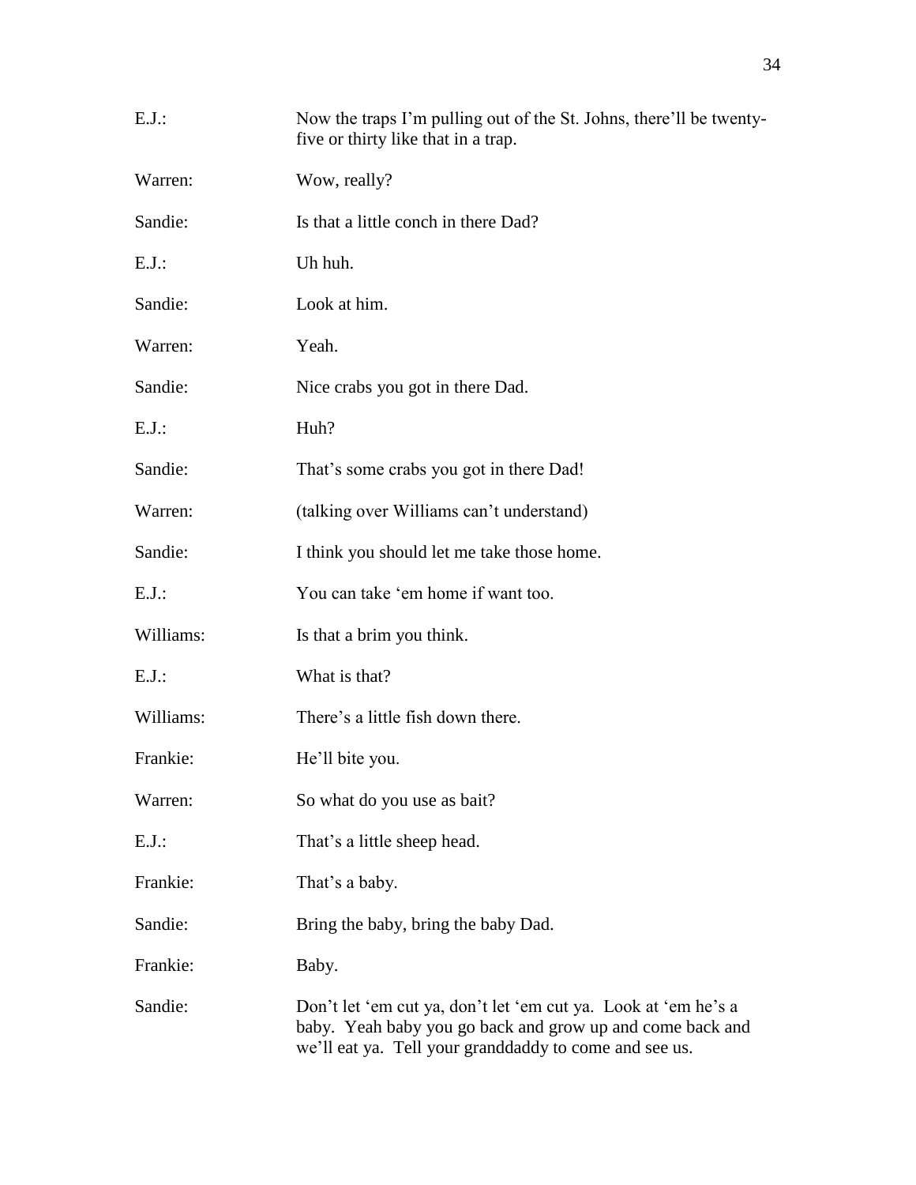E.J.: Now the traps I'm pulling out of the St. Johns, there'll be twenty-five or thirty like that in a trap.

Warren: Wow, really?

Sandie: Is that a little conch in there Dad?

E.J.: Uh huh.

Sandie: Look at him.

Warren: Yeah.

Sandie: Nice crabs you got in there Dad.

E.J.: Huh?

Sandie: That's some crabs you got in there Dad!

Warren: (talking over Williams can't understand)

Sandie: I think you should let me take those home.

E.J.: You can take 'em home if want too.

Williams: Is that a brim you think.

E.J.: What is that?

Williams: There's a little fish down there.

Frankie: He'll bite you.

Warren: So what do you use as bait?

E.J.: That's a little sheep head.

Frankie: That's a baby.

Sandie: Bring the baby, bring the baby Dad.

Frankie: Baby.

Sandie: Don't let 'em cut ya, don't let 'em cut ya. Look at 'em he's a baby. Yeah baby you go back and grow up and come back and we'll eat ya. Tell your granddaddy to come and see us.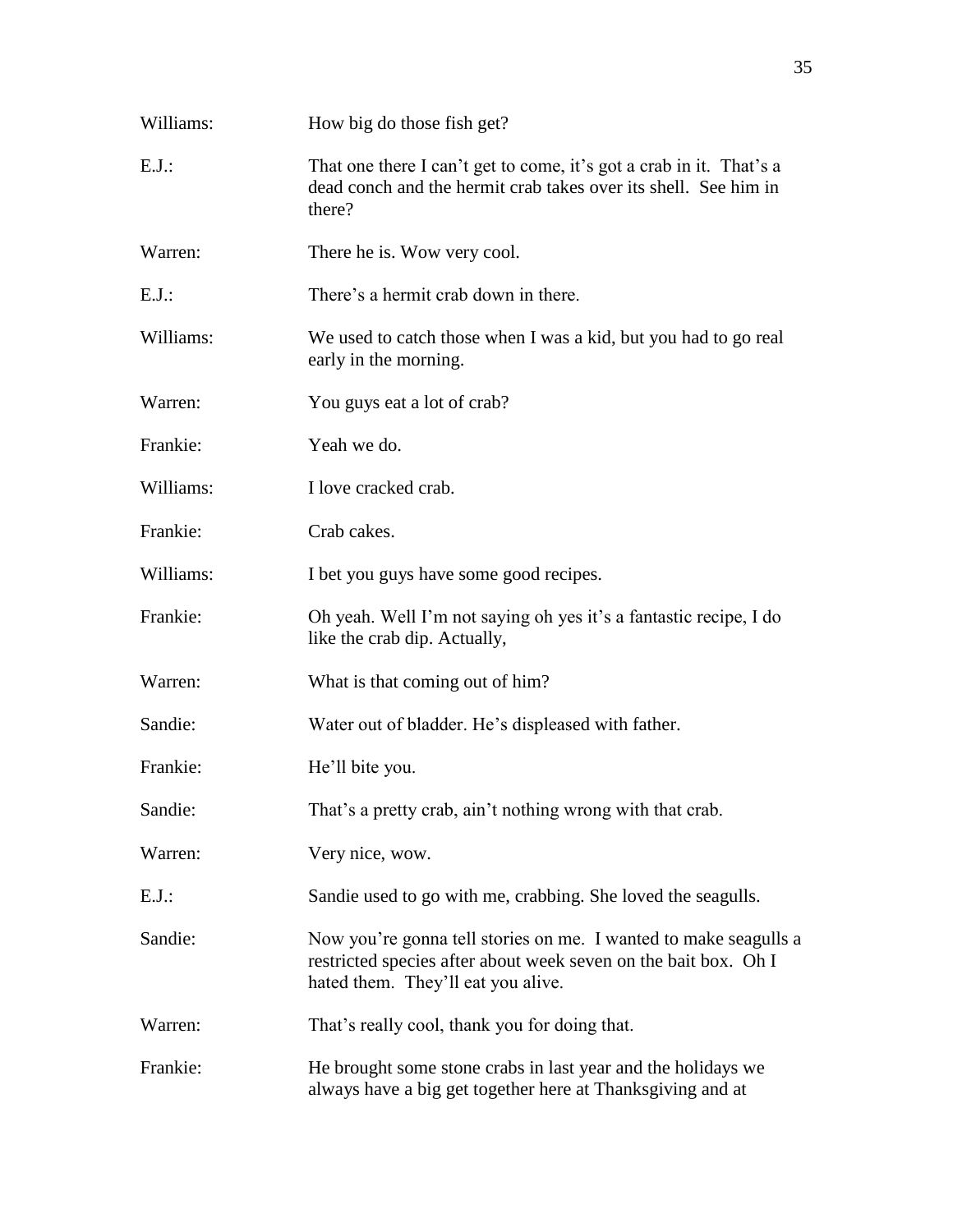Williams: How big do those fish get?

E.J.: That one there I can't get to come, it's got a crab in it. That's a dead conch and the hermit crab takes over its shell. See him in there?

Warren: There he is. Wow very cool.

E.J.: There's a hermit crab down in there.

Williams: We used to catch those when I was a kid, but you had to go real early in the morning.

Warren: You guys eat a lot of crab?

Frankie: Yeah we do.

Williams: I love cracked crab.

Frankie: Crab cakes.

Williams: I bet you guys have some good recipes.

Frankie: Oh yeah. Well I'm not saying oh yes it's a fantastic recipe, I do like the crab dip. Actually,

Warren: What is that coming out of him?

Sandie: Water out of bladder. He's displeased with father.

Frankie: He'll bite you.

Sandie: That's a pretty crab, ain't nothing wrong with that crab.

Warren: Very nice, wow.

E.J.: Sandie used to go with me, crabbing. She loved the seagulls.

Sandie: Now you're gonna tell stories on me. I wanted to make seagulls a restricted species after about week seven on the bait box. Oh I hated them. They'll eat you alive.

Warren: That's really cool, thank you for doing that.

Frankie: He brought some stone crabs in last year and the holidays we always have a big get together here at Thanksgiving and at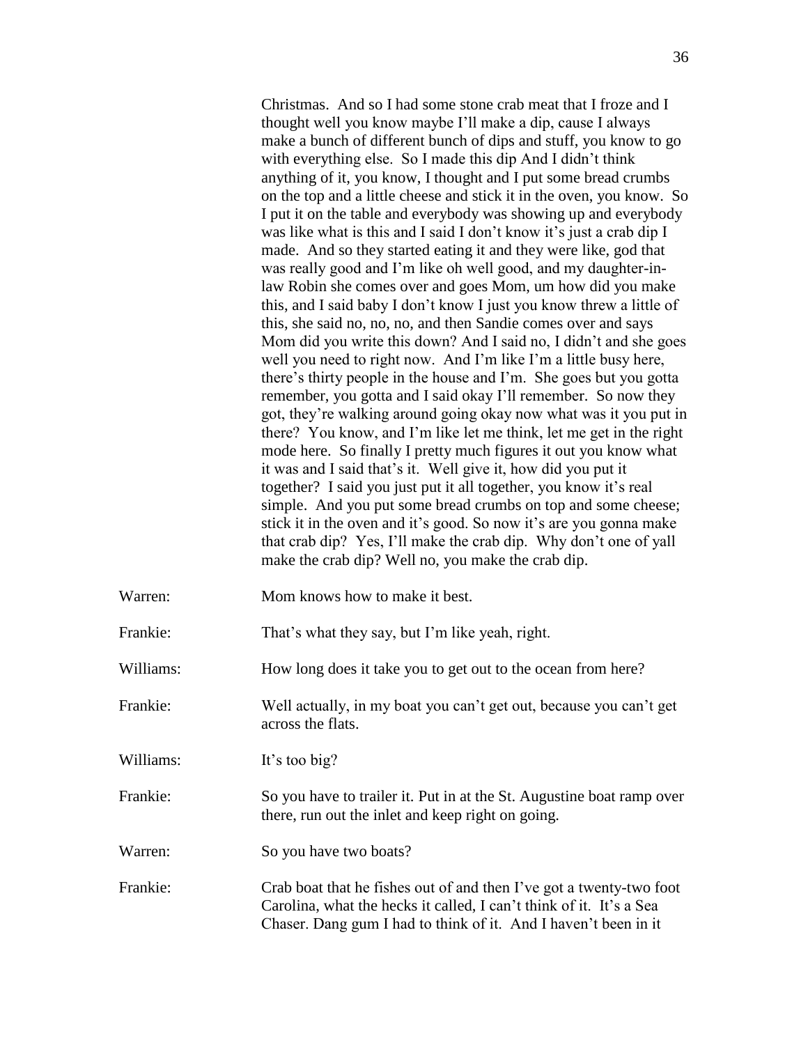Christmas. And so I had some stone crab meat that I froze and I thought well you know maybe I'll make a dip, cause I always make a bunch of different bunch of dips and stuff, you know to go with everything else. So I made this dip And I didn't think anything of it, you know, I thought and I put some bread crumbs on the top and a little cheese and stick it in the oven, you know. So I put it on the table and everybody was showing up and everybody was like what is this and I said I don't know it's just a crab dip I made. And so they started eating it and they were like, god that was really good and I'm like oh well good, and my daughter-in-law Robin she comes over and goes Mom, um how did you make this, and I said baby I don't know I just you know threw a little of this, she said no, no, no, and then Sandie comes over and says Mom did you write this down? And I said no, I didn't and she goes well you need to right now. And I'm like I'm a little busy here, there's thirty people in the house and I'm. She goes but you gotta remember, you gotta and I said okay I'll remember. So now they got, they're walking around going okay now what was it you put in there? You know, and I'm like let me think, let me get in the right mode here. So finally I pretty much figures it out you know what it was and I said that's it. Well give it, how did you put it together? I said you just put it all together, you know it's real simple. And you put some bread crumbs on top and some cheese; stick it in the oven and it's good. So now it's are you gonna make that crab dip? Yes, I'll make the crab dip. Why don't one of yall make the crab dip? Well no, you make the crab dip.

Warren: Mom knows how to make it best.

Frankie: That's what they say, but I'm like yeah, right.

Williams: How long does it take you to get out to the ocean from here?

Frankie: Well actually, in my boat you can't get out, because you can't get across the flats.

Williams: It's too big?

Frankie: So you have to trailer it. Put in at the St. Augustine boat ramp over there, run out the inlet and keep right on going.

Warren: So you have two boats?

Frankie: Crab boat that he fishes out of and then I've got a twenty-two foot Carolina, what the hecks it called, I can't think of it. It's a Sea Chaser. Dang gum I had to think of it. And I haven't been in it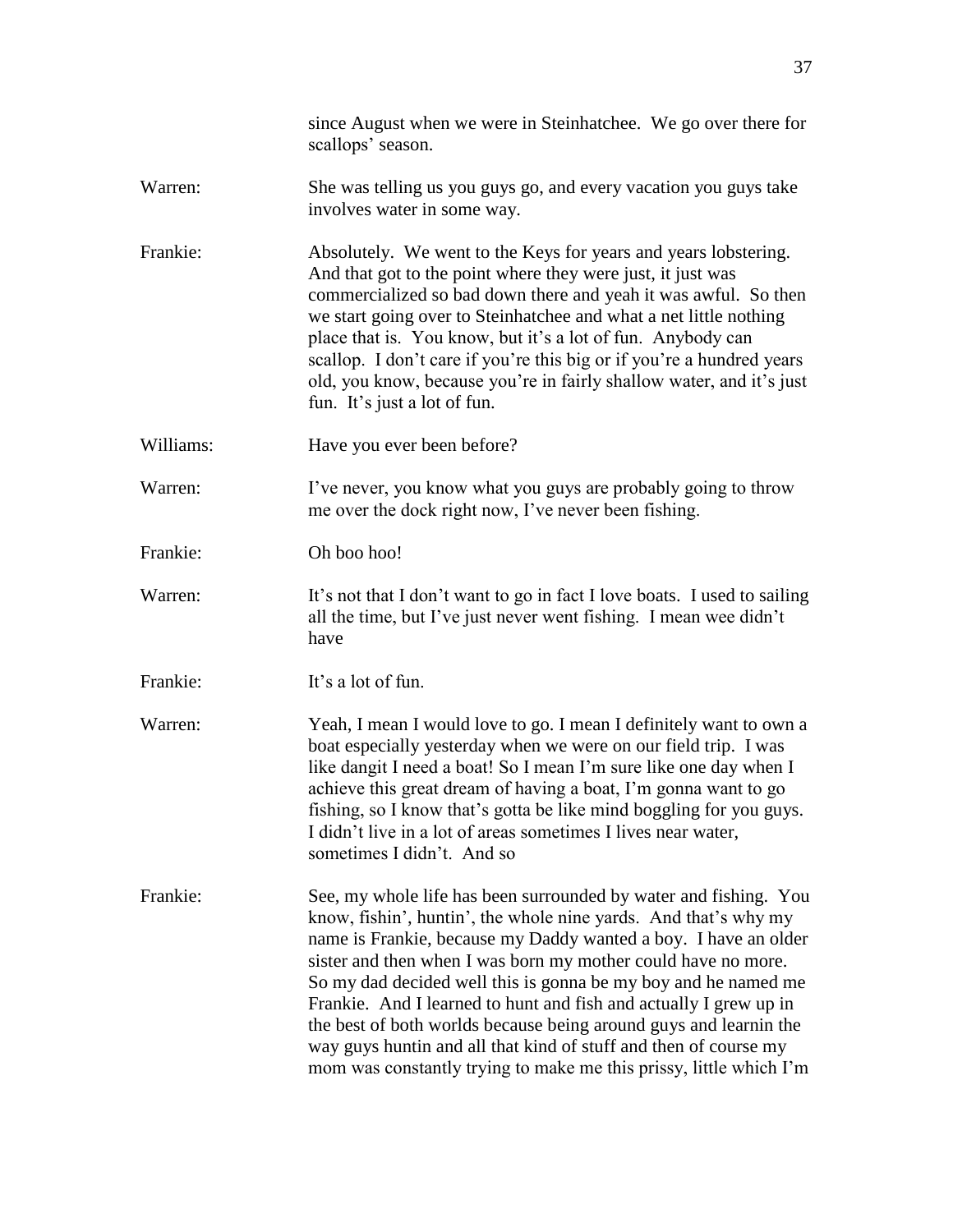since August when we were in Steinhatchee. We go over there for scallops' season.

Warren: She was telling us you guys go, and every vacation you guys take involves water in some way.

Frankie: Absolutely. We went to the Keys for years and years lobstering. And that got to the point where they were just, it just was commercialized so bad down there and yeah it was awful. So then we start going over to Steinhatchee and what a net little nothing place that is. You know, but it's a lot of fun. Anybody can scallop. I don't care if you're this big or if you're a hundred years old, you know, because you're in fairly shallow water, and it's just fun. It's just a lot of fun.

Williams: Have you ever been before?

Warren: I've never, you know what you guys are probably going to throw me over the dock right now, I've never been fishing.

Frankie: Oh boo hoo!

Warren: It's not that I don't want to go in fact I love boats. I used to sailing all the time, but I've just never went fishing. I mean wee didn't have

Frankie: It's a lot of fun.

Warren: Yeah, I mean I would love to go. I mean I definitely want to own a boat especially yesterday when we were on our field trip. I was like dangit I need a boat! So I mean I'm sure like one day when I achieve this great dream of having a boat, I'm gonna want to go fishing, so I know that's gotta be like mind boggling for you guys. I didn't live in a lot of areas sometimes I lives near water, sometimes I didn't. And so

Frankie: See, my whole life has been surrounded by water and fishing. You know, fishin', huntin', the whole nine yards. And that's why my name is Frankie, because my Daddy wanted a boy. I have an older sister and then when I was born my mother could have no more. So my dad decided well this is gonna be my boy and he named me Frankie. And I learned to hunt and fish and actually I grew up in the best of both worlds because being around guys and learnin the way guys huntin and all that kind of stuff and then of course my mom was constantly trying to make me this prissy, little which I'm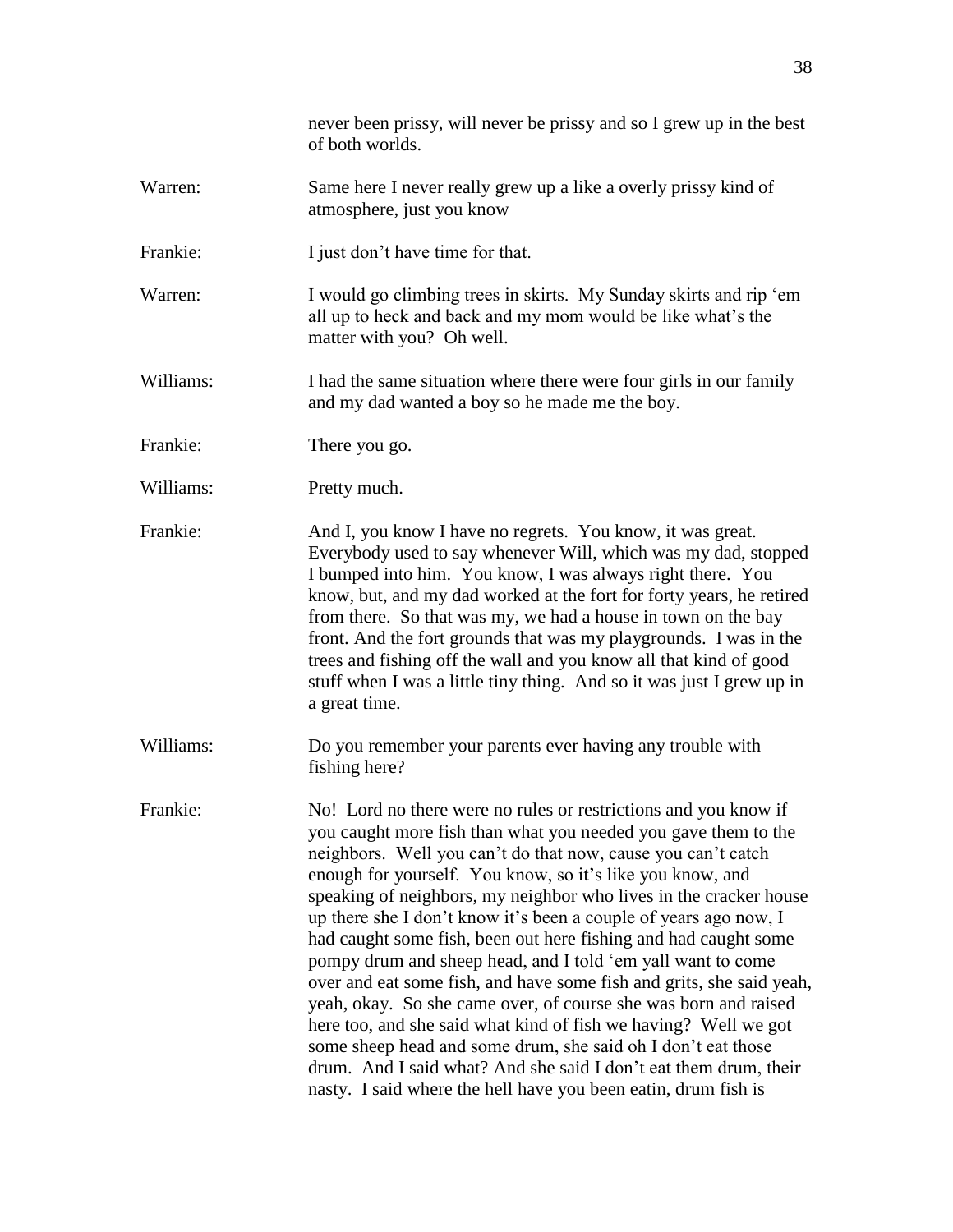never been prissy, will never be prissy and so I grew up in the best of both worlds.

Warren: Same here I never really grew up a like a overly prissy kind of atmosphere, just you know

Frankie: I just don't have time for that.

Warren: I would go climbing trees in skirts. My Sunday skirts and rip 'em all up to heck and back and my mom would be like what's the matter with you? Oh well.

Williams: I had the same situation where there were four girls in our family and my dad wanted a boy so he made me the boy.

Frankie: There you go.

Williams: Pretty much.

Frankie: And I, you know I have no regrets. You know, it was great. Everybody used to say whenever Will, which was my dad, stopped I bumped into him. You know, I was always right there. You know, but, and my dad worked at the fort for forty years, he retired from there. So that was my, we had a house in town on the bay front. And the fort grounds that was my playgrounds. I was in the trees and fishing off the wall and you know all that kind of good stuff when I was a little tiny thing. And so it was just I grew up in a great time.

Williams: Do you remember your parents ever having any trouble with fishing here?

Frankie: No! Lord no there were no rules or restrictions and you know if you caught more fish than what you needed you gave them to the neighbors. Well you can't do that now, cause you can't catch enough for yourself. You know, so it's like you know, and speaking of neighbors, my neighbor who lives in the cracker house up there she I don't know it's been a couple of years ago now, I had caught some fish, been out here fishing and had caught some pompy drum and sheep head, and I told 'em yall want to come over and eat some fish, and have some fish and grits, she said yeah, yeah, okay. So she came over, of course she was born and raised here too, and she said what kind of fish we having? Well we got some sheep head and some drum, she said oh I don't eat those drum. And I said what? And she said I don't eat them drum, their nasty. I said where the hell have you been eatin, drum fish is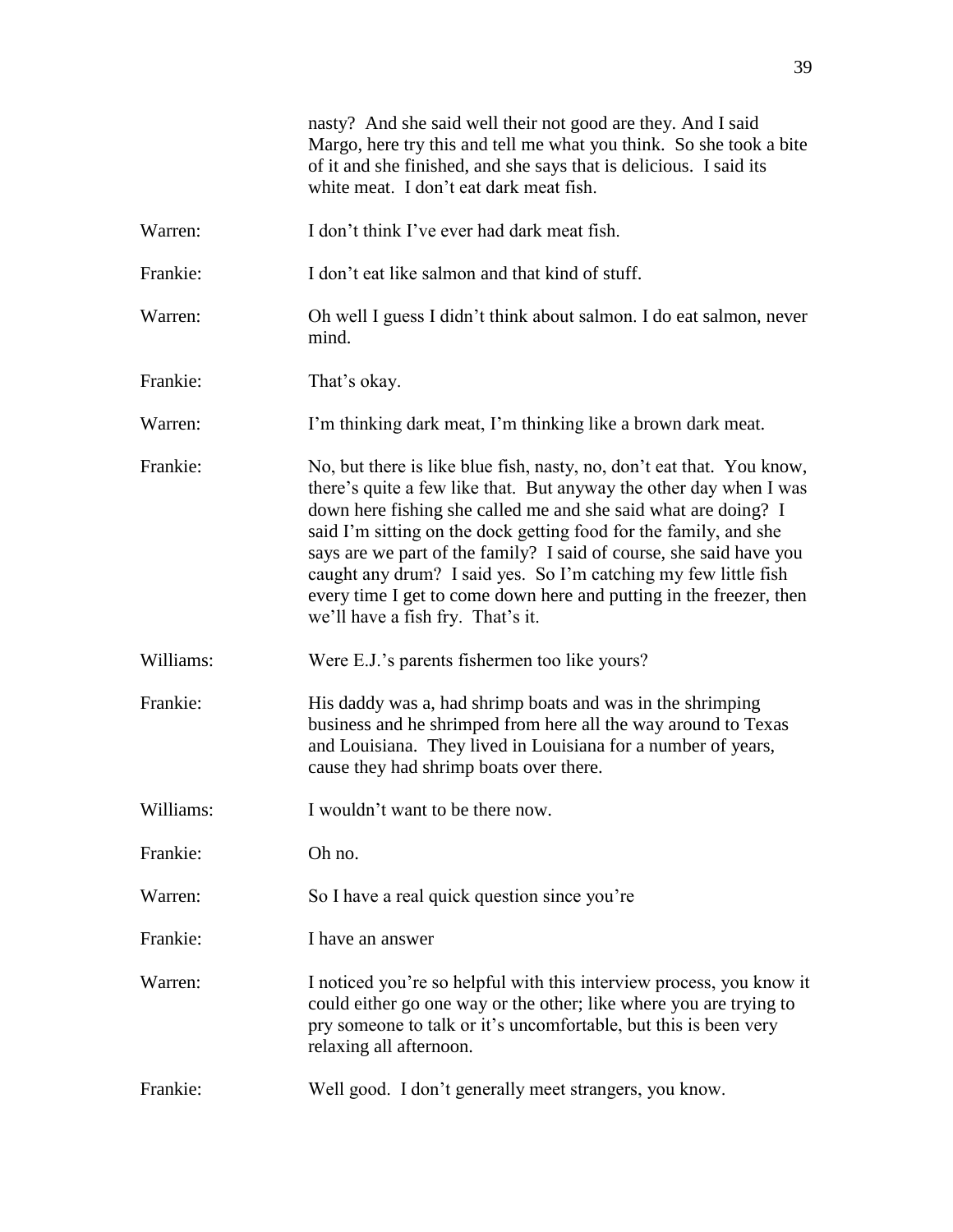nasty? And she said well their not good are they. And I said Margo, here try this and tell me what you think. So she took a bite of it and she finished, and she says that is delicious. I said its white meat. I don't eat dark meat fish.

Warren: I don't think I've ever had dark meat fish.

Frankie: I don't eat like salmon and that kind of stuff.

Warren: Oh well I guess I didn't think about salmon. I do eat salmon, never mind.

Frankie: That's okay.

Warren: I'm thinking dark meat, I'm thinking like a brown dark meat.

Frankie: No, but there is like blue fish, nasty, no, don't eat that. You know, there's quite a few like that. But anyway the other day when I was down here fishing she called me and she said what are doing? I said I'm sitting on the dock getting food for the family, and she says are we part of the family? I said of course, she said have you caught any drum? I said yes. So I'm catching my few little fish every time I get to come down here and putting in the freezer, then we'll have a fish fry. That's it.

Williams: Were E.J.'s parents fishermen too like yours?

Frankie: His daddy was a, had shrimp boats and was in the shrimping business and he shrimped from here all the way around to Texas and Louisiana. They lived in Louisiana for a number of years, cause they had shrimp boats over there.

Williams: I wouldn't want to be there now.

Frankie: Oh no.

Warren: So I have a real quick question since you're

Frankie: I have an answer

Warren: I noticed you're so helpful with this interview process, you know it could either go one way or the other; like where you are trying to pry someone to talk or it's uncomfortable, but this is been very relaxing all afternoon.

Frankie: Well good. I don't generally meet strangers, you know.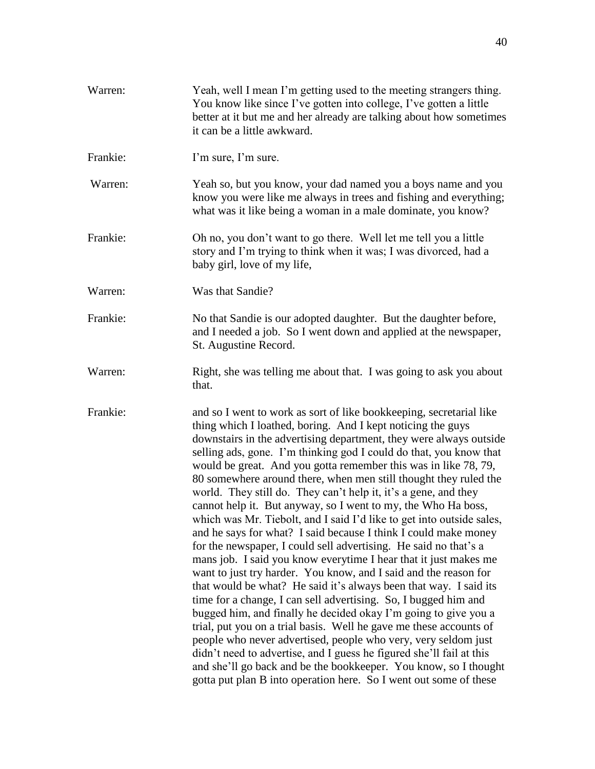Warren: Yeah, well I mean I'm getting used to the meeting strangers thing. You know like since I've gotten into college, I've gotten a little better at it but me and her already are talking about how sometimes it can be a little awkward.

Frankie: I'm sure, I'm sure.

Warren: Yeah so, but you know, your dad named you a boys name and you know you were like me always in trees and fishing and everything; what was it like being a woman in a male dominate, you know?

Frankie: Oh no, you don't want to go there. Well let me tell you a little story and I'm trying to think when it was; I was divorced, had a baby girl, love of my life,

Warren: Was that Sandie?

Frankie: No that Sandie is our adopted daughter. But the daughter before, and I needed a job. So I went down and applied at the newspaper, St. Augustine Record.

Warren: Right, she was telling me about that. I was going to ask you about that.

Frankie: and so I went to work as sort of like bookkeeping, secretarial like thing which I loathed, boring. And I kept noticing the guys downstairs in the advertising department, they were always outside selling ads, gone. I'm thinking god I could do that, you know that would be great. And you gotta remember this was in like 78, 79, 80 somewhere around there, when men still thought they ruled the world. They still do. They can't help it, it's a gene, and they cannot help it. But anyway, so I went to my, the Who Ha boss, which was Mr. Tiebolt, and I said I'd like to get into outside sales, and he says for what? I said because I think I could make money for the newspaper, I could sell advertising. He said no that's a mans job. I said you know everytime I hear that it just makes me want to just try harder. You know, and I said and the reason for that would be what? He said it's always been that way. I said its time for a change, I can sell advertising. So, I bugged him and bugged him, and finally he decided okay I'm going to give you a trial, put you on a trial basis. Well he gave me these accounts of people who never advertised, people who very, very seldom just didn't need to advertise, and I guess he figured she'll fail at this and she'll go back and be the bookkeeper. You know, so I thought gotta put plan B into operation here. So I went out some of these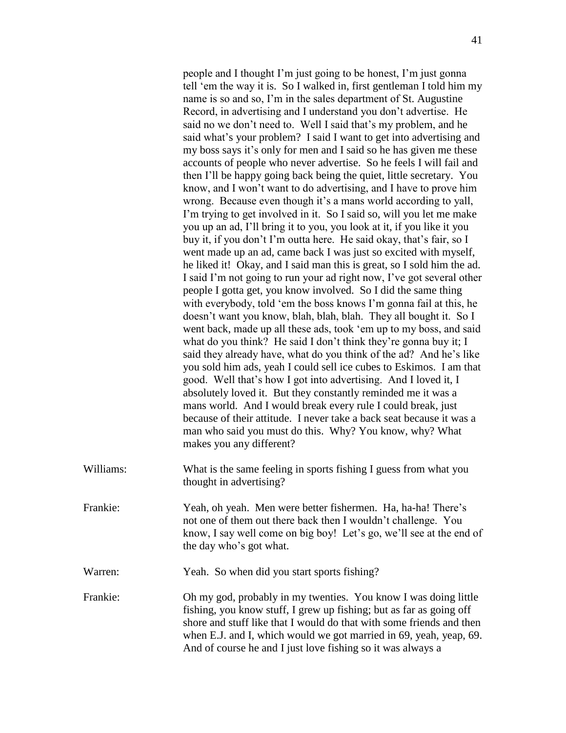people and I thought I'm just going to be honest, I'm just gonna tell 'em the way it is. So I walked in, first gentleman I told him my name is so and so, I'm in the sales department of St. Augustine Record, in advertising and I understand you don't advertise. He said no we don't need to. Well I said that's my problem, and he said what's your problem? I said I want to get into advertising and my boss says it's only for men and I said so he has given me these accounts of people who never advertise. So he feels I will fail and then I'll be happy going back being the quiet, little secretary. You know, and I won't want to do advertising, and I have to prove him wrong. Because even though it's a mans world according to yall, I'm trying to get involved in it. So I said so, will you let me make you up an ad, I'll bring it to you, you look at it, if you like it you buy it, if you don't I'm outta here. He said okay, that's fair, so I went made up an ad, came back I was just so excited with myself, he liked it! Okay, and I said man this is great, so I sold him the ad. I said I'm not going to run your ad right now, I've got several other people I gotta get, you know involved. So I did the same thing with everybody, told 'em the boss knows I'm gonna fail at this, he doesn't want you know, blah, blah, blah. They all bought it. So I went back, made up all these ads, took 'em up to my boss, and said what do you think? He said I don't think they're gonna buy it; I said they already have, what do you think of the ad? And he's like you sold him ads, yeah I could sell ice cubes to Eskimos. I am that good. Well that's how I got into advertising. And I loved it, I absolutely loved it. But they constantly reminded me it was a mans world. And I would break every rule I could break, just because of their attitude. I never take a back seat because it was a man who said you must do this. Why? You know, why? What makes you any different?

Williams: What is the same feeling in sports fishing I guess from what you thought in advertising?

Frankie: Yeah, oh yeah. Men were better fishermen. Ha, ha-ha! There's not one of them out there back then I wouldn't challenge. You know, I say well come on big boy! Let's go, we'll see at the end of the day who's got what.

Warren: Yeah. So when did you start sports fishing?

Frankie: Oh my god, probably in my twenties. You know I was doing little fishing, you know stuff, I grew up fishing; but as far as going off shore and stuff like that I would do that with some friends and then when E.J. and I, which would we got married in 69, yeah, yeap, 69. And of course he and I just love fishing so it was always a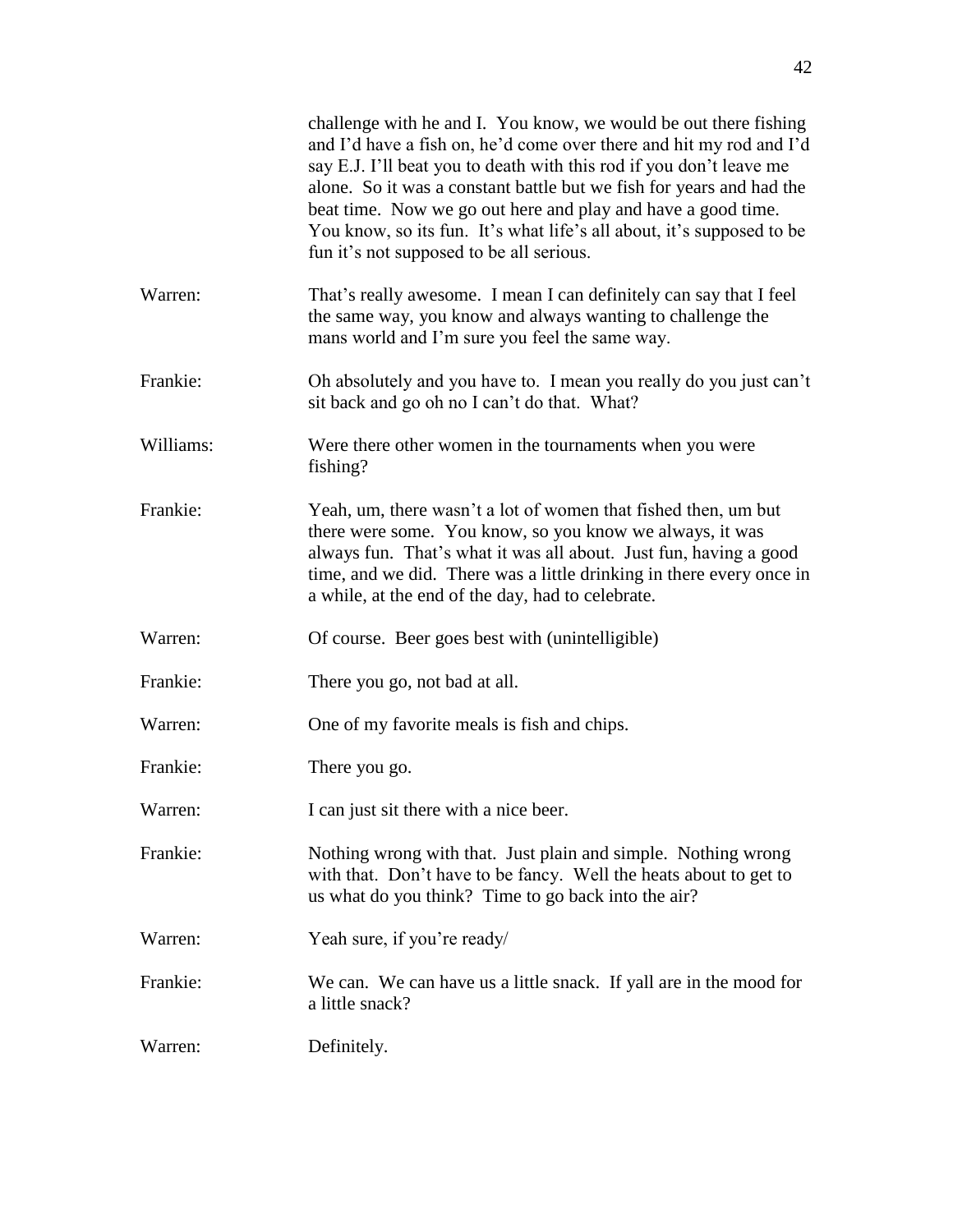challenge with he and I. You know, we would be out there fishing and I'd have a fish on, he'd come over there and hit my rod and I'd say E.J. I'll beat you to death with this rod if you don't leave me alone. So it was a constant battle but we fish for years and had the beat time. Now we go out here and play and have a good time. You know, so its fun. It's what life's all about, it's supposed to be fun it's not supposed to be all serious.

Warren: That's really awesome. I mean I can definitely can say that I feel the same way, you know and always wanting to challenge the mans world and I'm sure you feel the same way.

Frankie: Oh absolutely and you have to. I mean you really do you just can't sit back and go oh no I can't do that. What?

Williams: Were there other women in the tournaments when you were fishing?

Frankie: Yeah, um, there wasn't a lot of women that fished then, um but there were some. You know, so you know we always, it was always fun. That's what it was all about. Just fun, having a good time, and we did. There was a little drinking in there every once in a while, at the end of the day, had to celebrate.

Warren: Of course. Beer goes best with (unintelligible)

Frankie: There you go, not bad at all.

Warren: One of my favorite meals is fish and chips.

Frankie: There you go.

Warren: I can just sit there with a nice beer.

Frankie: Nothing wrong with that. Just plain and simple. Nothing wrong with that. Don't have to be fancy. Well the heats about to get to us what do you think? Time to go back into the air?

Warren: Yeah sure, if you're ready/

Frankie: We can. We can have us a little snack. If yall are in the mood for a little snack?

Warren: Definitely.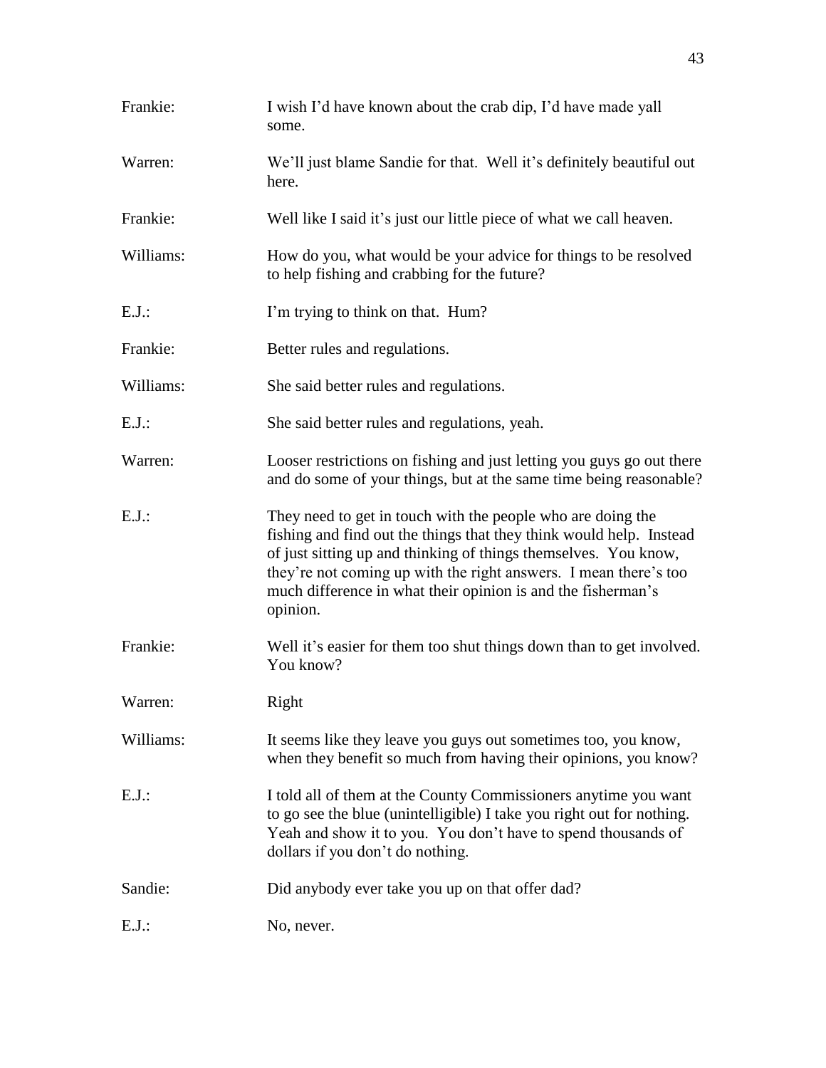Frankie: I wish I'd have known about the crab dip, I'd have made yall some.

Warren: We'll just blame Sandie for that. Well it's definitely beautiful out here.

Frankie: Well like I said it's just our little piece of what we call heaven.

Williams: How do you, what would be your advice for things to be resolved to help fishing and crabbing for the future?

E.J.: I'm trying to think on that. Hum?

Frankie: Better rules and regulations.

Williams: She said better rules and regulations.

E.J.: She said better rules and regulations, yeah.

Warren: Looser restrictions on fishing and just letting you guys go out there and do some of your things, but at the same time being reasonable?

E.J.: They need to get in touch with the people who are doing the fishing and find out the things that they think would help. Instead of just sitting up and thinking of things themselves. You know, they're not coming up with the right answers. I mean there's too much difference in what their opinion is and the fisherman's opinion.

Frankie: Well it's easier for them too shut things down than to get involved. You know?

Warren: Right

Williams: It seems like they leave you guys out sometimes too, you know, when they benefit so much from having their opinions, you know?

E.J.: I told all of them at the County Commissioners anytime you want to go see the blue (unintelligible) I take you right out for nothing. Yeah and show it to you. You don't have to spend thousands of dollars if you don't do nothing.

Sandie: Did anybody ever take you up on that offer dad?

E.J.: No, never.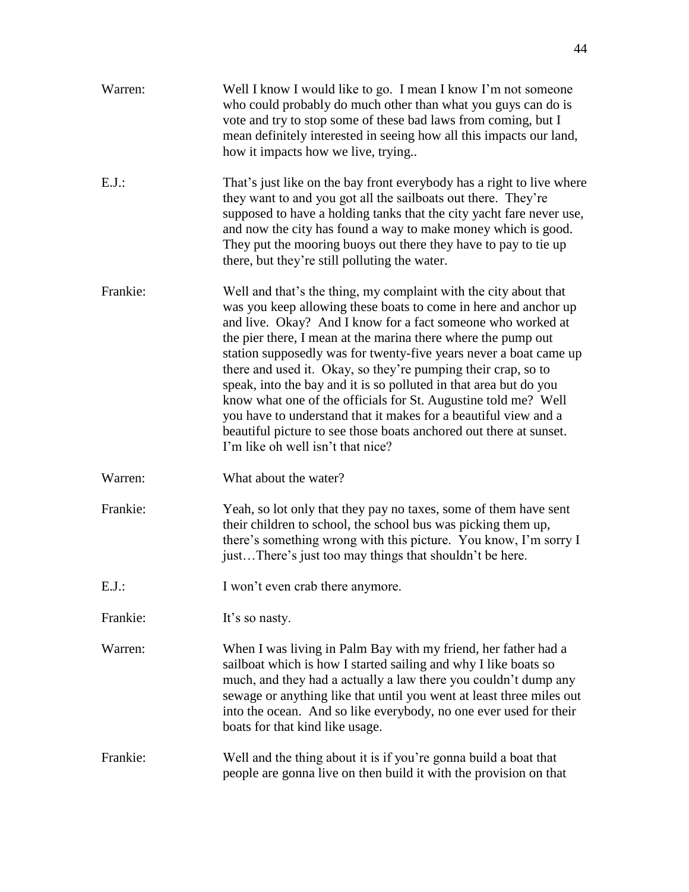Warren: Well I know I would like to go. I mean I know I'm not someone who could probably do much other than what you guys can do is vote and try to stop some of these bad laws from coming, but I mean definitely interested in seeing how all this impacts our land, how it impacts how we live, trying..

E.J.: That's just like on the bay front everybody has a right to live where they want to and you got all the sailboats out there. They're supposed to have a holding tanks that the city yacht fare never use, and now the city has found a way to make money which is good. They put the mooring buoys out there they have to pay to tie up there, but they're still polluting the water.

Frankie: Well and that's the thing, my complaint with the city about that was you keep allowing these boats to come in here and anchor up and live. Okay? And I know for a fact someone who worked at the pier there, I mean at the marina there where the pump out station supposedly was for twenty-five years never a boat came up there and used it. Okay, so they're pumping their crap, so to speak, into the bay and it is so polluted in that area but do you know what one of the officials for St. Augustine told me? Well you have to understand that it makes for a beautiful view and a beautiful picture to see those boats anchored out there at sunset. I'm like oh well isn't that nice?

Warren: What about the water?

Frankie: Yeah, so lot only that they pay no taxes, some of them have sent their children to school, the school bus was picking them up, there's something wrong with this picture. You know, I'm sorry I just…There's just too may things that shouldn't be here.

E.J.: I won't even crab there anymore.

Frankie: It's so nasty.

Warren: When I was living in Palm Bay with my friend, her father had a sailboat which is how I started sailing and why I like boats so much, and they had a actually a law there you couldn't dump any sewage or anything like that until you went at least three miles out into the ocean. And so like everybody, no one ever used for their boats for that kind like usage.

Frankie: Well and the thing about it is if you're gonna build a boat that people are gonna live on then build it with the provision on that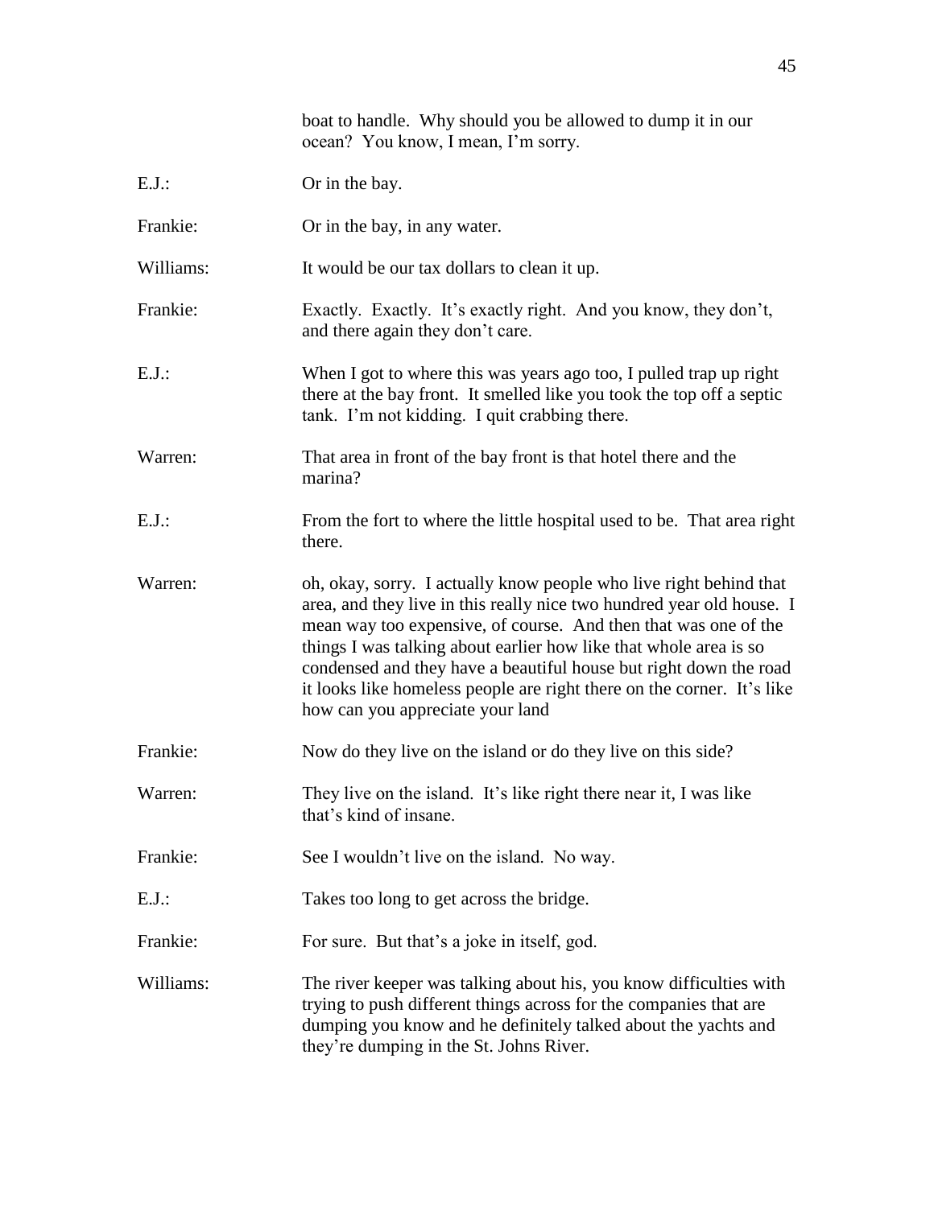boat to handle. Why should you be allowed to dump it in our ocean? You know, I mean, I'm sorry.

E.J.: Or in the bay.

Frankie: Or in the bay, in any water.

Williams: It would be our tax dollars to clean it up.

Frankie: Exactly. Exactly. It's exactly right. And you know, they don't, and there again they don't care.

E.J.: When I got to where this was years ago too, I pulled trap up right there at the bay front. It smelled like you took the top off a septic tank. I'm not kidding. I quit crabbing there.

Warren: That area in front of the bay front is that hotel there and the marina?

E.J.: From the fort to where the little hospital used to be. That area right there.

Warren: oh, okay, sorry. I actually know people who live right behind that area, and they live in this really nice two hundred year old house. I mean way too expensive, of course. And then that was one of the things I was talking about earlier how like that whole area is so condensed and they have a beautiful house but right down the road it looks like homeless people are right there on the corner. It's like how can you appreciate your land

Frankie: Now do they live on the island or do they live on this side?

Warren: They live on the island. It's like right there near it, I was like that's kind of insane.

Frankie: See I wouldn't live on the island. No way.

E.J.: Takes too long to get across the bridge.

Frankie: For sure. But that's a joke in itself, god.

Williams: The river keeper was talking about his, you know difficulties with trying to push different things across for the companies that are dumping you know and he definitely talked about the yachts and they're dumping in the St. Johns River.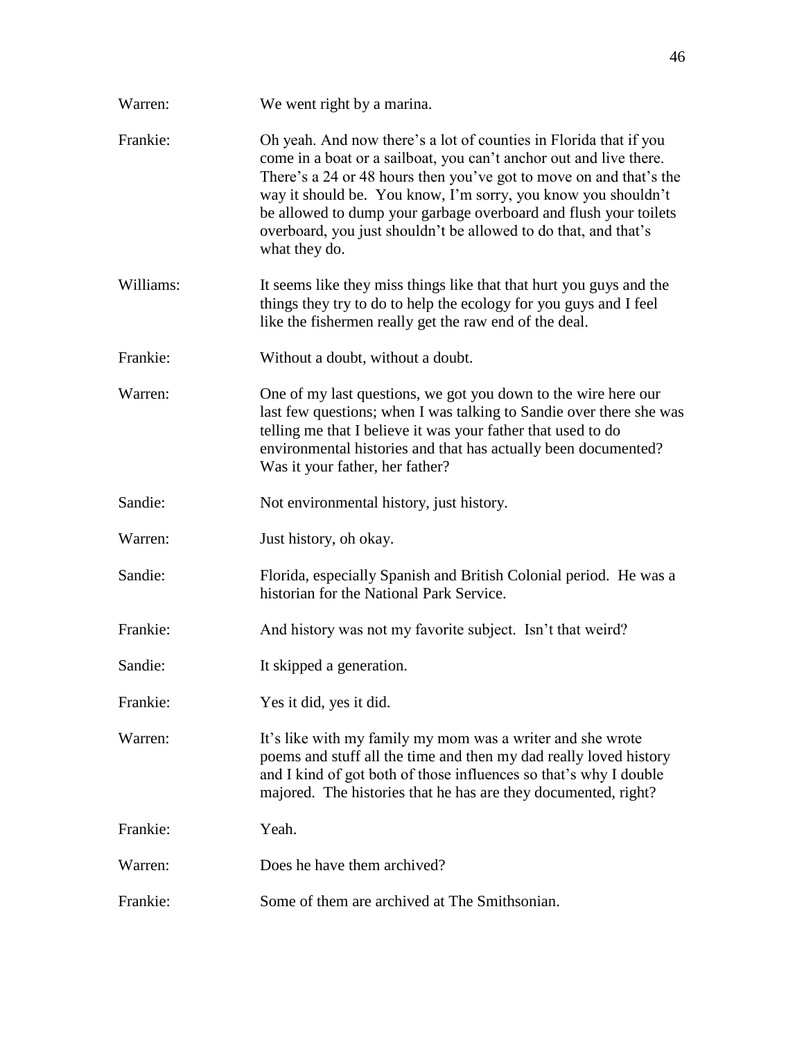Warren: We went right by a marina.

Frankie: Oh yeah. And now there's a lot of counties in Florida that if you come in a boat or a sailboat, you can't anchor out and live there. There's a 24 or 48 hours then you've got to move on and that's the way it should be. You know, I'm sorry, you know you shouldn't be allowed to dump your garbage overboard and flush your toilets overboard, you just shouldn't be allowed to do that, and that's what they do.

Williams: It seems like they miss things like that that hurt you guys and the things they try to do to help the ecology for you guys and I feel like the fishermen really get the raw end of the deal.

Frankie: Without a doubt, without a doubt.

Warren: One of my last questions, we got you down to the wire here our last few questions; when I was talking to Sandie over there she was telling me that I believe it was your father that used to do environmental histories and that has actually been documented? Was it your father, her father?

Sandie: Not environmental history, just history.

Warren: Just history, oh okay.

Sandie: Florida, especially Spanish and British Colonial period. He was a historian for the National Park Service.

Frankie: And history was not my favorite subject. Isn't that weird?

Sandie: It skipped a generation.

Frankie: Yes it did, yes it did.

Warren: It's like with my family my mom was a writer and she wrote poems and stuff all the time and then my dad really loved history and I kind of got both of those influences so that's why I double majored. The histories that he has are they documented, right?

Frankie: Yeah.

Warren: Does he have them archived?

Frankie: Some of them are archived at The Smithsonian.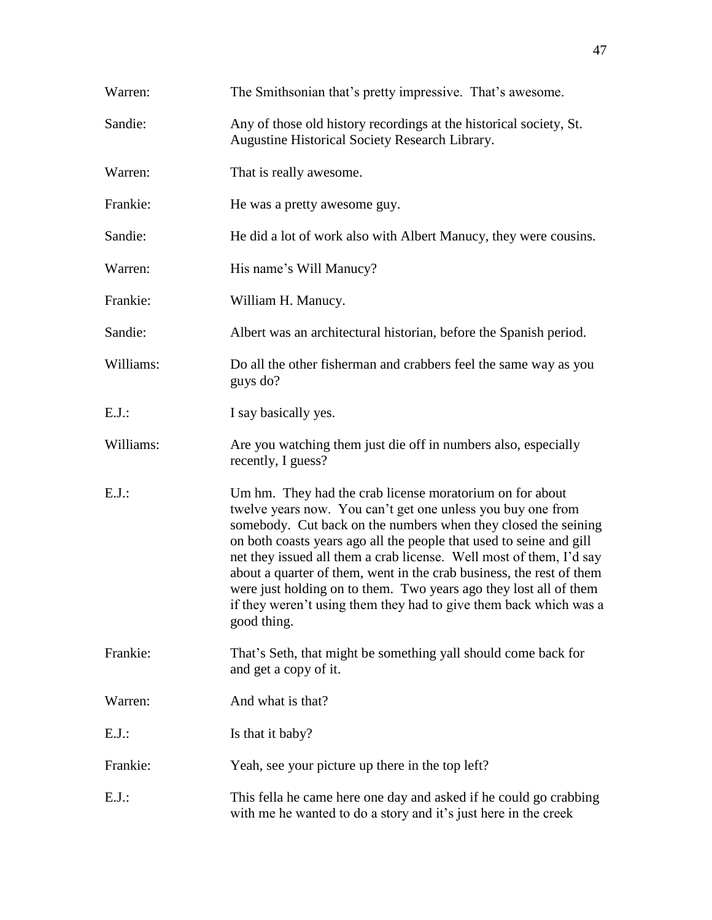Warren: The Smithsonian that's pretty impressive. That's awesome.

Sandie: Any of those old history recordings at the historical society, St. Augustine Historical Society Research Library.

Warren: That is really awesome.

Frankie: He was a pretty awesome guy.

Sandie: He did a lot of work also with Albert Manucy, they were cousins.

Warren: His name's Will Manucy?

Frankie: William H. Manucy.

Sandie: Albert was an architectural historian, before the Spanish period.

Williams: Do all the other fisherman and crabbers feel the same way as you guys do?

E.J.: I say basically yes.

Williams: Are you watching them just die off in numbers also, especially recently, I guess?

E.J.: Um hm. They had the crab license moratorium on for about twelve years now. You can't get one unless you buy one from somebody. Cut back on the numbers when they closed the seining on both coasts years ago all the people that used to seine and gill net they issued all them a crab license. Well most of them, I'd say about a quarter of them, went in the crab business, the rest of them were just holding on to them. Two years ago they lost all of them if they weren't using them they had to give them back which was a good thing.

Frankie: That's Seth, that might be something yall should come back for and get a copy of it.

Warren: And what is that?

E.J.: Is that it baby?

Frankie: Yeah, see your picture up there in the top left?

E.J.: This fella he came here one day and asked if he could go crabbing with me he wanted to do a story and it's just here in the creek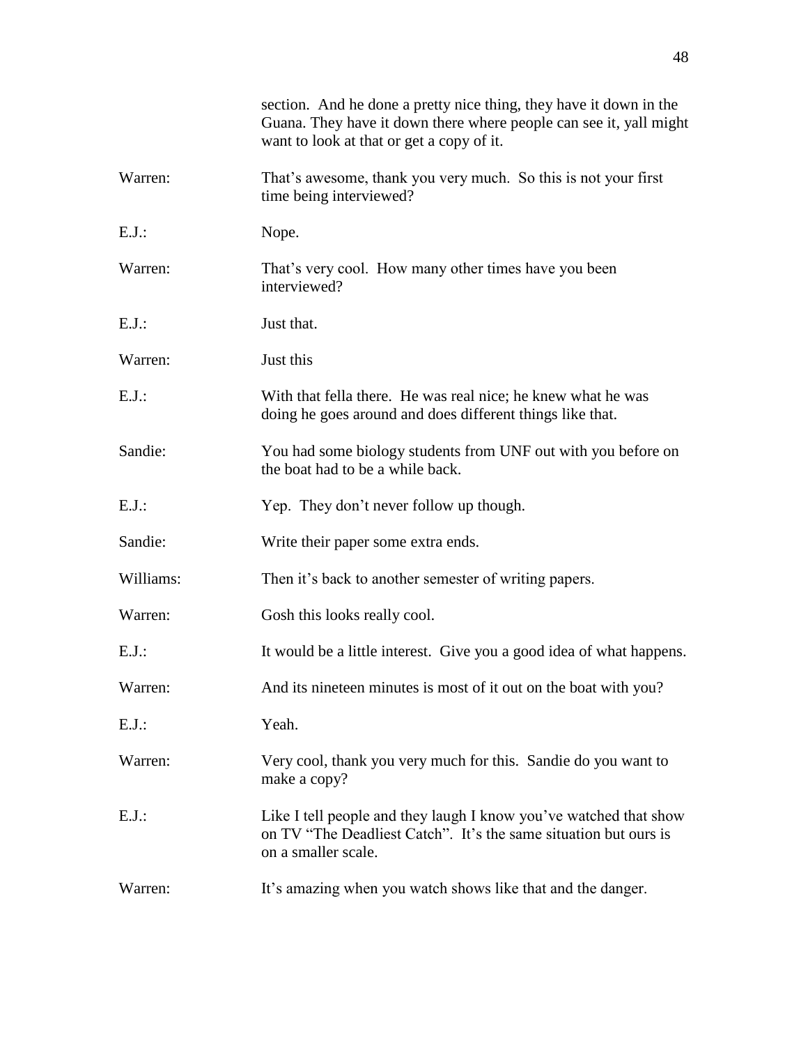section. And he done a pretty nice thing, they have it down in the Guana. They have it down there where people can see it, yall might want to look at that or get a copy of it.

Warren: That's awesome, thank you very much. So this is not your first time being interviewed?

E.J.: Nope.

Warren: That's very cool. How many other times have you been interviewed?

E.J.: Just that.

Warren: Just this

E.J.: With that fella there. He was real nice; he knew what he was doing he goes around and does different things like that.

Sandie: You had some biology students from UNF out with you before on the boat had to be a while back.

E.J.: Yep. They don't never follow up though.

Sandie: Write their paper some extra ends.

Williams: Then it's back to another semester of writing papers.

Warren: Gosh this looks really cool.

E.J.: It would be a little interest. Give you a good idea of what happens.

Warren: And its nineteen minutes is most of it out on the boat with you?

E.J.: Yeah.

Warren: Very cool, thank you very much for this. Sandie do you want to make a copy?

E.J.: Like I tell people and they laugh I know you've watched that show on TV "The Deadliest Catch". It's the same situation but ours is on a smaller scale.

Warren: It's amazing when you watch shows like that and the danger.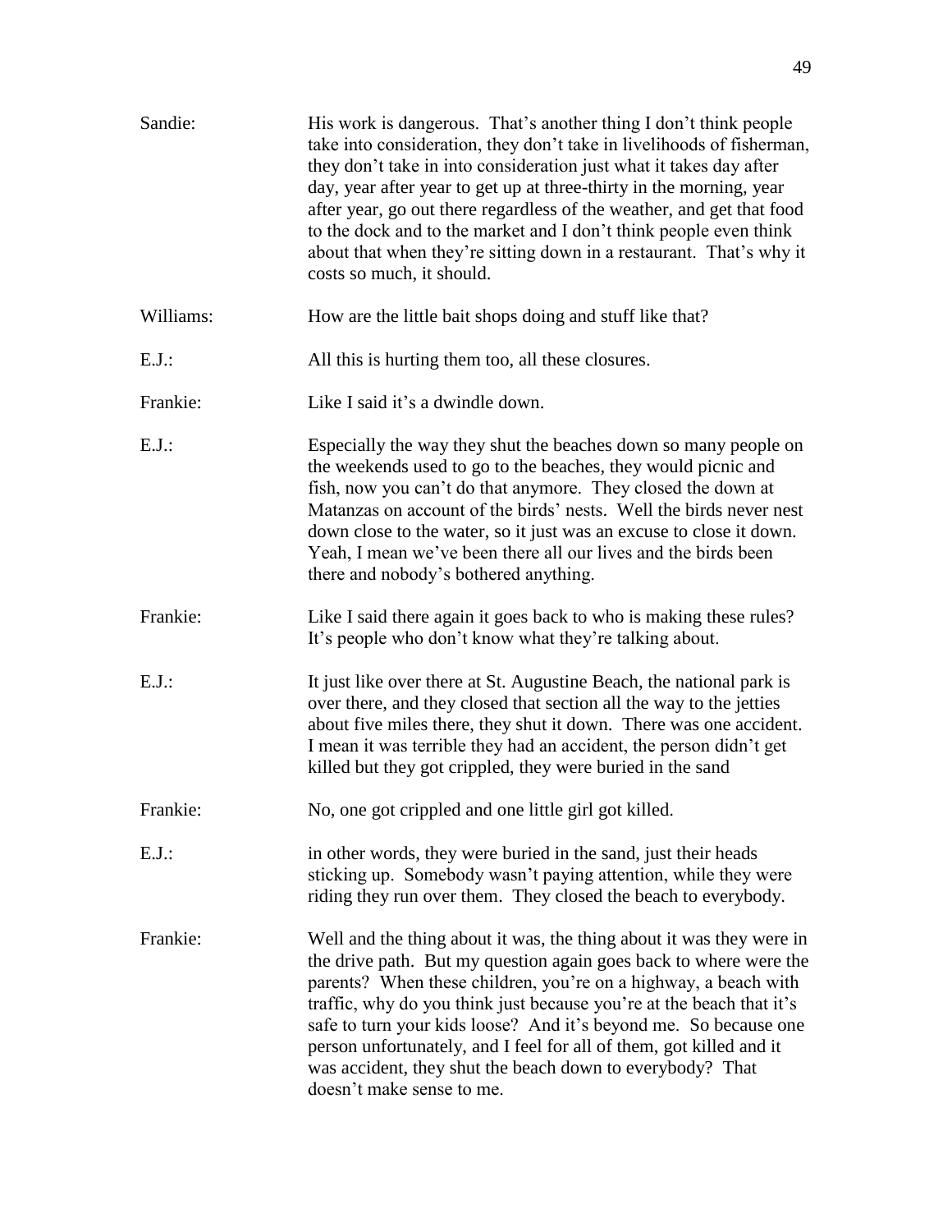Sandie: His work is dangerous. That's another thing I don't think people take into consideration, they don't take in livelihoods of fisherman, they don't take in into consideration just what it takes day after day, year after year to get up at three-thirty in the morning, year after year, go out there regardless of the weather, and get that food to the dock and to the market and I don't think people even think about that when they're sitting down in a restaurant. That's why it costs so much, it should.

Williams: How are the little bait shops doing and stuff like that?

E.J.: All this is hurting them too, all these closures.

Frankie: Like I said it's a dwindle down.

E.J.: Especially the way they shut the beaches down so many people on the weekends used to go to the beaches, they would picnic and fish, now you can't do that anymore. They closed the down at Matanzas on account of the birds' nests. Well the birds never nest down close to the water, so it just was an excuse to close it down. Yeah, I mean we've been there all our lives and the birds been there and nobody's bothered anything.

Frankie: Like I said there again it goes back to who is making these rules? It's people who don't know what they're talking about.

E.J.: It just like over there at St. Augustine Beach, the national park is over there, and they closed that section all the way to the jetties about five miles there, they shut it down. There was one accident. I mean it was terrible they had an accident, the person didn't get killed but they got crippled, they were buried in the sand

Frankie: No, one got crippled and one little girl got killed.

E.J.: in other words, they were buried in the sand, just their heads sticking up. Somebody wasn't paying attention, while they were riding they run over them. They closed the beach to everybody.

Frankie: Well and the thing about it was, the thing about it was they were in the drive path. But my question again goes back to where were the parents? When these children, you're on a highway, a beach with traffic, why do you think just because you're at the beach that it's safe to turn your kids loose? And it's beyond me. So because one person unfortunately, and I feel for all of them, got killed and it was accident, they shut the beach down to everybody? That doesn't make sense to me.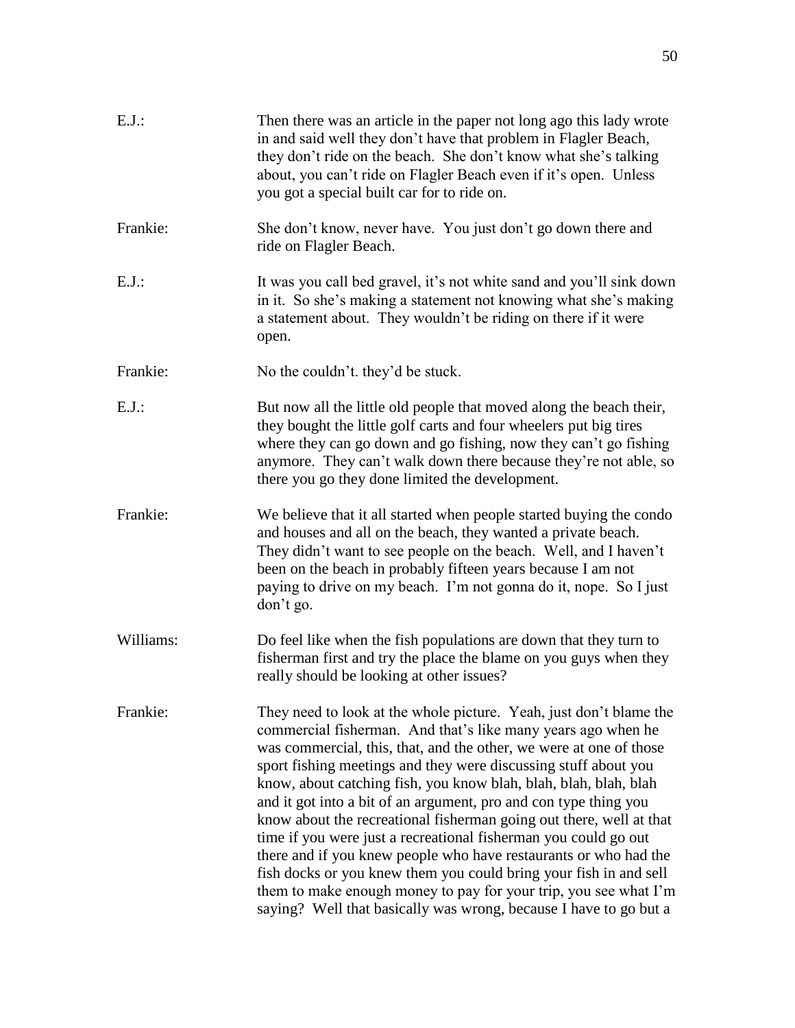E.J.: Then there was an article in the paper not long ago this lady wrote in and said well they don't have that problem in Flagler Beach, they don't ride on the beach. She don't know what she's talking about, you can't ride on Flagler Beach even if it's open. Unless you got a special built car for to ride on.

Frankie: She don't know, never have. You just don't go down there and ride on Flagler Beach.

E.J.: It was you call bed gravel, it's not white sand and you'll sink down in it. So she's making a statement not knowing what she's making a statement about. They wouldn't be riding on there if it were open.

Frankie: No the couldn't. they'd be stuck.

E.J.: But now all the little old people that moved along the beach their, they bought the little golf carts and four wheelers put big tires where they can go down and go fishing, now they can't go fishing anymore. They can't walk down there because they're not able, so there you go they done limited the development.

Frankie: We believe that it all started when people started buying the condo and houses and all on the beach, they wanted a private beach. They didn't want to see people on the beach. Well, and I haven't been on the beach in probably fifteen years because I am not paying to drive on my beach. I'm not gonna do it, nope. So I just don't go.

Williams: Do feel like when the fish populations are down that they turn to fisherman first and try the place the blame on you guys when they really should be looking at other issues?

Frankie: They need to look at the whole picture. Yeah, just don't blame the commercial fisherman. And that's like many years ago when he was commercial, this, that, and the other, we were at one of those sport fishing meetings and they were discussing stuff about you know, about catching fish, you know blah, blah, blah, blah, blah and it got into a bit of an argument, pro and con type thing you know about the recreational fisherman going out there, well at that time if you were just a recreational fisherman you could go out there and if you knew people who have restaurants or who had the fish docks or you knew them you could bring your fish in and sell them to make enough money to pay for your trip, you see what I'm saying? Well that basically was wrong, because I have to go but a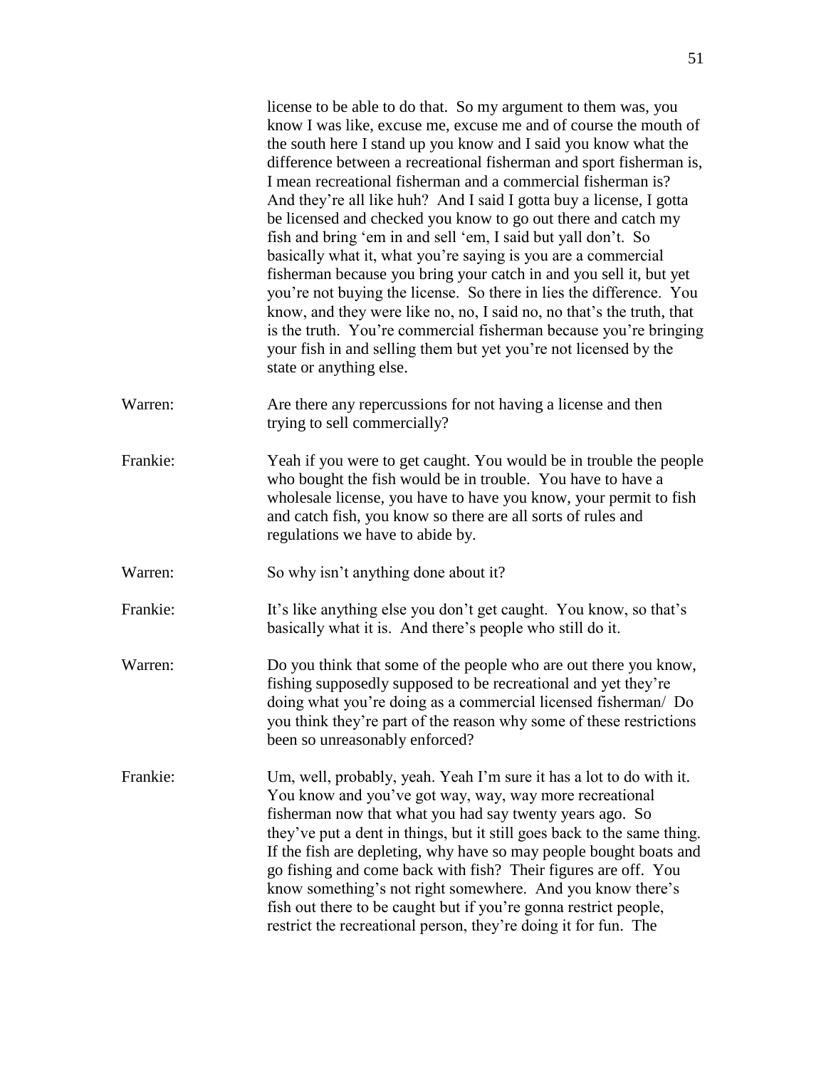license to be able to do that. So my argument to them was, you know I was like, excuse me, excuse me and of course the mouth of the south here I stand up you know and I said you know what the difference between a recreational fisherman and sport fisherman is, I mean recreational fisherman and a commercial fisherman is? And they're all like huh? And I said I gotta buy a license, I gotta be licensed and checked you know to go out there and catch my fish and bring 'em in and sell 'em, I said but yall don't. So basically what it, what you're saying is you are a commercial fisherman because you bring your catch in and you sell it, but yet you're not buying the license. So there in lies the difference. You know, and they were like no, no, I said no, no that's the truth, that is the truth. You're commercial fisherman because you're bringing your fish in and selling them but yet you're not licensed by the state or anything else.

Warren: Are there any repercussions for not having a license and then trying to sell commercially?

Frankie: Yeah if you were to get caught. You would be in trouble the people who bought the fish would be in trouble. You have to have a wholesale license, you have to have you know, your permit to fish and catch fish, you know so there are all sorts of rules and regulations we have to abide by.

Warren: So why isn't anything done about it?

Frankie: It's like anything else you don't get caught. You know, so that's basically what it is. And there's people who still do it.

Warren: Do you think that some of the people who are out there you know, fishing supposedly supposed to be recreational and yet they're doing what you're doing as a commercial licensed fisherman/ Do you think they're part of the reason why some of these restrictions been so unreasonably enforced?

Frankie: Um, well, probably, yeah. Yeah I'm sure it has a lot to do with it. You know and you've got way, way, way more recreational fisherman now that what you had say twenty years ago. So they've put a dent in things, but it still goes back to the same thing. If the fish are depleting, why have so may people bought boats and go fishing and come back with fish? Their figures are off. You know something's not right somewhere. And you know there's fish out there to be caught but if you're gonna restrict people, restrict the recreational person, they're doing it for fun. The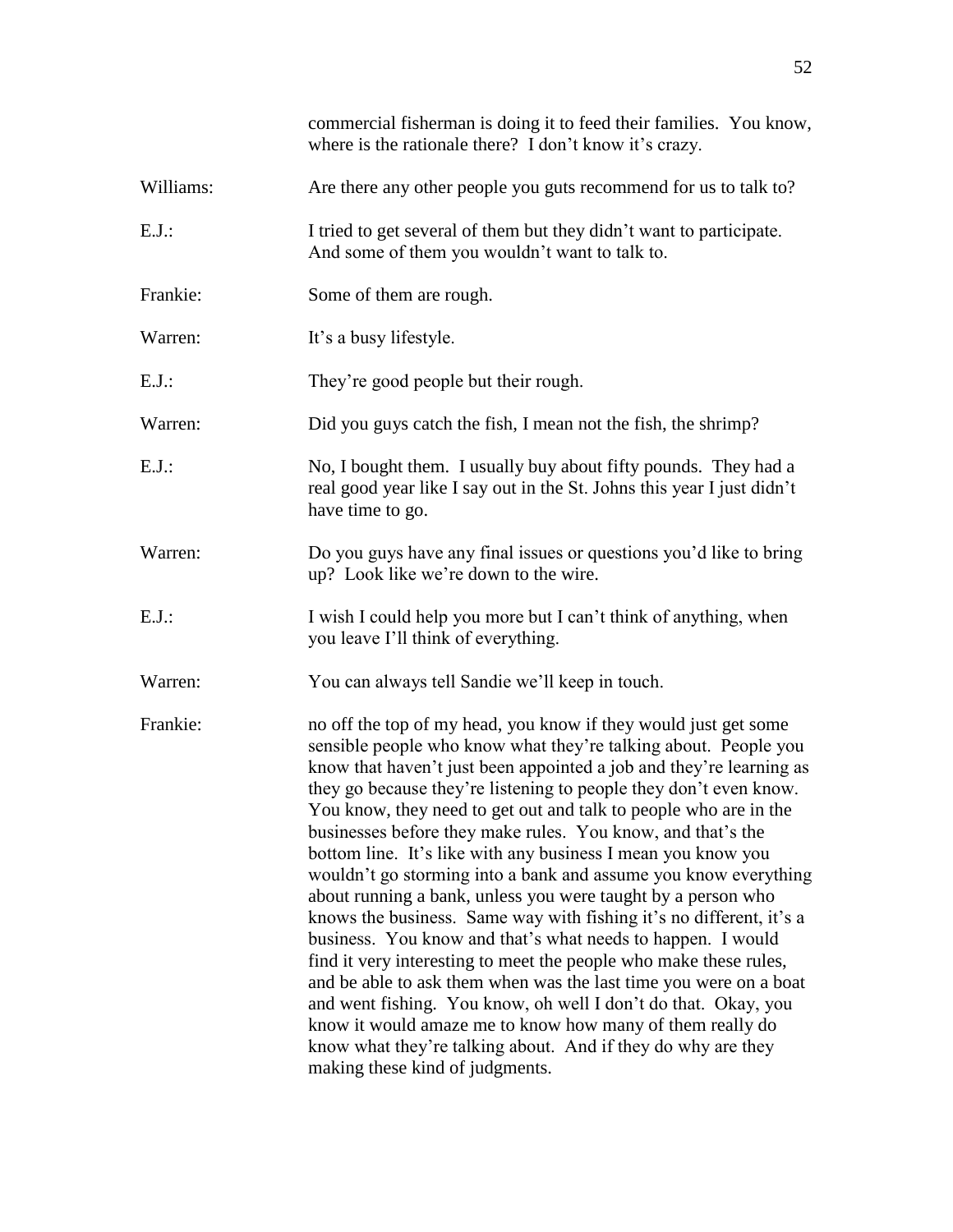commercial fisherman is doing it to feed their families. You know, where is the rationale there? I don't know it's crazy.

Williams: Are there any other people you guts recommend for us to talk to?

E.J.: I tried to get several of them but they didn't want to participate. And some of them you wouldn't want to talk to.

Frankie: Some of them are rough.

Warren: It's a busy lifestyle.

E.J.: They're good people but their rough.

Warren: Did you guys catch the fish, I mean not the fish, the shrimp?

E.J.: No, I bought them. I usually buy about fifty pounds. They had a real good year like I say out in the St. Johns this year I just didn't have time to go.

Warren: Do you guys have any final issues or questions you'd like to bring up? Look like we're down to the wire.

E.J.: I wish I could help you more but I can't think of anything, when you leave I'll think of everything.

Warren: You can always tell Sandie we'll keep in touch.

Frankie: no off the top of my head, you know if they would just get some sensible people who know what they're talking about. People you know that haven't just been appointed a job and they're learning as they go because they're listening to people they don't even know. You know, they need to get out and talk to people who are in the businesses before they make rules. You know, and that's the bottom line. It's like with any business I mean you know you wouldn't go storming into a bank and assume you know everything about running a bank, unless you were taught by a person who knows the business. Same way with fishing it's no different, it's a business. You know and that's what needs to happen. I would find it very interesting to meet the people who make these rules, and be able to ask them when was the last time you were on a boat and went fishing. You know, oh well I don't do that. Okay, you know it would amaze me to know how many of them really do know what they're talking about. And if they do why are they making these kind of judgments.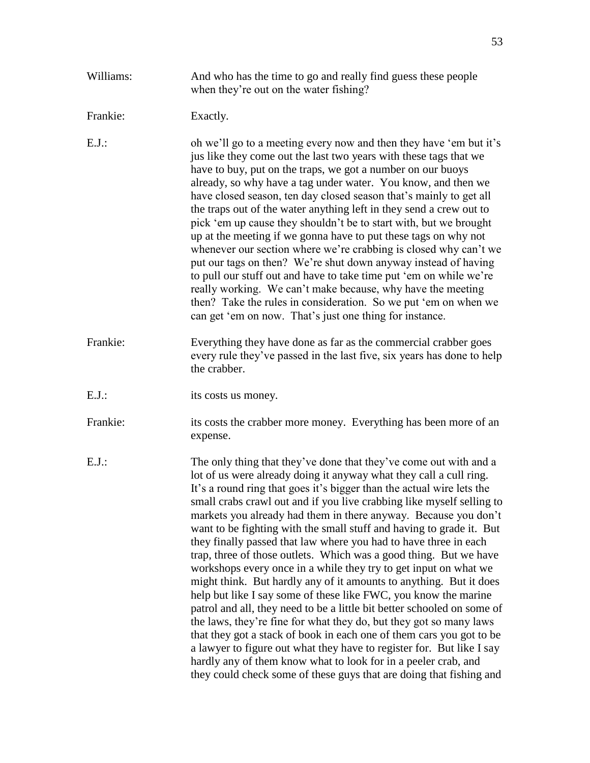Williams: And who has the time to go and really find guess these people when they're out on the water fishing?

Frankie: Exactly.

E.J.: oh we'll go to a meeting every now and then they have 'em but it's jus like they come out the last two years with these tags that we have to buy, put on the traps, we got a number on our buoys already, so why have a tag under water. You know, and then we have closed season, ten day closed season that's mainly to get all the traps out of the water anything left in they send a crew out to pick 'em up cause they shouldn't be to start with, but we brought up at the meeting if we gonna have to put these tags on why not whenever our section where we're crabbing is closed why can't we put our tags on then? We're shut down anyway instead of having to pull our stuff out and have to take time put 'em on while we're really working. We can't make because, why have the meeting then? Take the rules in consideration. So we put 'em on when we can get 'em on now. That's just one thing for instance.

Frankie: Everything they have done as far as the commercial crabber goes every rule they've passed in the last five, six years has done to help the crabber.

E.J.: its costs us money.

Frankie: its costs the crabber more money. Everything has been more of an expense.

E.J.: The only thing that they've done that they've come out with and a lot of us were already doing it anyway what they call a cull ring. It's a round ring that goes it's bigger than the actual wire lets the small crabs crawl out and if you live crabbing like myself selling to markets you already had them in there anyway. Because you don't want to be fighting with the small stuff and having to grade it. But they finally passed that law where you had to have three in each trap, three of those outlets. Which was a good thing. But we have workshops every once in a while they try to get input on what we might think. But hardly any of it amounts to anything. But it does help but like I say some of these like FWC, you know the marine patrol and all, they need to be a little bit better schooled on some of the laws, they're fine for what they do, but they got so many laws that they got a stack of book in each one of them cars you got to be a lawyer to figure out what they have to register for. But like I say hardly any of them know what to look for in a peeler crab, and they could check some of these guys that are doing that fishing and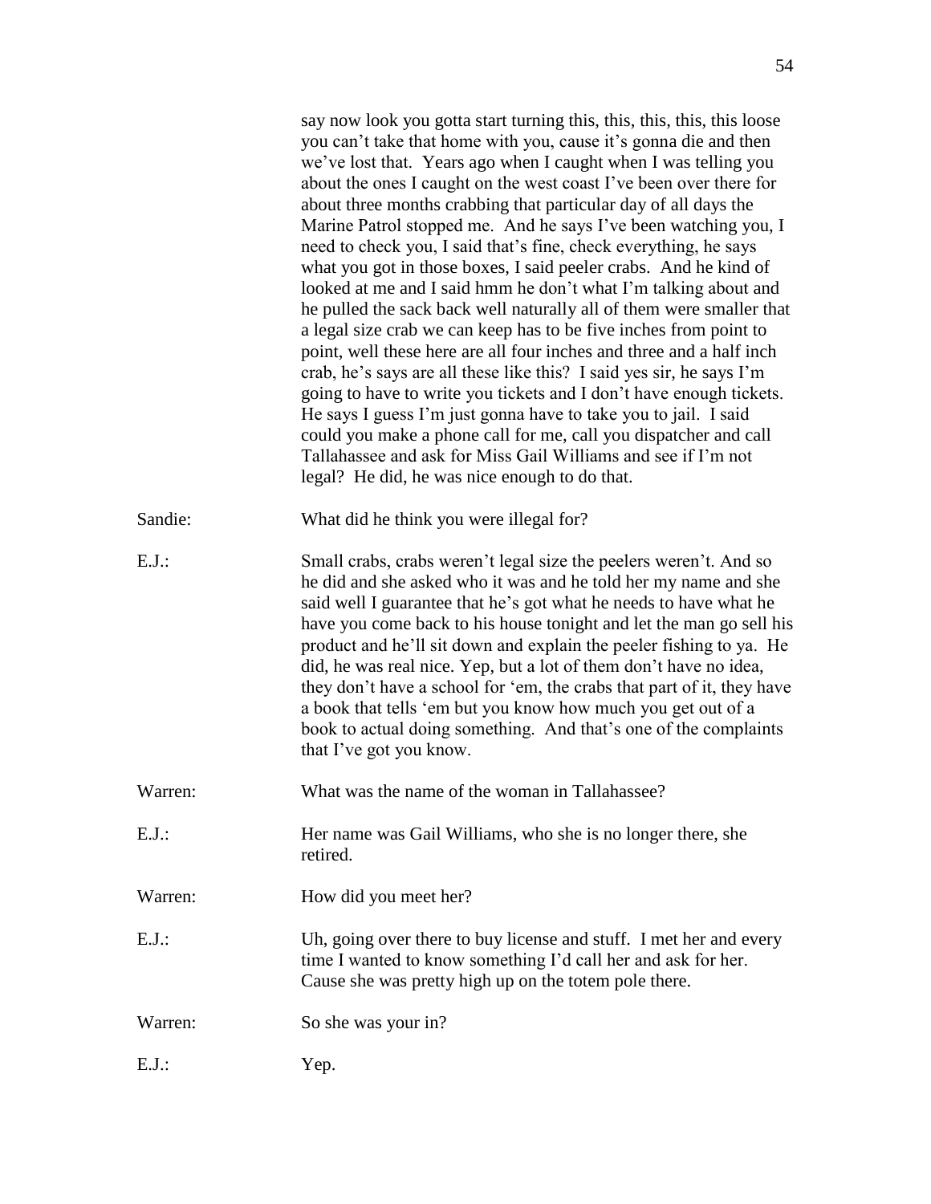say now look you gotta start turning this, this, this, this, this loose you can't take that home with you, cause it's gonna die and then we've lost that. Years ago when I caught when I was telling you about the ones I caught on the west coast I've been over there for about three months crabbing that particular day of all days the Marine Patrol stopped me. And he says I've been watching you, I need to check you, I said that's fine, check everything, he says what you got in those boxes, I said peeler crabs. And he kind of looked at me and I said hmm he don't what I'm talking about and he pulled the sack back well naturally all of them were smaller that a legal size crab we can keep has to be five inches from point to point, well these here are all four inches and three and a half inch crab, he's says are all these like this? I said yes sir, he says I'm going to have to write you tickets and I don't have enough tickets. He says I guess I'm just gonna have to take you to jail. I said could you make a phone call for me, call you dispatcher and call Tallahassee and ask for Miss Gail Williams and see if I'm not legal? He did, he was nice enough to do that.

Sandie: What did he think you were illegal for?

E.J.: Small crabs, crabs weren't legal size the peelers weren't. And so he did and she asked who it was and he told her my name and she said well I guarantee that he's got what he needs to have what he have you come back to his house tonight and let the man go sell his product and he'll sit down and explain the peeler fishing to ya. He did, he was real nice. Yep, but a lot of them don't have no idea, they don't have a school for 'em, the crabs that part of it, they have a book that tells 'em but you know how much you get out of a book to actual doing something. And that's one of the complaints that I've got you know.

Warren: What was the name of the woman in Tallahassee?

E.J.: Her name was Gail Williams, who she is no longer there, she retired.

Warren: How did you meet her?

E.J.: Uh, going over there to buy license and stuff. I met her and every time I wanted to know something I'd call her and ask for her. Cause she was pretty high up on the totem pole there.

Warren: So she was your in?

E.J.: Yep.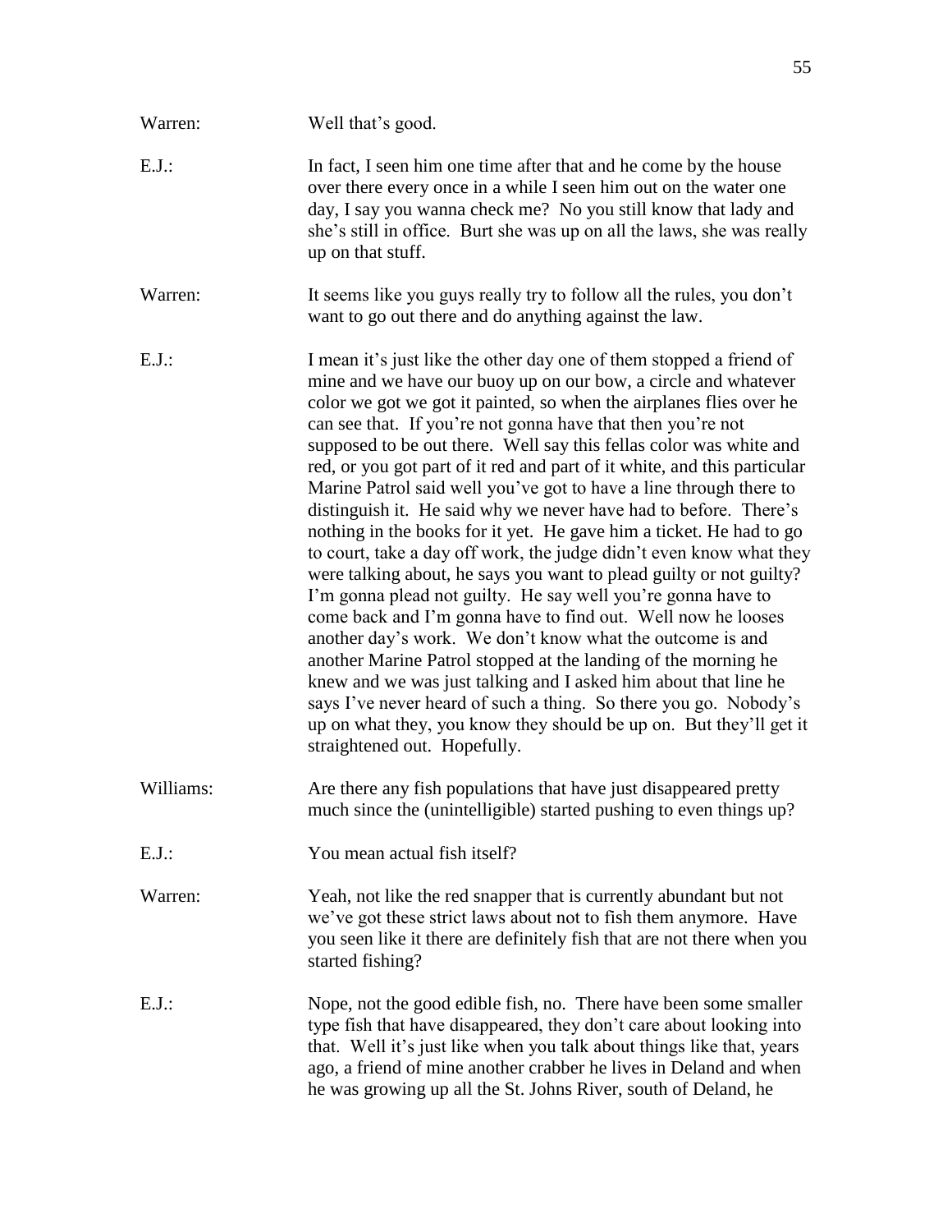Warren: Well that's good.

E.J.: In fact, I seen him one time after that and he come by the house over there every once in a while I seen him out on the water one day, I say you wanna check me? No you still know that lady and she's still in office. Burt she was up on all the laws, she was really up on that stuff.

Warren: It seems like you guys really try to follow all the rules, you don't want to go out there and do anything against the law.

E.J.: I mean it's just like the other day one of them stopped a friend of mine and we have our buoy up on our bow, a circle and whatever color we got we got it painted, so when the airplanes flies over he can see that. If you're not gonna have that then you're not supposed to be out there. Well say this fellas color was white and red, or you got part of it red and part of it white, and this particular Marine Patrol said well you've got to have a line through there to distinguish it. He said why we never have had to before. There's nothing in the books for it yet. He gave him a ticket. He had to go to court, take a day off work, the judge didn't even know what they were talking about, he says you want to plead guilty or not guilty? I'm gonna plead not guilty. He say well you're gonna have to come back and I'm gonna have to find out. Well now he looses another day's work. We don't know what the outcome is and another Marine Patrol stopped at the landing of the morning he knew and we was just talking and I asked him about that line he says I've never heard of such a thing. So there you go. Nobody's up on what they, you know they should be up on. But they'll get it straightened out. Hopefully.

Williams: Are there any fish populations that have just disappeared pretty much since the (unintelligible) started pushing to even things up?

E.J.: You mean actual fish itself?

Warren: Yeah, not like the red snapper that is currently abundant but not we've got these strict laws about not to fish them anymore. Have you seen like it there are definitely fish that are not there when you started fishing?

E.J.: Nope, not the good edible fish, no. There have been some smaller type fish that have disappeared, they don't care about looking into that. Well it's just like when you talk about things like that, years ago, a friend of mine another crabber he lives in Deland and when he was growing up all the St. Johns River, south of Deland, he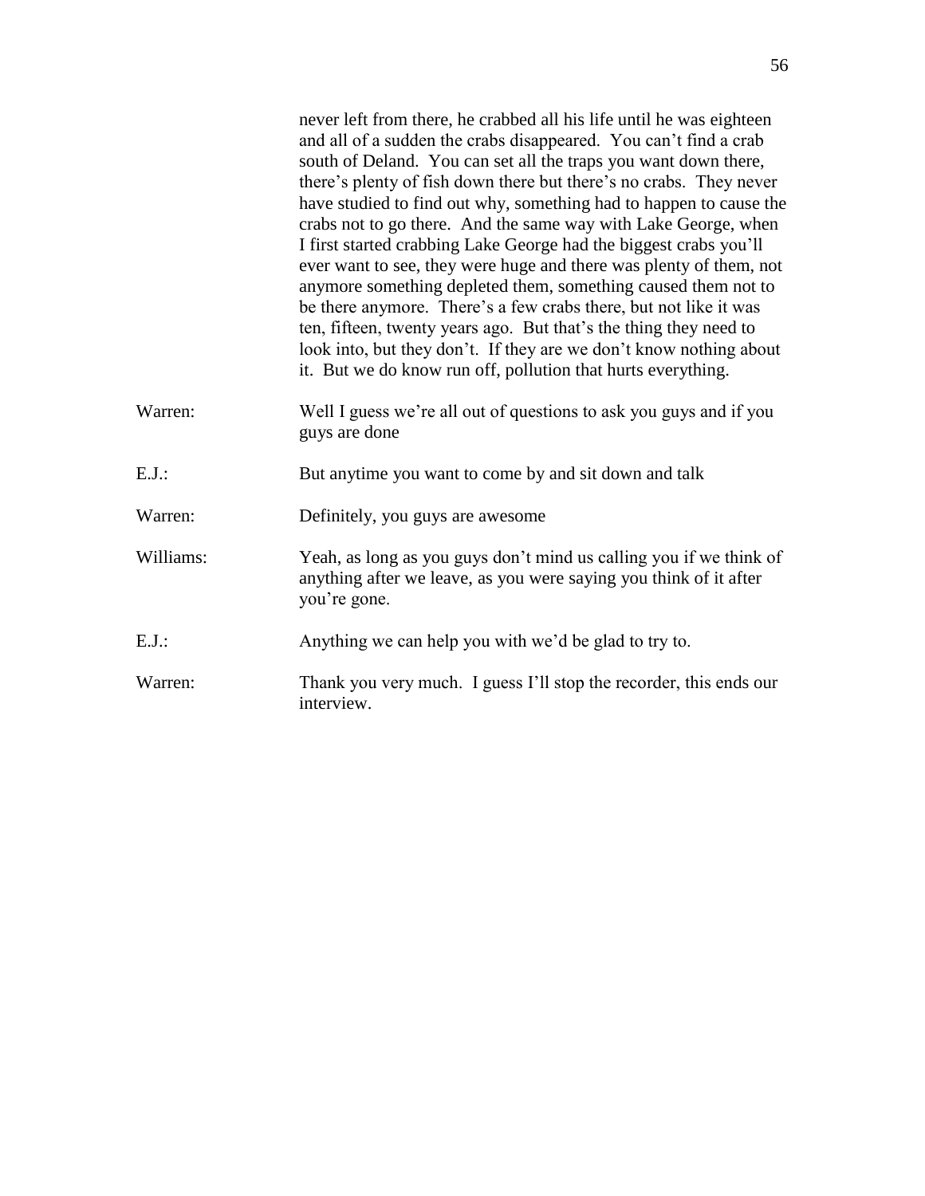never left from there, he crabbed all his life until he was eighteen and all of a sudden the crabs disappeared. You can't find a crab south of Deland. You can set all the traps you want down there, there's plenty of fish down there but there's no crabs. They never have studied to find out why, something had to happen to cause the crabs not to go there. And the same way with Lake George, when I first started crabbing Lake George had the biggest crabs you'll ever want to see, they were huge and there was plenty of them, not anymore something depleted them, something caused them not to be there anymore. There's a few crabs there, but not like it was ten, fifteen, twenty years ago. But that's the thing they need to look into, but they don't. If they are we don't know nothing about it. But we do know run off, pollution that hurts everything.

Warren: Well I guess we're all out of questions to ask you guys and if you guys are done

E.J.: But anytime you want to come by and sit down and talk

Warren: Definitely, you guys are awesome

Williams: Yeah, as long as you guys don't mind us calling you if we think of anything after we leave, as you were saying you think of it after you're gone.

E.J.: Anything we can help you with we'd be glad to try to.

Warren: Thank you very much. I guess I'll stop the recorder, this ends our interview.